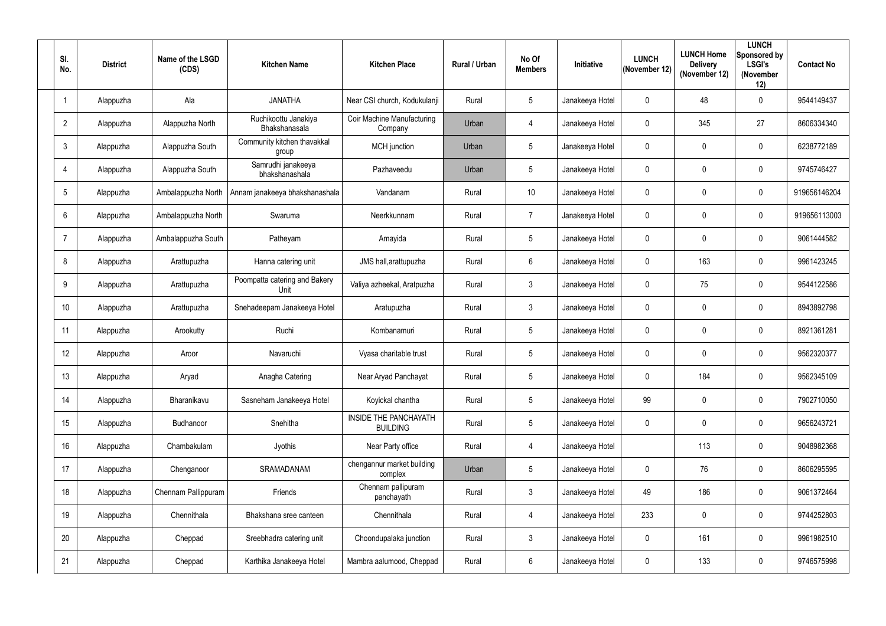| Sl. No. | District | Name of the LSGD (CDS) | Kitchen Name | Kitchen Place | Rural / Urban | No Of Members | Initiative | LUNCH (November 12) | LUNCH Home Delivery (November 12) | LUNCH Sponsored by LSGI's (November 12) | Contact No |
|---|---|---|---|---|---|---|---|---|---|---|---|
| 1 | Alappuzha | Ala | JANATHA | Near CSI church, Kodukulanji | Rural | 5 | Janakeeya Hotel | 0 | 48 | 0 | 9544149437 |
| 2 | Alappuzha | Alappuzha North | Ruchikoottu Janakiya Bhakshanasala | Coir Machine Manufacturing Company | Urban | 4 | Janakeeya Hotel | 0 | 345 | 27 | 8606334340 |
| 3 | Alappuzha | Alappuzha South | Community kitchen thavakkal group | MCH junction | Urban | 5 | Janakeeya Hotel | 0 | 0 | 0 | 6238772189 |
| 4 | Alappuzha | Alappuzha South | Samrudhi janakeeya bhakshanashala | Pazhaveedu | Urban | 5 | Janakeeya Hotel | 0 | 0 | 0 | 9745746427 |
| 5 | Alappuzha | Ambalappuzha North | Annam janakeeya bhakshanashala | Vandanam | Rural | 10 | Janakeeya Hotel | 0 | 0 | 0 | 919656146204 |
| 6 | Alappuzha | Ambalappuzha North | Swaruma | Neerkkunnam | Rural | 7 | Janakeeya Hotel | 0 | 0 | 0 | 919656113003 |
| 7 | Alappuzha | Ambalappuzha South | Patheyam | Amayida | Rural | 5 | Janakeeya Hotel | 0 | 0 | 0 | 9061444582 |
| 8 | Alappuzha | Arattupuzha | Hanna catering unit | JMS hall,arattupuzha | Rural | 6 | Janakeeya Hotel | 0 | 163 | 0 | 9961423245 |
| 9 | Alappuzha | Arattupuzha | Poompatta catering and Bakery Unit | Valiya azheekal, Aratpuzha | Rural | 3 | Janakeeya Hotel | 0 | 75 | 0 | 9544122586 |
| 10 | Alappuzha | Arattupuzha | Snehadeepam Janakeeya Hotel | Aratupuzha | Rural | 3 | Janakeeya Hotel | 0 | 0 | 0 | 8943892798 |
| 11 | Alappuzha | Arookutty | Ruchi | Kombanamuri | Rural | 5 | Janakeeya Hotel | 0 | 0 | 0 | 8921361281 |
| 12 | Alappuzha | Aroor | Navaruchi | Vyasa charitable trust | Rural | 5 | Janakeeya Hotel | 0 | 0 | 0 | 9562320377 |
| 13 | Alappuzha | Aryad | Anagha Catering | Near Aryad Panchayat | Rural | 5 | Janakeeya Hotel | 0 | 184 | 0 | 9562345109 |
| 14 | Alappuzha | Bharanikavu | Sasneham Janakeeya Hotel | Koyickal chantha | Rural | 5 | Janakeeya Hotel | 99 | 0 | 0 | 7902710050 |
| 15 | Alappuzha | Budhanoor | Snehitha | INSIDE THE PANCHAYATH BUILDING | Rural | 5 | Janakeeya Hotel | 0 | 0 | 0 | 9656243721 |
| 16 | Alappuzha | Chambakulam | Jyothis | Near Party office | Rural | 4 | Janakeeya Hotel | | 113 | 0 | 9048982368 |
| 17 | Alappuzha | Chenganoor | SRAMADANAM | chengannur market building complex | Urban | 5 | Janakeeya Hotel | 0 | 76 | 0 | 8606295595 |
| 18 | Alappuzha | Chennam Pallippuram | Friends | Chennam pallipuram panchayath | Rural | 3 | Janakeeya Hotel | 49 | 186 | 0 | 9061372464 |
| 19 | Alappuzha | Chennithala | Bhakshana sree canteen | Chennithala | Rural | 4 | Janakeeya Hotel | 233 | 0 | 0 | 9744252803 |
| 20 | Alappuzha | Cheppad | Sreebhadra catering unit | Choondupalaka junction | Rural | 3 | Janakeeya Hotel | 0 | 161 | 0 | 9961982510 |
| 21 | Alappuzha | Cheppad | Karthika Janakeeya Hotel | Mambra aalumood, Cheppad | Rural | 6 | Janakeeya Hotel | 0 | 133 | 0 | 9746575998 |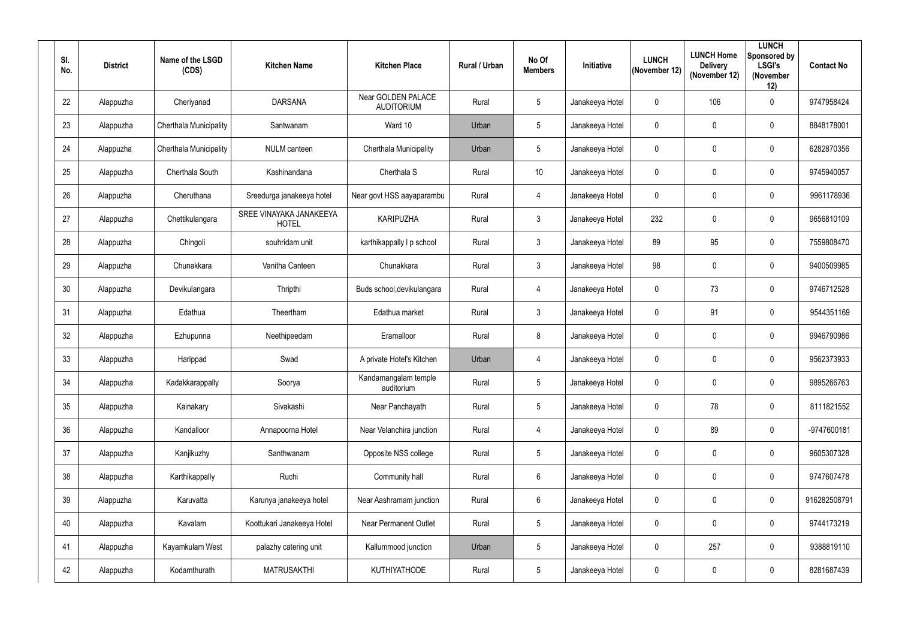| Sl. No. | District | Name of the LSGD (CDS) | Kitchen Name | Kitchen Place | Rural / Urban | No Of Members | Initiative | LUNCH (November 12) | LUNCH Home Delivery (November 12) | LUNCH Sponsored by LSGI's (November 12) | Contact No |
|---|---|---|---|---|---|---|---|---|---|---|---|
| 22 | Alappuzha | Cheriyanad | DARSANA | Near GOLDEN PALACE AUDITORIUM | Rural | 5 | Janakeeya Hotel | 0 | 106 | 0 | 9747958424 |
| 23 | Alappuzha | Cherthala Municipality | Santwanam | Ward 10 | Urban | 5 | Janakeeya Hotel | 0 | 0 | 0 | 8848178001 |
| 24 | Alappuzha | Cherthala Municipality | NULM canteen | Cherthala Municipality | Urban | 5 | Janakeeya Hotel | 0 | 0 | 0 | 6282870356 |
| 25 | Alappuzha | Cherthala South | Kashinandana | Cherthala S | Rural | 10 | Janakeeya Hotel | 0 | 0 | 0 | 9745940057 |
| 26 | Alappuzha | Cheruthana | Sreedurga janakeeya hotel | Near govt HSS aayaparambu | Rural | 4 | Janakeeya Hotel | 0 | 0 | 0 | 9961178936 |
| 27 | Alappuzha | Chettikulangara | SREE VINAYAKA JANAKEEYA HOTEL | KARIPUZHA | Rural | 3 | Janakeeya Hotel | 232 | 0 | 0 | 9656810109 |
| 28 | Alappuzha | Chingoli | souhridam unit | karthikappally l p school | Rural | 3 | Janakeeya Hotel | 89 | 95 | 0 | 7559808470 |
| 29 | Alappuzha | Chunakkara | Vanitha Canteen | Chunakkara | Rural | 3 | Janakeeya Hotel | 98 | 0 | 0 | 9400509985 |
| 30 | Alappuzha | Devikulangara | Thripthi | Buds school,devikulangara | Rural | 4 | Janakeeya Hotel | 0 | 73 | 0 | 9746712528 |
| 31 | Alappuzha | Edathua | Theertham | Edathua market | Rural | 3 | Janakeeya Hotel | 0 | 91 | 0 | 9544351169 |
| 32 | Alappuzha | Ezhupunna | Neethipeedam | Eramalloor | Rural | 8 | Janakeeya Hotel | 0 | 0 | 0 | 9946790986 |
| 33 | Alappuzha | Harippad | Swad | A private Hotel's Kitchen | Urban | 4 | Janakeeya Hotel | 0 | 0 | 0 | 9562373933 |
| 34 | Alappuzha | Kadakkarappally | Soorya | Kandamangalam temple auditorium | Rural | 5 | Janakeeya Hotel | 0 | 0 | 0 | 9895266763 |
| 35 | Alappuzha | Kainakary | Sivakashi | Near Panchayath | Rural | 5 | Janakeeya Hotel | 0 | 78 | 0 | 8111821552 |
| 36 | Alappuzha | Kandalloor | Annapoorna Hotel | Near Velanchira junction | Rural | 4 | Janakeeya Hotel | 0 | 89 | 0 | -9747600181 |
| 37 | Alappuzha | Kanjikuzhy | Santhwanam | Opposite NSS college | Rural | 5 | Janakeeya Hotel | 0 | 0 | 0 | 9605307328 |
| 38 | Alappuzha | Karthikappally | Ruchi | Community hall | Rural | 6 | Janakeeya Hotel | 0 | 0 | 0 | 9747607478 |
| 39 | Alappuzha | Karuvatta | Karunya janakeeya hotel | Near Aashramam junction | Rural | 6 | Janakeeya Hotel | 0 | 0 | 0 | 916282508791 |
| 40 | Alappuzha | Kavalam | Koottukari Janakeeya Hotel | Near Permanent Outlet | Rural | 5 | Janakeeya Hotel | 0 | 0 | 0 | 9744173219 |
| 41 | Alappuzha | Kayamkulam West | palazhy catering unit | Kallummood junction | Urban | 5 | Janakeeya Hotel | 0 | 257 | 0 | 9388819110 |
| 42 | Alappuzha | Kodamthurath | MATRUSAKTHI | KUTHIYATHODE | Rural | 5 | Janakeeya Hotel | 0 | 0 | 0 | 8281687439 |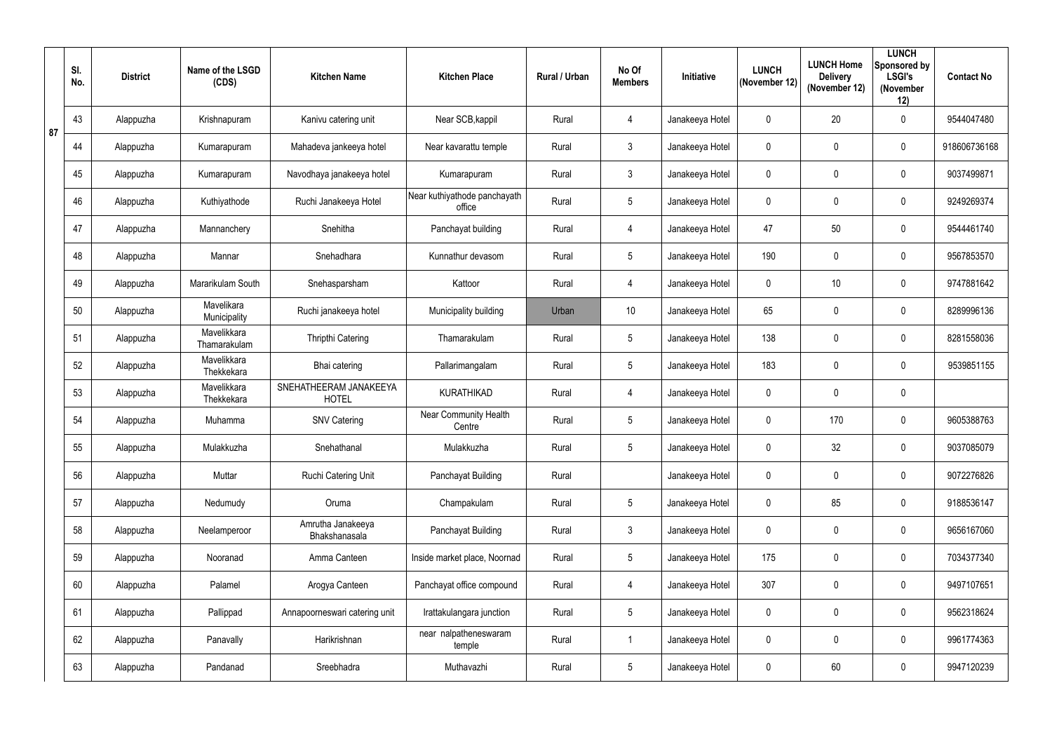| Sl. No. | District | Name of the LSGD (CDS) | Kitchen Name | Kitchen Place | Rural / Urban | No Of Members | Initiative | LUNCH (November 12) | LUNCH Home Delivery (November 12) | LUNCH Sponsored by LSGI's (November 12) | Contact No |
|---|---|---|---|---|---|---|---|---|---|---|---|
| 43 | Alappuzha | Krishnapuram | Kanivu catering unit | Near SCB,kappil | Rural | 4 | Janakeeya Hotel | 0 | 20 | 0 | 9544047480 |
| 44 | Alappuzha | Kumarapuram | Mahadeva jankeeya hotel | Near kavarattu temple | Rural | 3 | Janakeeya Hotel | 0 | 0 | 0 | 918606736168 |
| 45 | Alappuzha | Kumarapuram | Navodhaya janakeeya hotel | Kumarapuram | Rural | 3 | Janakeeya Hotel | 0 | 0 | 0 | 9037499871 |
| 46 | Alappuzha | Kuthiyathode | Ruchi Janakeeya Hotel | Near kuthiyathode panchayath office | Rural | 5 | Janakeeya Hotel | 0 | 0 | 0 | 9249269374 |
| 47 | Alappuzha | Mannanchery | Snehitha | Panchayat building | Rural | 4 | Janakeeya Hotel | 47 | 50 | 0 | 9544461740 |
| 48 | Alappuzha | Mannar | Snehadhara | Kunnathur devasom | Rural | 5 | Janakeeya Hotel | 190 | 0 | 0 | 9567853570 |
| 49 | Alappuzha | Mararikulam South | Snehasparsham | Kattoor | Rural | 4 | Janakeeya Hotel | 0 | 10 | 0 | 9747881642 |
| 50 | Alappuzha | Mavelikara Municipality | Ruchi janakeeya hotel | Municipality building | Urban | 10 | Janakeeya Hotel | 65 | 0 | 0 | 8289996136 |
| 51 | Alappuzha | Mavelikkara Thamarakulam | Thripthi Catering | Thamarakulam | Rural | 5 | Janakeeya Hotel | 138 | 0 | 0 | 8281558036 |
| 52 | Alappuzha | Mavelikkara Thekkekara | Bhai catering | Pallarimangalam | Rural | 5 | Janakeeya Hotel | 183 | 0 | 0 | 9539851155 |
| 53 | Alappuzha | Mavelikkara Thekkekara | SNEHATHEERAM JANAKEEYA HOTEL | KURATHIKAD | Rural | 4 | Janakeeya Hotel | 0 | 0 | 0 | |
| 54 | Alappuzha | Muhamma | SNV Catering | Near Community Health Centre | Rural | 5 | Janakeeya Hotel | 0 | 170 | 0 | 9605388763 |
| 55 | Alappuzha | Mulakkuzha | Snehathanal | Mulakkuzha | Rural | 5 | Janakeeya Hotel | 0 | 32 | 0 | 9037085079 |
| 56 | Alappuzha | Muttar | Ruchi Catering Unit | Panchayat Building | Rural | | Janakeeya Hotel | 0 | 0 | 0 | 9072276826 |
| 57 | Alappuzha | Nedumudy | Oruma | Champakulam | Rural | 5 | Janakeeya Hotel | 0 | 85 | 0 | 9188536147 |
| 58 | Alappuzha | Neelamperoor | Amrutha Janakeeya Bhakshanasala | Panchayat Building | Rural | 3 | Janakeeya Hotel | 0 | 0 | 0 | 9656167060 |
| 59 | Alappuzha | Nooranad | Amma Canteen | Inside market place, Noornad | Rural | 5 | Janakeeya Hotel | 175 | 0 | 0 | 7034377340 |
| 60 | Alappuzha | Palamel | Arogya Canteen | Panchayat office compound | Rural | 4 | Janakeeya Hotel | 307 | 0 | 0 | 9497107651 |
| 61 | Alappuzha | Pallippad | Annapoorneswari catering unit | Irattakulangara junction | Rural | 5 | Janakeeya Hotel | 0 | 0 | 0 | 9562318624 |
| 62 | Alappuzha | Panavally | Harikrishnan | near nalpatheneswaram temple | Rural | 1 | Janakeeya Hotel | 0 | 0 | 0 | 9961774363 |
| 63 | Alappuzha | Pandanad | Sreebhadra | Muthavazhi | Rural | 5 | Janakeeya Hotel | 0 | 60 | 0 | 9947120239 |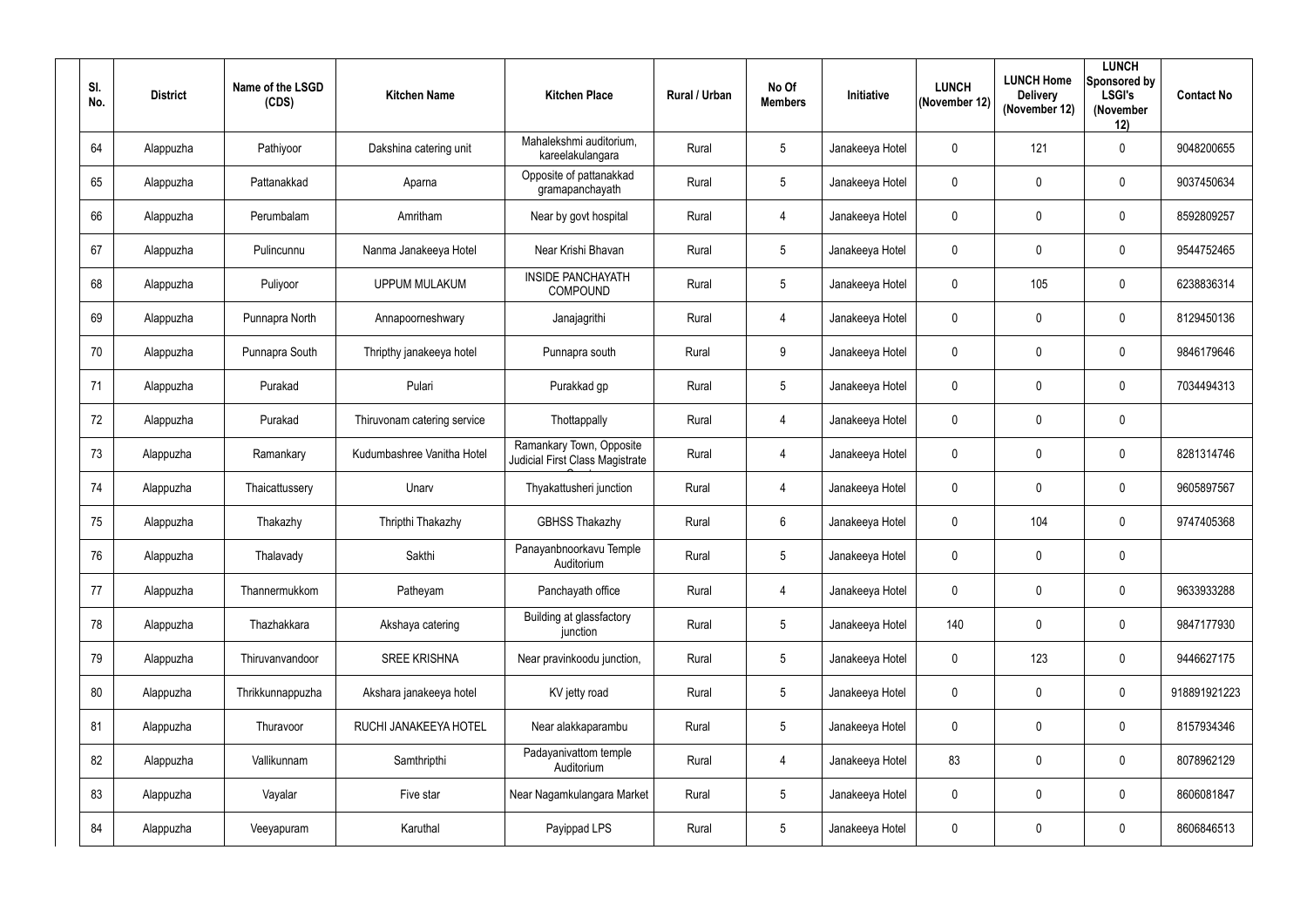| Sl. No. | District | Name of the LSGD (CDS) | Kitchen Name | Kitchen Place | Rural / Urban | No Of Members | Initiative | LUNCH (November 12) | LUNCH Home Delivery (November 12) | LUNCH Sponsored by LSGI's (November 12) | Contact No |
|---|---|---|---|---|---|---|---|---|---|---|---|
| 64 | Alappuzha | Pathiyoor | Dakshina catering unit | Mahalekshmi auditorium, kareelakulangara | Rural | 5 | Janakeeya Hotel | 0 | 121 | 0 | 9048200655 |
| 65 | Alappuzha | Pattanakkad | Aparna | Opposite of pattanakkad gramapanchayath | Rural | 5 | Janakeeya Hotel | 0 | 0 | 0 | 9037450634 |
| 66 | Alappuzha | Perumbalam | Amritham | Near by govt hospital | Rural | 4 | Janakeeya Hotel | 0 | 0 | 0 | 8592809257 |
| 67 | Alappuzha | Pulincunnu | Nanma Janakeeya Hotel | Near Krishi Bhavan | Rural | 5 | Janakeeya Hotel | 0 | 0 | 0 | 9544752465 |
| 68 | Alappuzha | Puliyoor | UPPUM MULAKUM | INSIDE PANCHAYATH COMPOUND | Rural | 5 | Janakeeya Hotel | 0 | 105 | 0 | 6238836314 |
| 69 | Alappuzha | Punnapra North | Annapoorneshwary | Janajagrithi | Rural | 4 | Janakeeya Hotel | 0 | 0 | 0 | 8129450136 |
| 70 | Alappuzha | Punnapra South | Thripthy janakeeya hotel | Punnapra south | Rural | 9 | Janakeeya Hotel | 0 | 0 | 0 | 9846179646 |
| 71 | Alappuzha | Purakad | Pulari | Purakkad gp | Rural | 5 | Janakeeya Hotel | 0 | 0 | 0 | 7034494313 |
| 72 | Alappuzha | Purakad | Thiruvonam catering service | Thottappally | Rural | 4 | Janakeeya Hotel | 0 | 0 | 0 | |
| 73 | Alappuzha | Ramankary | Kudumbashree Vanitha Hotel | Ramankary Town, Opposite Judicial First Class Magistrate Court | Rural | 4 | Janakeeya Hotel | 0 | 0 | 0 | 8281314746 |
| 74 | Alappuzha | Thaicattussery | Unarv | Thyakattusheri junction | Rural | 4 | Janakeeya Hotel | 0 | 0 | 0 | 9605897567 |
| 75 | Alappuzha | Thakazhy | Thripthi Thakazhy | GBHSS Thakazhy | Rural | 6 | Janakeeya Hotel | 0 | 104 | 0 | 9747405368 |
| 76 | Alappuzha | Thalavady | Sakthi | Panayanbnoorkavu Temple Auditorium | Rural | 5 | Janakeeya Hotel | 0 | 0 | 0 | |
| 77 | Alappuzha | Thannermukkom | Patheyam | Panchayath office | Rural | 4 | Janakeeya Hotel | 0 | 0 | 0 | 9633933288 |
| 78 | Alappuzha | Thazhakkara | Akshaya catering | Building at glassfactory junction | Rural | 5 | Janakeeya Hotel | 140 | 0 | 0 | 9847177930 |
| 79 | Alappuzha | Thiruvanvandoor | SREE KRISHNA | Near pravinkoodu junction, | Rural | 5 | Janakeeya Hotel | 0 | 123 | 0 | 9446627175 |
| 80 | Alappuzha | Thrikkunnappuzha | Akshara janakeeya hotel | KV jetty road | Rural | 5 | Janakeeya Hotel | 0 | 0 | 0 | 918891921223 |
| 81 | Alappuzha | Thuravoor | RUCHI JANAKEEYA HOTEL | Near alakkaparambu | Rural | 5 | Janakeeya Hotel | 0 | 0 | 0 | 8157934346 |
| 82 | Alappuzha | Vallikunnam | Samthripthi | Padayanivattom temple Auditorium | Rural | 4 | Janakeeya Hotel | 83 | 0 | 0 | 8078962129 |
| 83 | Alappuzha | Vayalar | Five star | Near Nagamkulangara Market | Rural | 5 | Janakeeya Hotel | 0 | 0 | 0 | 8606081847 |
| 84 | Alappuzha | Veeyapuram | Karuthal | Payippad LPS | Rural | 5 | Janakeeya Hotel | 0 | 0 | 0 | 8606846513 |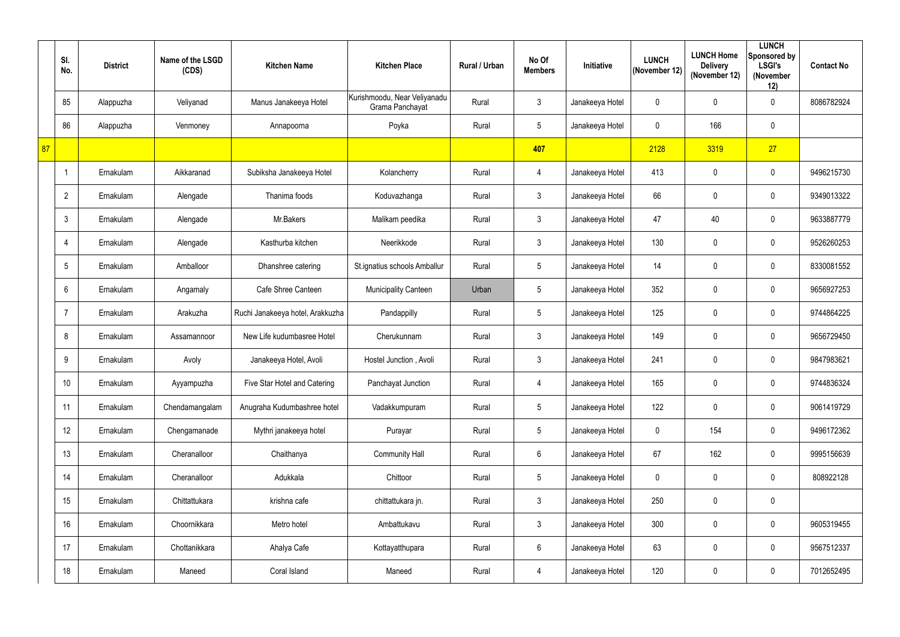| | Sl. No. | District | Name of the LSGD (CDS) | Kitchen Name | Kitchen Place | Rural / Urban | No Of Members | Initiative | LUNCH (November 12) | LUNCH Home Delivery (November 12) | LUNCH Sponsored by LSGI's (November 12) | Contact No |
|---|---|---|---|---|---|---|---|---|---|---|---|---|
| | 85 | Alappuzha | Veliyanad | Manus Janakeeya Hotel | Kurishmoodu, Near Veliyanadu Grama Panchayat | Rural | 3 | Janakeeya Hotel | 0 | 0 | 0 | 8086782924 |
| | 86 | Alappuzha | Venmoney | Annapoorna | Poyka | Rural | 5 | Janakeeya Hotel | 0 | 166 | 0 | |
| 87 | | | | | | | 407 | | 2128 | 3319 | 27 | |
| | 1 | Ernakulam | Aikkaranad | Subiksha Janakeeya Hotel | Kolancherry | Rural | 4 | Janakeeya Hotel | 413 | 0 | 0 | 9496215730 |
| | 2 | Ernakulam | Alengade | Thanima foods | Koduvazhanga | Rural | 3 | Janakeeya Hotel | 66 | 0 | 0 | 9349013322 |
| | 3 | Ernakulam | Alengade | Mr.Bakers | Malikam peedika | Rural | 3 | Janakeeya Hotel | 47 | 40 | 0 | 9633887779 |
| | 4 | Ernakulam | Alengade | Kasthurba kitchen | Neerikkode | Rural | 3 | Janakeeya Hotel | 130 | 0 | 0 | 9526260253 |
| | 5 | Ernakulam | Amballoor | Dhanshree catering | St.ignatius schools Amballur | Rural | 5 | Janakeeya Hotel | 14 | 0 | 0 | 8330081552 |
| | 6 | Ernakulam | Angamaly | Cafe Shree Canteen | Municipality Canteen | Urban | 5 | Janakeeya Hotel | 352 | 0 | 0 | 9656927253 |
| | 7 | Ernakulam | Arakuzha | Ruchi Janakeeya hotel, Arakkuzha | Pandappilly | Rural | 5 | Janakeeya Hotel | 125 | 0 | 0 | 9744864225 |
| | 8 | Ernakulam | Assamannoor | New Life kudumbasree Hotel | Cherukunnam | Rural | 3 | Janakeeya Hotel | 149 | 0 | 0 | 9656729450 |
| | 9 | Ernakulam | Avoly | Janakeeya Hotel, Avoli | Hostel Junction , Avoli | Rural | 3 | Janakeeya Hotel | 241 | 0 | 0 | 9847983621 |
| | 10 | Ernakulam | Ayyampuzha | Five Star Hotel and Catering | Panchayat Junction | Rural | 4 | Janakeeya Hotel | 165 | 0 | 0 | 9744836324 |
| | 11 | Ernakulam | Chendamangalam | Anugraha Kudumbashree hotel | Vadakkumpuram | Rural | 5 | Janakeeya Hotel | 122 | 0 | 0 | 9061419729 |
| | 12 | Ernakulam | Chengamanade | Mythri janakeeya hotel | Purayar | Rural | 5 | Janakeeya Hotel | 0 | 154 | 0 | 9496172362 |
| | 13 | Ernakulam | Cheranalloor | Chaithanya | Community Hall | Rural | 6 | Janakeeya Hotel | 67 | 162 | 0 | 9995156639 |
| | 14 | Ernakulam | Cheranalloor | Adukkala | Chittoor | Rural | 5 | Janakeeya Hotel | 0 | 0 | 0 | 808922128 |
| | 15 | Ernakulam | Chittattukara | krishna cafe | chittattukara jn. | Rural | 3 | Janakeeya Hotel | 250 | 0 | 0 | |
| | 16 | Ernakulam | Choornikkara | Metro hotel | Ambattukavu | Rural | 3 | Janakeeya Hotel | 300 | 0 | 0 | 9605319455 |
| | 17 | Ernakulam | Chottanikkara | Ahalya Cafe | Kottayatthupara | Rural | 6 | Janakeeya Hotel | 63 | 0 | 0 | 9567512337 |
| | 18 | Ernakulam | Maneed | Coral Island | Maneed | Rural | 4 | Janakeeya Hotel | 120 | 0 | 0 | 7012652495 |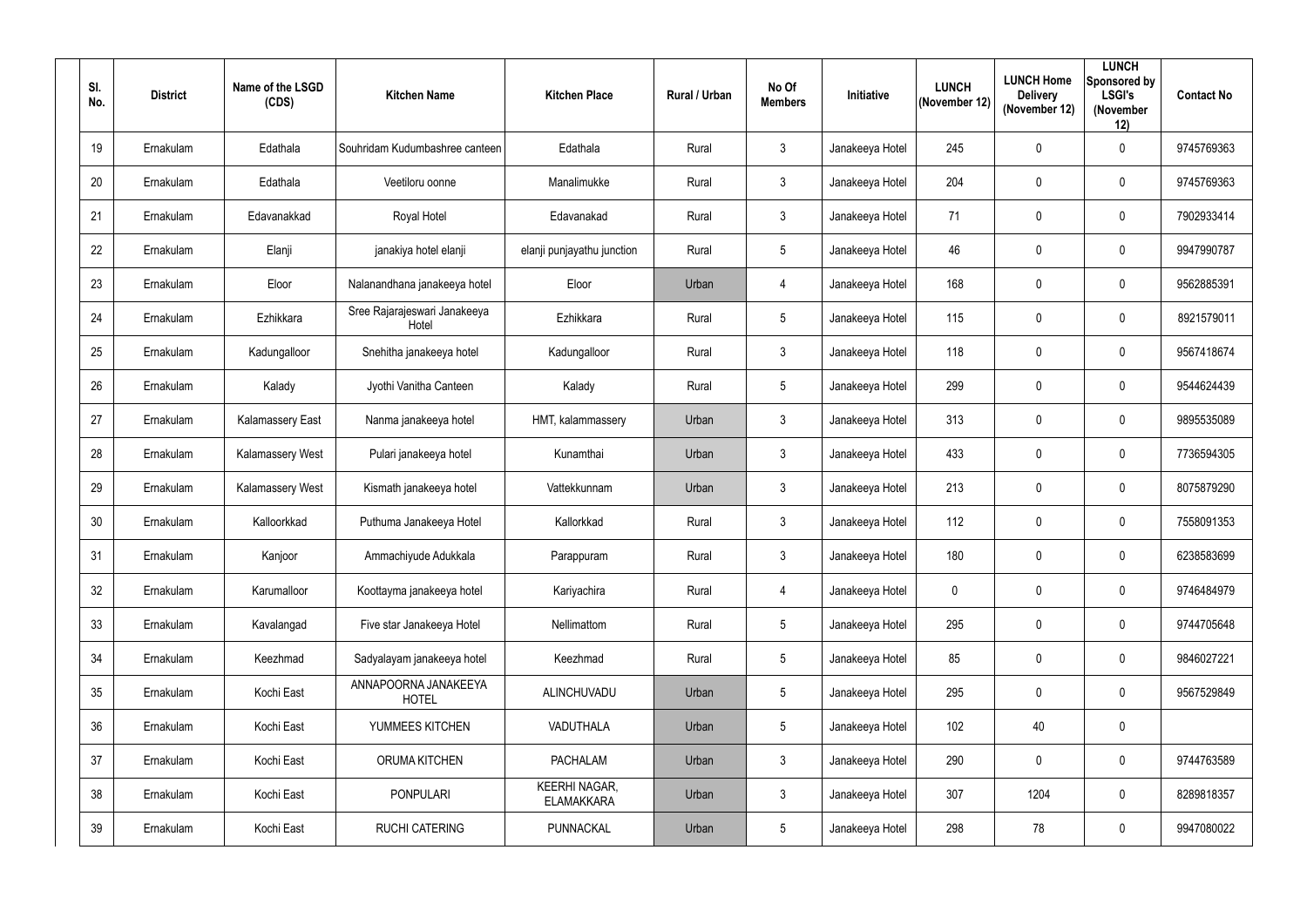| Sl. No. | District | Name of the LSGD (CDS) | Kitchen Name | Kitchen Place | Rural / Urban | No Of Members | Initiative | LUNCH (November 12) | LUNCH Home Delivery (November 12) | LUNCH Sponsored by LSGI's (November 12) | Contact No |
|---|---|---|---|---|---|---|---|---|---|---|---|
| 19 | Ernakulam | Edathala | Souhridam Kudumbashree canteen | Edathala | Rural | 3 | Janakeeya Hotel | 245 | 0 | 0 | 9745769363 |
| 20 | Ernakulam | Edathala | Veetiloru oonne | Manalimukke | Rural | 3 | Janakeeya Hotel | 204 | 0 | 0 | 9745769363 |
| 21 | Ernakulam | Edavanakkad | Royal Hotel | Edavanakad | Rural | 3 | Janakeeya Hotel | 71 | 0 | 0 | 7902933414 |
| 22 | Ernakulam | Elanji | janakiya hotel elanji | elanji punjayathu junction | Rural | 5 | Janakeeya Hotel | 46 | 0 | 0 | 9947990787 |
| 23 | Ernakulam | Eloor | Nalanandhana janakeeya hotel | Eloor | Urban | 4 | Janakeeya Hotel | 168 | 0 | 0 | 9562885391 |
| 24 | Ernakulam | Ezhikkara | Sree Rajarajeswari Janakeeya Hotel | Ezhikkara | Rural | 5 | Janakeeya Hotel | 115 | 0 | 0 | 8921579011 |
| 25 | Ernakulam | Kadungalloor | Snehitha janakeeya hotel | Kadungalloor | Rural | 3 | Janakeeya Hotel | 118 | 0 | 0 | 9567418674 |
| 26 | Ernakulam | Kalady | Jyothi Vanitha Canteen | Kalady | Rural | 5 | Janakeeya Hotel | 299 | 0 | 0 | 9544624439 |
| 27 | Ernakulam | Kalamassery East | Nanma janakeeya hotel | HMT, kalammassery | Urban | 3 | Janakeeya Hotel | 313 | 0 | 0 | 9895535089 |
| 28 | Ernakulam | Kalamassery West | Pulari janakeeya hotel | Kunamthai | Urban | 3 | Janakeeya Hotel | 433 | 0 | 0 | 7736594305 |
| 29 | Ernakulam | Kalamassery West | Kismath janakeeya hotel | Vattekkunnam | Urban | 3 | Janakeeya Hotel | 213 | 0 | 0 | 8075879290 |
| 30 | Ernakulam | Kalloorkkad | Puthuma Janakeeya Hotel | Kallorkkad | Rural | 3 | Janakeeya Hotel | 112 | 0 | 0 | 7558091353 |
| 31 | Ernakulam | Kanjoor | Ammachiyude Adukkala | Parappuram | Rural | 3 | Janakeeya Hotel | 180 | 0 | 0 | 6238583699 |
| 32 | Ernakulam | Karumalloor | Koottayma janakeeya hotel | Kariyachira | Rural | 4 | Janakeeya Hotel | 0 | 0 | 0 | 9746484979 |
| 33 | Ernakulam | Kavalangad | Five star Janakeeya Hotel | Nellimattom | Rural | 5 | Janakeeya Hotel | 295 | 0 | 0 | 9744705648 |
| 34 | Ernakulam | Keezhmad | Sadyalayam janakeeya hotel | Keezhmad | Rural | 5 | Janakeeya Hotel | 85 | 0 | 0 | 9846027221 |
| 35 | Ernakulam | Kochi East | ANNAPOORNA JANAKEEYA HOTEL | ALINCHUVADU | Urban | 5 | Janakeeya Hotel | 295 | 0 | 0 | 9567529849 |
| 36 | Ernakulam | Kochi East | YUMMEES KITCHEN | VADUTHALA | Urban | 5 | Janakeeya Hotel | 102 | 40 | 0 | |
| 37 | Ernakulam | Kochi East | ORUMA KITCHEN | PACHALAM | Urban | 3 | Janakeeya Hotel | 290 | 0 | 0 | 9744763589 |
| 38 | Ernakulam | Kochi East | PONPULARI | KEERHI NAGAR, ELAMAKKARA | Urban | 3 | Janakeeya Hotel | 307 | 1204 | 0 | 8289818357 |
| 39 | Ernakulam | Kochi East | RUCHI CATERING | PUNNACKAL | Urban | 5 | Janakeeya Hotel | 298 | 78 | 0 | 9947080022 |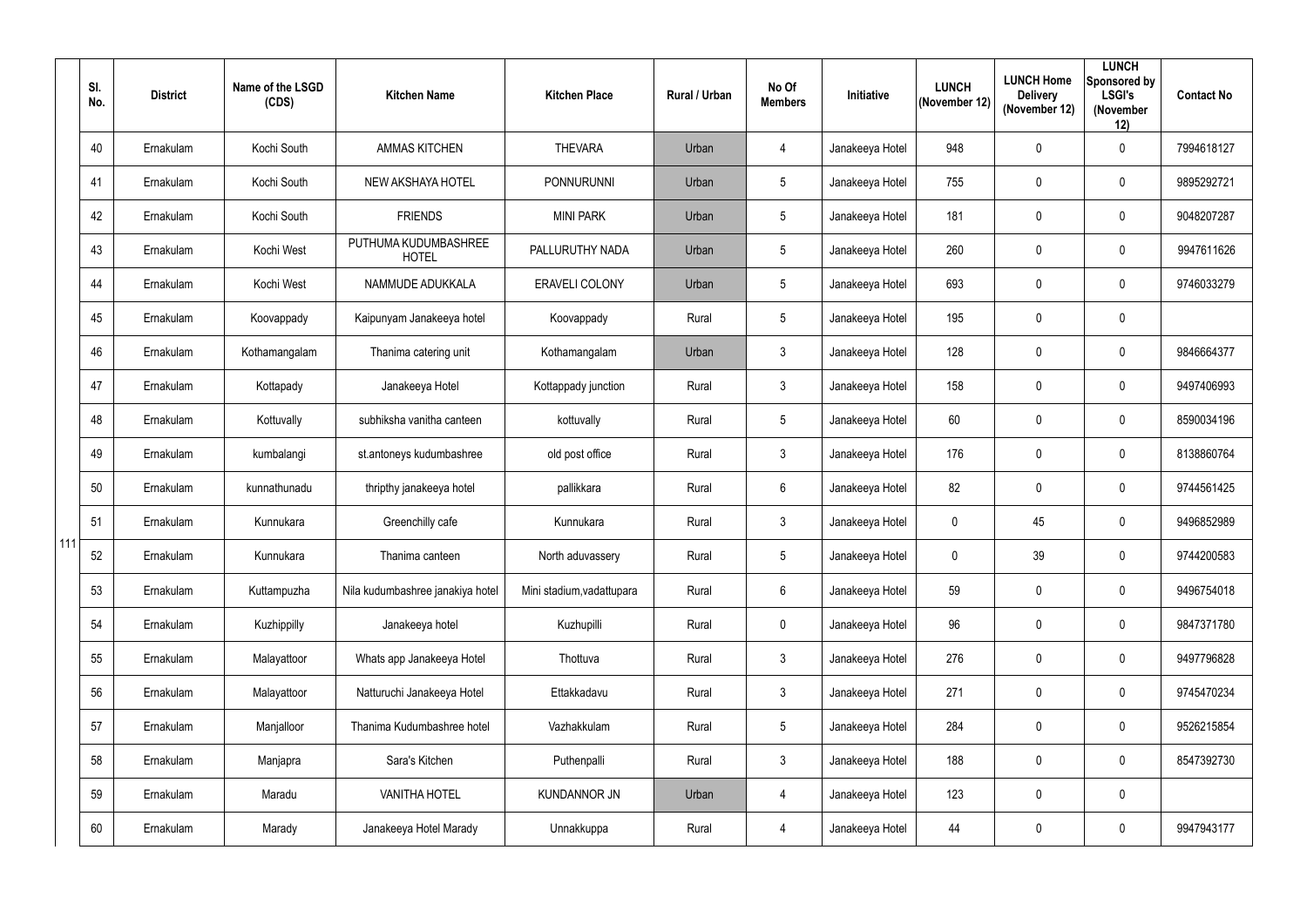| Sl. No. | District | Name of the LSGD (CDS) | Kitchen Name | Kitchen Place | Rural / Urban | No Of Members | Initiative | LUNCH (November 12) | LUNCH Home Delivery (November 12) | LUNCH Sponsored by LSGI's (November 12) | Contact No |
|---|---|---|---|---|---|---|---|---|---|---|---|
| 40 | Ernakulam | Kochi South | AMMAS KITCHEN | THEVARA | Urban | 4 | Janakeeya Hotel | 948 | 0 | 0 | 7994618127 |
| 41 | Ernakulam | Kochi South | NEW AKSHAYA HOTEL | PONNURUNNI | Urban | 5 | Janakeeya Hotel | 755 | 0 | 0 | 9895292721 |
| 42 | Ernakulam | Kochi South | FRIENDS | MINI PARK | Urban | 5 | Janakeeya Hotel | 181 | 0 | 0 | 9048207287 |
| 43 | Ernakulam | Kochi West | PUTHUMA KUDUMBASHREE HOTEL | PALLURUTHY NADA | Urban | 5 | Janakeeya Hotel | 260 | 0 | 0 | 9947611626 |
| 44 | Ernakulam | Kochi West | NAMMUDE ADUKKALA | ERAVELI COLONY | Urban | 5 | Janakeeya Hotel | 693 | 0 | 0 | 9746033279 |
| 45 | Ernakulam | Koovappady | Kaipunyam Janakeeya hotel | Koovappady | Rural | 5 | Janakeeya Hotel | 195 | 0 | 0 | |
| 46 | Ernakulam | Kothamangalam | Thanima catering unit | Kothamangalam | Urban | 3 | Janakeeya Hotel | 128 | 0 | 0 | 9846664377 |
| 47 | Ernakulam | Kottapady | Janakeeya Hotel | Kottappady junction | Rural | 3 | Janakeeya Hotel | 158 | 0 | 0 | 9497406993 |
| 48 | Ernakulam | Kottuvally | subhiksha vanitha canteen | kottuvally | Rural | 5 | Janakeeya Hotel | 60 | 0 | 0 | 8590034196 |
| 49 | Ernakulam | kumbalangi | st.antoneys kudumbashree | old post office | Rural | 3 | Janakeeya Hotel | 176 | 0 | 0 | 8138860764 |
| 50 | Ernakulam | kunnathunadu | thripthy janakeeya hotel | pallikkara | Rural | 6 | Janakeeya Hotel | 82 | 0 | 0 | 9744561425 |
| 51 | Ernakulam | Kunnukara | Greenchilly cafe | Kunnukara | Rural | 3 | Janakeeya Hotel | 0 | 45 | 0 | 9496852989 |
| 52 | Ernakulam | Kunnukara | Thanima canteen | North aduvassery | Rural | 5 | Janakeeya Hotel | 0 | 39 | 0 | 9744200583 |
| 53 | Ernakulam | Kuttampuzha | Nila kudumbashree janakiya hotel | Mini stadium,vadattupara | Rural | 6 | Janakeeya Hotel | 59 | 0 | 0 | 9496754018 |
| 54 | Ernakulam | Kuzhippilly | Janakeeya hotel | Kuzhupilli | Rural | 0 | Janakeeya Hotel | 96 | 0 | 0 | 9847371780 |
| 55 | Ernakulam | Malayattoor | Whats app Janakeeya Hotel | Thottuva | Rural | 3 | Janakeeya Hotel | 276 | 0 | 0 | 9497796828 |
| 56 | Ernakulam | Malayattoor | Natturuchi Janakeeya Hotel | Ettakkadavu | Rural | 3 | Janakeeya Hotel | 271 | 0 | 0 | 9745470234 |
| 57 | Ernakulam | Manjalloor | Thanima Kudumbashree hotel | Vazhakkulam | Rural | 5 | Janakeeya Hotel | 284 | 0 | 0 | 9526215854 |
| 58 | Ernakulam | Manjapra | Sara's Kitchen | Puthenpalli | Rural | 3 | Janakeeya Hotel | 188 | 0 | 0 | 8547392730 |
| 59 | Ernakulam | Maradu | VANITHA HOTEL | KUNDANNOR JN | Urban | 4 | Janakeeya Hotel | 123 | 0 | 0 | |
| 60 | Ernakulam | Marady | Janakeeya Hotel Marady | Unnakkuppa | Rural | 4 | Janakeeya Hotel | 44 | 0 | 0 | 9947943177 |

111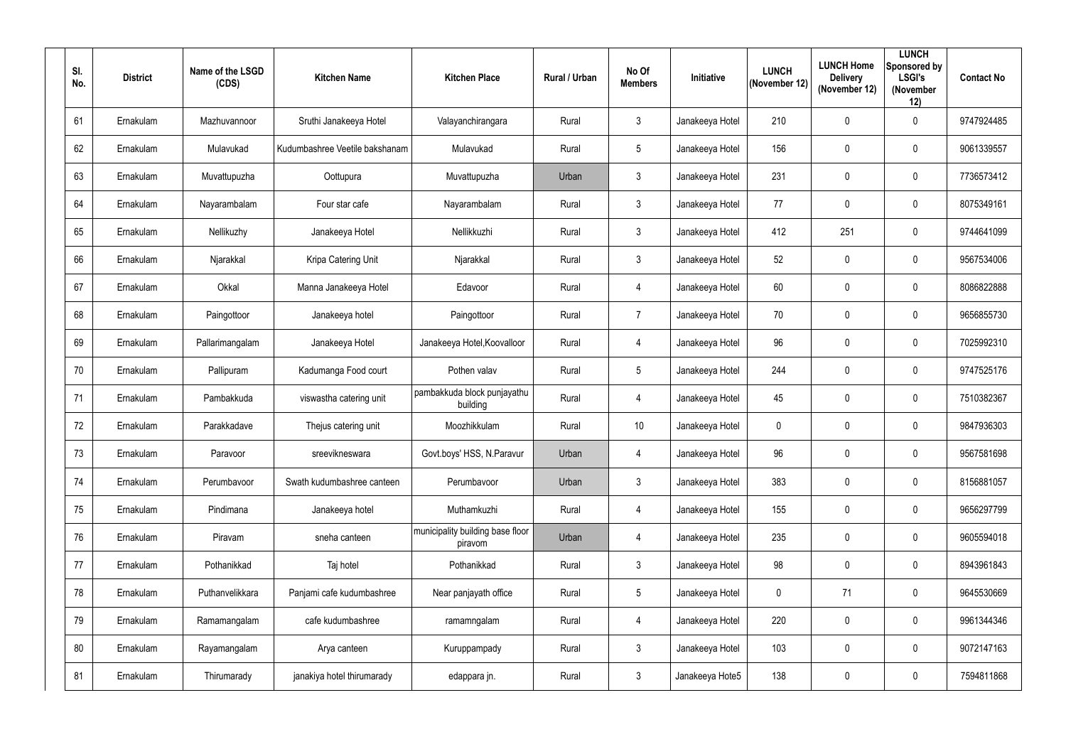| Sl. No. | District | Name of the LSGD (CDS) | Kitchen Name | Kitchen Place | Rural / Urban | No Of Members | Initiative | LUNCH (November 12) | LUNCH Home Delivery (November 12) | LUNCH Sponsored by LSGI's (November 12) | Contact No |
|---|---|---|---|---|---|---|---|---|---|---|---|
| 61 | Ernakulam | Mazhuvannoor | Sruthi Janakeeya Hotel | Valayanchirangara | Rural | 3 | Janakeeya Hotel | 210 | 0 | 0 | 9747924485 |
| 62 | Ernakulam | Mulavukad | Kudumbashree Veetile bakshanam | Mulavukad | Rural | 5 | Janakeeya Hotel | 156 | 0 | 0 | 9061339557 |
| 63 | Ernakulam | Muvattupuzha | Oottupura | Muvattupuzha | Urban | 3 | Janakeeya Hotel | 231 | 0 | 0 | 7736573412 |
| 64 | Ernakulam | Nayarambalam | Four star cafe | Nayarambalam | Rural | 3 | Janakeeya Hotel | 77 | 0 | 0 | 8075349161 |
| 65 | Ernakulam | Nellikuzhy | Janakeeya Hotel | Nellikkuzhi | Rural | 3 | Janakeeya Hotel | 412 | 251 | 0 | 9744641099 |
| 66 | Ernakulam | Njarakkal | Kripa Catering Unit | Njarakkal | Rural | 3 | Janakeeya Hotel | 52 | 0 | 0 | 9567534006 |
| 67 | Ernakulam | Okkal | Manna Janakeeya Hotel | Edavoor | Rural | 4 | Janakeeya Hotel | 60 | 0 | 0 | 8086822888 |
| 68 | Ernakulam | Paingottoor | Janakeeya hotel | Paingottoor | Rural | 7 | Janakeeya Hotel | 70 | 0 | 0 | 9656855730 |
| 69 | Ernakulam | Pallarimangalam | Janakeeya Hotel | Janakeeya Hotel,Koovalloor | Rural | 4 | Janakeeya Hotel | 96 | 0 | 0 | 7025992310 |
| 70 | Ernakulam | Pallipuram | Kadumanga Food court | Pothen valav | Rural | 5 | Janakeeya Hotel | 244 | 0 | 0 | 9747525176 |
| 71 | Ernakulam | Pambakkuda | viswastha catering unit | pambakkuda block punjayathu building | Rural | 4 | Janakeeya Hotel | 45 | 0 | 0 | 7510382367 |
| 72 | Ernakulam | Parakkadave | Thejus catering unit | Moozhikkulam | Rural | 10 | Janakeeya Hotel | 0 | 0 | 0 | 9847936303 |
| 73 | Ernakulam | Paravoor | sreevikneswara | Govt.boys' HSS, N.Paravur | Urban | 4 | Janakeeya Hotel | 96 | 0 | 0 | 9567581698 |
| 74 | Ernakulam | Perumbavoor | Swath kudumbashree canteen | Perumbavoor | Urban | 3 | Janakeeya Hotel | 383 | 0 | 0 | 8156881057 |
| 75 | Ernakulam | Pindimana | Janakeeya hotel | Muthamkuzhi | Rural | 4 | Janakeeya Hotel | 155 | 0 | 0 | 9656297799 |
| 76 | Ernakulam | Piravam | sneha canteen | municipality building base floor piravom | Urban | 4 | Janakeeya Hotel | 235 | 0 | 0 | 9605594018 |
| 77 | Ernakulam | Pothanikkad | Taj hotel | Pothanikkad | Rural | 3 | Janakeeya Hotel | 98 | 0 | 0 | 8943961843 |
| 78 | Ernakulam | Puthanvelikkara | Panjami cafe kudumbashree | Near panjayath office | Rural | 5 | Janakeeya Hotel | 0 | 71 | 0 | 9645530669 |
| 79 | Ernakulam | Ramamangalam | cafe kudumbashree | ramamngalam | Rural | 4 | Janakeeya Hotel | 220 | 0 | 0 | 9961344346 |
| 80 | Ernakulam | Rayamangalam | Arya canteen | Kuruppampady | Rural | 3 | Janakeeya Hotel | 103 | 0 | 0 | 9072147163 |
| 81 | Ernakulam | Thirumarady | janakiya hotel thirumarady | edappara jn. | Rural | 3 | Janakeeya Hote5 | 138 | 0 | 0 | 7594811868 |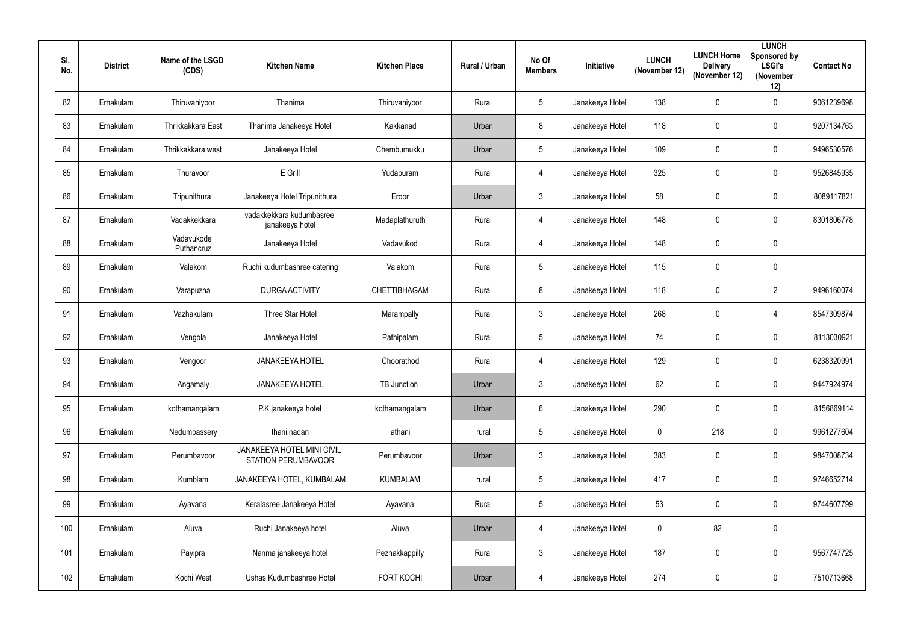| Sl. No. | District | Name of the LSGD (CDS) | Kitchen Name | Kitchen Place | Rural / Urban | No Of Members | Initiative | LUNCH (November 12) | LUNCH Home Delivery (November 12) | LUNCH Sponsored by LSGI's (November 12) | Contact No |
|---|---|---|---|---|---|---|---|---|---|---|---|
| 82 | Ernakulam | Thiruvaniyoor | Thanima | Thiruvaniyoor | Rural | 5 | Janakeeya Hotel | 138 | 0 | 0 | 9061239698 |
| 83 | Ernakulam | Thrikkakkara East | Thanima Janakeeya Hotel | Kakkanad | Urban | 8 | Janakeeya Hotel | 118 | 0 | 0 | 9207134763 |
| 84 | Ernakulam | Thrikkakkara west | Janakeeya Hotel | Chembumukku | Urban | 5 | Janakeeya Hotel | 109 | 0 | 0 | 9496530576 |
| 85 | Ernakulam | Thuravoor | E Grill | Yudapuram | Rural | 4 | Janakeeya Hotel | 325 | 0 | 0 | 9526845935 |
| 86 | Ernakulam | Tripunithura | Janakeeya Hotel Tripunithura | Eroor | Urban | 3 | Janakeeya Hotel | 58 | 0 | 0 | 8089117821 |
| 87 | Ernakulam | Vadakkekkara | vadakkekkara kudumbasree janakeeya hotel | Madaplathuruth | Rural | 4 | Janakeeya Hotel | 148 | 0 | 0 | 8301806778 |
| 88 | Ernakulam | Vadavukode Puthancruz | Janakeeya Hotel | Vadavukod | Rural | 4 | Janakeeya Hotel | 148 | 0 | 0 | |
| 89 | Ernakulam | Valakom | Ruchi kudumbashree catering | Valakom | Rural | 5 | Janakeeya Hotel | 115 | 0 | 0 | |
| 90 | Ernakulam | Varapuzha | DURGA ACTIVITY | CHETTIBHAGAM | Rural | 8 | Janakeeya Hotel | 118 | 0 | 2 | 9496160074 |
| 91 | Ernakulam | Vazhakulam | Three Star Hotel | Marampally | Rural | 3 | Janakeeya Hotel | 268 | 0 | 4 | 8547309874 |
| 92 | Ernakulam | Vengola | Janakeeya Hotel | Pathipalam | Rural | 5 | Janakeeya Hotel | 74 | 0 | 0 | 8113030921 |
| 93 | Ernakulam | Vengoor | JANAKEEYA HOTEL | Choorathod | Rural | 4 | Janakeeya Hotel | 129 | 0 | 0 | 6238320991 |
| 94 | Ernakulam | Angamaly | JANAKEEYA HOTEL | TB Junction | Urban | 3 | Janakeeya Hotel | 62 | 0 | 0 | 9447924974 |
| 95 | Ernakulam | kothamangalam | P.K janakeeya hotel | kothamangalam | Urban | 6 | Janakeeya Hotel | 290 | 0 | 0 | 8156869114 |
| 96 | Ernakulam | Nedumbassery | thani nadan | athani | rural | 5 | Janakeeya Hotel | 0 | 218 | 0 | 9961277604 |
| 97 | Ernakulam | Perumbavoor | JANAKEEYA HOTEL MINI CIVIL STATION PERUMBAVOOR | Perumbavoor | Urban | 3 | Janakeeya Hotel | 383 | 0 | 0 | 9847008734 |
| 98 | Ernakulam | Kumblam | JANAKEEYA HOTEL, KUMBALAM | KUMBALAM | rural | 5 | Janakeeya Hotel | 417 | 0 | 0 | 9746652714 |
| 99 | Ernakulam | Ayavana | Keralasree Janakeeya Hotel | Ayavana | Rural | 5 | Janakeeya Hotel | 53 | 0 | 0 | 9744607799 |
| 100 | Ernakulam | Aluva | Ruchi Janakeeya hotel | Aluva | Urban | 4 | Janakeeya Hotel | 0 | 82 | 0 | |
| 101 | Ernakulam | Payipra | Nanma janakeeya hotel | Pezhakkappilly | Rural | 3 | Janakeeya Hotel | 187 | 0 | 0 | 9567747725 |
| 102 | Ernakulam | Kochi West | Ushas Kudumbashree Hotel | FORT KOCHI | Urban | 4 | Janakeeya Hotel | 274 | 0 | 0 | 7510713668 |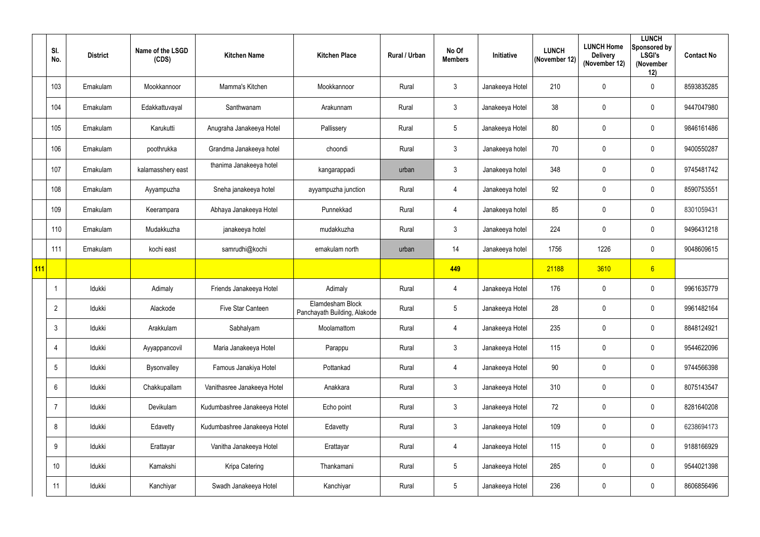|  | Sl. No. | District | Name of the LSGD (CDS) | Kitchen Name | Kitchen Place | Rural / Urban | No Of Members | Initiative | LUNCH (November 12) | LUNCH Home Delivery (November 12) | LUNCH Sponsored by LSGI's (November 12) | Contact No |
|---|---|---|---|---|---|---|---|---|---|---|---|---|
|  | 103 | Ernakulam | Mookkannoor | Mamma's Kitchen | Mookkannoor | Rural | 3 | Janakeeya Hotel | 210 | 0 | 0 | 8593835285 |
|  | 104 | Ernakulam | Edakkattuvayal | Santhwanam | Arakunnam | Rural | 3 | Janakeeya Hotel | 38 | 0 | 0 | 9447047980 |
|  | 105 | Ernakulam | Karukutti | Anugraha Janakeeya Hotel | Pallissery | Rural | 5 | Janakeeya Hotel | 80 | 0 | 0 | 9846161486 |
|  | 106 | Ernakulam | poothrukka | Grandma Janakeeya hotel | choondi | Rural | 3 | Janakeeya hotel | 70 | 0 | 0 | 9400550287 |
|  | 107 | Ernakulam | kalamasshery east | thanima Janakeeya hotel | kangarappadi | urban | 3 | Janakeeya hotel | 348 | 0 | 0 | 9745481742 |
|  | 108 | Ernakulam | Ayyampuzha | Sneha janakeeya hotel | ayyampuzha junction | Rural | 4 | Janakeeya hotel | 92 | 0 | 0 | 8590753551 |
|  | 109 | Ernakulam | Keerampara | Abhaya Janakeeya Hotel | Punnekkad | Rural | 4 | Janakeeya hotel | 85 | 0 | 0 | 8301059431 |
|  | 110 | Ernakulam | Mudakkuzha | janakeeya hotel | mudakkuzha | Rural | 3 | Janakeeya hotel | 224 | 0 | 0 | 9496431218 |
|  | 111 | Ernakulam | kochi east | samrudhi@kochi | ernakulam north | urban | 14 | Janakeeya hotel | 1756 | 1226 | 0 | 9048609615 |
| 111 |  |  |  |  |  |  | 449 |  | 21188 | 3610 | 6 |  |
|  | 1 | Idukki | Adimaly | Friends Janakeeya Hotel | Adimaly | Rural | 4 | Janakeeya Hotel | 176 | 0 | 0 | 9961635779 |
|  | 2 | Idukki | Alackode | Five Star Canteen | Elamdesham Block Panchayath Building, Alakode | Rural | 5 | Janakeeya Hotel | 28 | 0 | 0 | 9961482164 |
|  | 3 | Idukki | Arakkulam | Sabhalyam | Moolamattom | Rural | 4 | Janakeeya Hotel | 235 | 0 | 0 | 8848124921 |
|  | 4 | Idukki | Ayyappancovil | Maria Janakeeya Hotel | Parappu | Rural | 3 | Janakeeya Hotel | 115 | 0 | 0 | 9544622096 |
|  | 5 | Idukki | Bysonvalley | Famous Janakiya Hotel | Pottankad | Rural | 4 | Janakeeya Hotel | 90 | 0 | 0 | 9744566398 |
|  | 6 | Idukki | Chakkupallam | Vanithasree Janakeeya Hotel | Anakkara | Rural | 3 | Janakeeya Hotel | 310 | 0 | 0 | 8075143547 |
|  | 7 | Idukki | Devikulam | Kudumbashree Janakeeya Hotel | Echo point | Rural | 3 | Janakeeya Hotel | 72 | 0 | 0 | 8281640208 |
|  | 8 | Idukki | Edavetty | Kudumbashree Janakeeya Hotel | Edavetty | Rural | 3 | Janakeeya Hotel | 109 | 0 | 0 | 6238694173 |
|  | 9 | Idukki | Erattayar | Vanitha Janakeeya Hotel | Erattayar | Rural | 4 | Janakeeya Hotel | 115 | 0 | 0 | 9188166929 |
|  | 10 | Idukki | Kamakshi | Kripa Catering | Thankamani | Rural | 5 | Janakeeya Hotel | 285 | 0 | 0 | 9544021398 |
|  | 11 | Idukki | Kanchiyar | Swadh Janakeeya Hotel | Kanchiyar | Rural | 5 | Janakeeya Hotel | 236 | 0 | 0 | 8606856496 |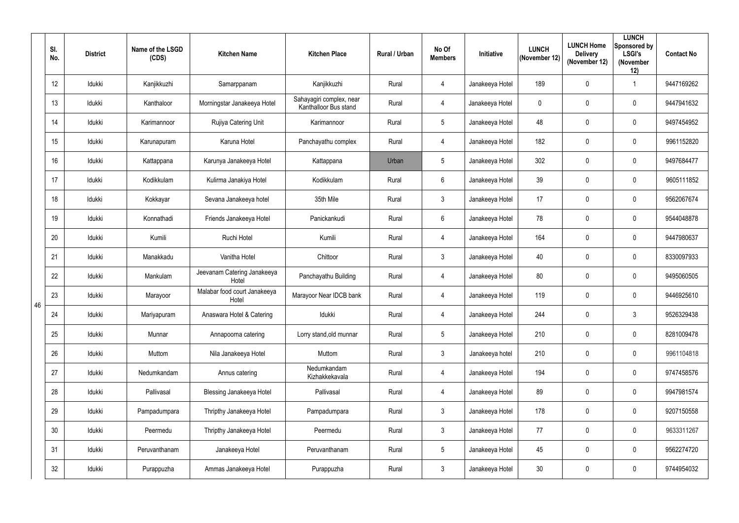|  | Sl. No. | District | Name of the LSGD (CDS) | Kitchen Name | Kitchen Place | Rural / Urban | No Of Members | Initiative | LUNCH (November 12) | LUNCH Home Delivery (November 12) | LUNCH Sponsored by LSGI's (November 12) | Contact No |
|---|---|---|---|---|---|---|---|---|---|---|---|---|
| 46 | 12 | Idukki | Kanjikkuzhi | Samarppanam | Kanjikkuzhi | Rural | 4 | Janakeeya Hotel | 189 | 0 | 1 | 9447169262 |
|  | 13 | Idukki | Kanthaloor | Morningstar Janakeeya Hotel | Sahayagiri complex, near Kanthalloor Bus stand | Rural | 4 | Janakeeya Hotel | 0 | 0 | 0 | 9447941632 |
|  | 14 | Idukki | Karimannoor | Rujiya Catering Unit | Karimannoor | Rural | 5 | Janakeeya Hotel | 48 | 0 | 0 | 9497454952 |
|  | 15 | Idukki | Karunapuram | Karuna Hotel | Panchayathu complex | Rural | 4 | Janakeeya Hotel | 182 | 0 | 0 | 9961152820 |
|  | 16 | Idukki | Kattappana | Karunya Janakeeya Hotel | Kattappana | Urban | 5 | Janakeeya Hotel | 302 | 0 | 0 | 9497684477 |
|  | 17 | Idukki | Kodikkulam | Kulirma Janakiya Hotel | Kodikkulam | Rural | 6 | Janakeeya Hotel | 39 | 0 | 0 | 9605111852 |
|  | 18 | Idukki | Kokkayar | Sevana Janakeeya hotel | 35th Mile | Rural | 3 | Janakeeya Hotel | 17 | 0 | 0 | 9562067674 |
|  | 19 | Idukki | Konnathadi | Friends Janakeeya Hotel | Panickankudi | Rural | 6 | Janakeeya Hotel | 78 | 0 | 0 | 9544048878 |
|  | 20 | Idukki | Kumili | Ruchi Hotel | Kumili | Rural | 4 | Janakeeya Hotel | 164 | 0 | 0 | 9447980637 |
|  | 21 | Idukki | Manakkadu | Vanitha Hotel | Chittoor | Rural | 3 | Janakeeya Hotel | 40 | 0 | 0 | 8330097933 |
|  | 22 | Idukki | Mankulam | Jeevanam Catering Janakeeya Hotel | Panchayathu Building | Rural | 4 | Janakeeya Hotel | 80 | 0 | 0 | 9495060505 |
|  | 23 | Idukki | Marayoor | Malabar food court Janakeeya Hotel | Marayoor Near IDCB bank | Rural | 4 | Janakeeya Hotel | 119 | 0 | 0 | 9446925610 |
|  | 24 | Idukki | Mariyapuram | Anaswara Hotel & Catering | Idukki | Rural | 4 | Janakeeya Hotel | 244 | 0 | 3 | 9526329438 |
|  | 25 | Idukki | Munnar | Annapoorna catering | Lorry stand,old munnar | Rural | 5 | Janakeeya Hotel | 210 | 0 | 0 | 8281009478 |
|  | 26 | Idukki | Muttom | Nila Janakeeya Hotel | Muttom | Rural | 3 | Janakeeya hotel | 210 | 0 | 0 | 9961104818 |
|  | 27 | Idukki | Nedumkandam | Annus catering | Nedumkandam Kizhakkekavala | Rural | 4 | Janakeeya Hotel | 194 | 0 | 0 | 9747458576 |
|  | 28 | Idukki | Pallivasal | Blessing Janakeeya Hotel | Pallivasal | Rural | 4 | Janakeeya Hotel | 89 | 0 | 0 | 9947981574 |
|  | 29 | Idukki | Pampadumpara | Thripthy Janakeeya Hotel | Pampadumpara | Rural | 3 | Janakeeya Hotel | 178 | 0 | 0 | 9207150558 |
|  | 30 | Idukki | Peermedu | Thripthy Janakeeya Hotel | Peermedu | Rural | 3 | Janakeeya Hotel | 77 | 0 | 0 | 9633311267 |
|  | 31 | Idukki | Peruvanthanam | Janakeeya Hotel | Peruvanthanam | Rural | 5 | Janakeeya Hotel | 45 | 0 | 0 | 9562274720 |
|  | 32 | Idukki | Purappuzha | Ammas Janakeeya Hotel | Purappuzha | Rural | 3 | Janakeeya Hotel | 30 | 0 | 0 | 9744954032 |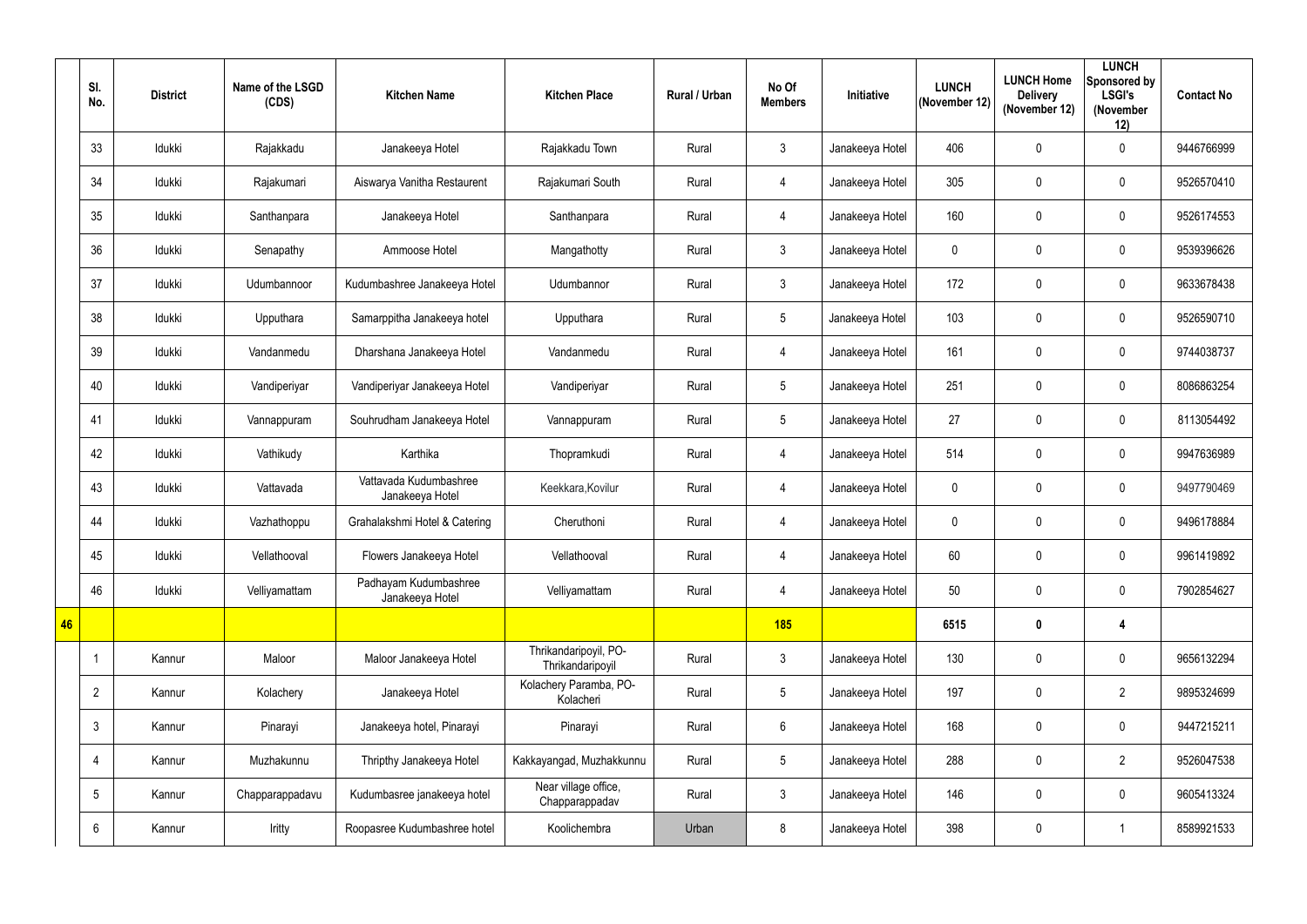| | Sl. No. | District | Name of the LSGD (CDS) | Kitchen Name | Kitchen Place | Rural / Urban | No Of Members | Initiative | LUNCH (November 12) | LUNCH Home Delivery (November 12) | LUNCH Sponsored by LSGI's (November 12) | Contact No |
|---|---|---|---|---|---|---|---|---|---|---|---|---|
| | 33 | Idukki | Rajakkadu | Janakeeya Hotel | Rajakkadu Town | Rural | 3 | Janakeeya Hotel | 406 | 0 | 0 | 9446766999 |
| | 34 | Idukki | Rajakumari | Aiswarya Vanitha Restaurent | Rajakumari South | Rural | 4 | Janakeeya Hotel | 305 | 0 | 0 | 9526570410 |
| | 35 | Idukki | Santhanpara | Janakeeya Hotel | Santhanpara | Rural | 4 | Janakeeya Hotel | 160 | 0 | 0 | 9526174553 |
| | 36 | Idukki | Senapathy | Ammoose Hotel | Mangathotty | Rural | 3 | Janakeeya Hotel | 0 | 0 | 0 | 9539396626 |
| | 37 | Idukki | Udumbannoor | Kudumbashree Janakeeya Hotel | Udumbannor | Rural | 3 | Janakeeya Hotel | 172 | 0 | 0 | 9633678438 |
| | 38 | Idukki | Upputhara | Samarppitha Janakeeya hotel | Upputhara | Rural | 5 | Janakeeya Hotel | 103 | 0 | 0 | 9526590710 |
| | 39 | Idukki | Vandanmedu | Dharshana Janakeeya Hotel | Vandanmedu | Rural | 4 | Janakeeya Hotel | 161 | 0 | 0 | 9744038737 |
| | 40 | Idukki | Vandiperiyar | Vandiperiyar Janakeeya Hotel | Vandiperiyar | Rural | 5 | Janakeeya Hotel | 251 | 0 | 0 | 8086863254 |
| | 41 | Idukki | Vannappuram | Souhrudham Janakeeya Hotel | Vannappuram | Rural | 5 | Janakeeya Hotel | 27 | 0 | 0 | 8113054492 |
| | 42 | Idukki | Vathikudy | Karthika | Thopramkudi | Rural | 4 | Janakeeya Hotel | 514 | 0 | 0 | 9947636989 |
| | 43 | Idukki | Vattavada | Vattavada Kudumbashree Janakeeya Hotel | Keekkara,Kovilur | Rural | 4 | Janakeeya Hotel | 0 | 0 | 0 | 9497790469 |
| | 44 | Idukki | Vazhathoppu | Grahalakshmi Hotel & Catering | Cheruthoni | Rural | 4 | Janakeeya Hotel | 0 | 0 | 0 | 9496178884 |
| | 45 | Idukki | Vellathooval | Flowers Janakeeya Hotel | Vellathooval | Rural | 4 | Janakeeya Hotel | 60 | 0 | 0 | 9961419892 |
| | 46 | Idukki | Velliyamattam | Padhayam Kudumbashree Janakeeya Hotel | Velliyamattam | Rural | 4 | Janakeeya Hotel | 50 | 0 | 0 | 7902854627 |
| **46** | | | | | | | **185** | | **6515** | **0** | **4** | |
| | 1 | Kannur | Maloor | Maloor Janakeeya Hotel | Thrikandaripoyil, PO-Thrikandaripoyil | Rural | 3 | Janakeeya Hotel | 130 | 0 | 0 | 9656132294 |
| | 2 | Kannur | Kolachery | Janakeeya Hotel | Kolachery Paramba, PO-Kolacheri | Rural | 5 | Janakeeya Hotel | 197 | 0 | 2 | 9895324699 |
| | 3 | Kannur | Pinarayi | Janakeeya hotel, Pinarayi | Pinarayi | Rural | 6 | Janakeeya Hotel | 168 | 0 | 0 | 9447215211 |
| | 4 | Kannur | Muzhakunnu | Thripthy Janakeeya Hotel | Kakkayangad, Muzhakkunnu | Rural | 5 | Janakeeya Hotel | 288 | 0 | 2 | 9526047538 |
| | 5 | Kannur | Chapparappadavu | Kudumbasree janakeeya hotel | Near village office, Chapparappadav | Rural | 3 | Janakeeya Hotel | 146 | 0 | 0 | 9605413324 |
| | 6 | Kannur | Iritty | Roopasree Kudumbashree hotel | Koolichembra | Urban | 8 | Janakeeya Hotel | 398 | 0 | 1 | 8589921533 |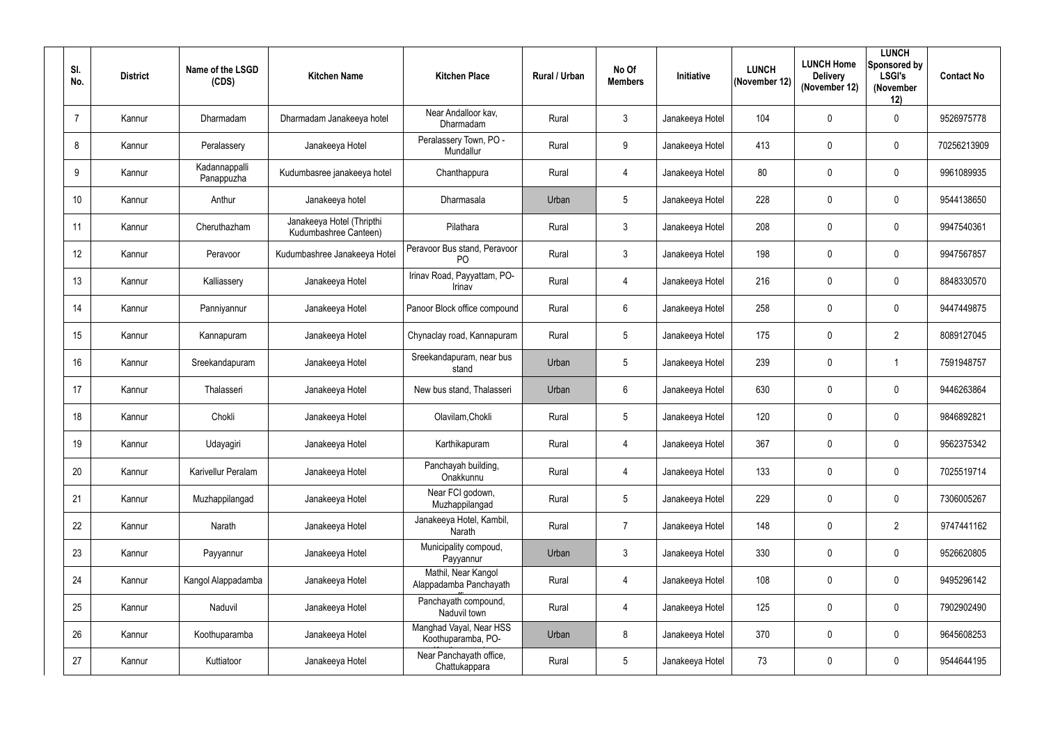| Sl. No. | District | Name of the LSGD (CDS) | Kitchen Name | Kitchen Place | Rural / Urban | No Of Members | Initiative | LUNCH (November 12) | LUNCH Home Delivery (November 12) | LUNCH Sponsored by LSGI's (November 12) | Contact No |
|---|---|---|---|---|---|---|---|---|---|---|---|
| 7 | Kannur | Dharmadam | Dharmadam Janakeeya hotel | Near Andalloor kav, Dharmadam | Rural | 3 | Janakeeya Hotel | 104 | 0 | 0 | 9526975778 |
| 8 | Kannur | Peralassery | Janakeeya Hotel | Peralassery Town, PO - Mundallur | Rural | 9 | Janakeeya Hotel | 413 | 0 | 0 | 70256213909 |
| 9 | Kannur | Kadannappalli Panappuzha | Kudumbasree janakeeya hotel | Chanthappura | Rural | 4 | Janakeeya Hotel | 80 | 0 | 0 | 9961089935 |
| 10 | Kannur | Anthur | Janakeeya hotel | Dharmasala | Urban | 5 | Janakeeya Hotel | 228 | 0 | 0 | 9544138650 |
| 11 | Kannur | Cheruthazham | Janakeeya Hotel (Thripthi Kudumbashree Canteen) | Pilathara | Rural | 3 | Janakeeya Hotel | 208 | 0 | 0 | 9947540361 |
| 12 | Kannur | Peravoor | Kudumbashree Janakeeya Hotel | Peravoor Bus stand, Peravoor PO | Rural | 3 | Janakeeya Hotel | 198 | 0 | 0 | 9947567857 |
| 13 | Kannur | Kalliassery | Janakeeya Hotel | Irinav Road, Payyattam, PO-Irinav | Rural | 4 | Janakeeya Hotel | 216 | 0 | 0 | 8848330570 |
| 14 | Kannur | Panniyannur | Janakeeya Hotel | Panoor Block office compound | Rural | 6 | Janakeeya Hotel | 258 | 0 | 0 | 9447449875 |
| 15 | Kannur | Kannapuram | Janakeeya Hotel | Chynaclay road, Kannapuram | Rural | 5 | Janakeeya Hotel | 175 | 0 | 2 | 8089127045 |
| 16 | Kannur | Sreekandapuram | Janakeeya Hotel | Sreekandapuram, near bus stand | Urban | 5 | Janakeeya Hotel | 239 | 0 | 1 | 7591948757 |
| 17 | Kannur | Thalasseri | Janakeeya Hotel | New bus stand, Thalasseri | Urban | 6 | Janakeeya Hotel | 630 | 0 | 0 | 9446263864 |
| 18 | Kannur | Chokli | Janakeeya Hotel | Olavilam,Chokli | Rural | 5 | Janakeeya Hotel | 120 | 0 | 0 | 9846892821 |
| 19 | Kannur | Udayagiri | Janakeeya Hotel | Karthikapuram | Rural | 4 | Janakeeya Hotel | 367 | 0 | 0 | 9562375342 |
| 20 | Kannur | Karivellur Peralam | Janakeeya Hotel | Panchayah building, Onakkunnu | Rural | 4 | Janakeeya Hotel | 133 | 0 | 0 | 7025519714 |
| 21 | Kannur | Muzhappilangad | Janakeeya Hotel | Near FCI godown, Muzhappilangad | Rural | 5 | Janakeeya Hotel | 229 | 0 | 0 | 7306005267 |
| 22 | Kannur | Narath | Janakeeya Hotel | Janakeeya Hotel, Kambil, Narath | Rural | 7 | Janakeeya Hotel | 148 | 0 | 2 | 9747441162 |
| 23 | Kannur | Payyannur | Janakeeya Hotel | Municipality compoud, Payyannur | Urban | 3 | Janakeeya Hotel | 330 | 0 | 0 | 9526620805 |
| 24 | Kannur | Kangol Alappadamba | Janakeeya Hotel | Mathil, Near Kangol Alappadamba Panchayath | Rural | 4 | Janakeeya Hotel | 108 | 0 | 0 | 9495296142 |
| 25 | Kannur | Naduvil | Janakeeya Hotel | Panchayath compound, Naduvil town | Rural | 4 | Janakeeya Hotel | 125 | 0 | 0 | 7902902490 |
| 26 | Kannur | Koothuparamba | Janakeeya Hotel | Manghad Vayal, Near HSS Koothuparamba, PO- | Urban | 8 | Janakeeya Hotel | 370 | 0 | 0 | 9645608253 |
| 27 | Kannur | Kuttiatoor | Janakeeya Hotel | Near Panchayath office, Chattukappara | Rural | 5 | Janakeeya Hotel | 73 | 0 | 0 | 9544644195 |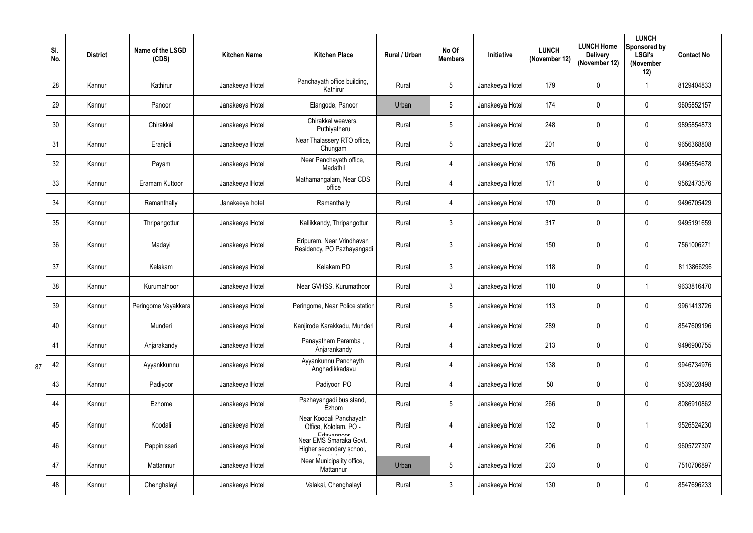| Sl. No. | District | Name of the LSGD (CDS) | Kitchen Name | Kitchen Place | Rural / Urban | No Of Members | Initiative | LUNCH (November 12) | LUNCH Home Delivery (November 12) | LUNCH Sponsored by LSGI's (November 12) | Contact No |
|---|---|---|---|---|---|---|---|---|---|---|---|
| 28 | Kannur | Kathirur | Janakeeya Hotel | Panchayath office building, Kathirur | Rural | 5 | Janakeeya Hotel | 179 | 0 | 1 | 8129404833 |
| 29 | Kannur | Panoor | Janakeeya Hotel | Elangode, Panoor | Urban | 5 | Janakeeya Hotel | 174 | 0 | 0 | 9605852157 |
| 30 | Kannur | Chirakkal | Janakeeya Hotel | Chirakkal weavers, Puthiyatheru | Rural | 5 | Janakeeya Hotel | 248 | 0 | 0 | 9895854873 |
| 31 | Kannur | Eranjoli | Janakeeya Hotel | Near Thalassery RTO office, Chungam | Rural | 5 | Janakeeya Hotel | 201 | 0 | 0 | 9656368808 |
| 32 | Kannur | Payam | Janakeeya Hotel | Near Panchayath office, Madathil | Rural | 4 | Janakeeya Hotel | 176 | 0 | 0 | 9496554678 |
| 33 | Kannur | Eramam Kuttoor | Janakeeya Hotel | Mathamangalam, Near CDS office | Rural | 4 | Janakeeya Hotel | 171 | 0 | 0 | 9562473576 |
| 34 | Kannur | Ramanthally | Janakeeya hotel | Ramanthally | Rural | 4 | Janakeeya Hotel | 170 | 0 | 0 | 9496705429 |
| 35 | Kannur | Thripangottur | Janakeeya Hotel | Kallikkandy, Thripangottur | Rural | 3 | Janakeeya Hotel | 317 | 0 | 0 | 9495191659 |
| 36 | Kannur | Madayi | Janakeeya Hotel | Eripuram, Near Vrindhavan Residency, PO Pazhayangadi | Rural | 3 | Janakeeya Hotel | 150 | 0 | 0 | 7561006271 |
| 37 | Kannur | Kelakam | Janakeeya Hotel | Kelakam PO | Rural | 3 | Janakeeya Hotel | 118 | 0 | 0 | 8113866296 |
| 38 | Kannur | Kurumathoor | Janakeeya Hotel | Near GVHSS, Kurumathoor | Rural | 3 | Janakeeya Hotel | 110 | 0 | 1 | 9633816470 |
| 39 | Kannur | Peringome Vayakkara | Janakeeya Hotel | Peringome, Near Police station | Rural | 5 | Janakeeya Hotel | 113 | 0 | 0 | 9961413726 |
| 40 | Kannur | Munderi | Janakeeya Hotel | Kanjirode Karakkadu, Munderi | Rural | 4 | Janakeeya Hotel | 289 | 0 | 0 | 8547609196 |
| 41 | Kannur | Anjarakandy | Janakeeya Hotel | Panayatham Paramba , Anjarankandy | Rural | 4 | Janakeeya Hotel | 213 | 0 | 0 | 9496900755 |
| 42 | Kannur | Ayyankkunnu | Janakeeya Hotel | Ayyankunnu Panchayth Anghadikkadavu | Rural | 4 | Janakeeya Hotel | 138 | 0 | 0 | 9946734976 |
| 43 | Kannur | Padiyoor | Janakeeya Hotel | Padiyoor PO | Rural | 4 | Janakeeya Hotel | 50 | 0 | 0 | 9539028498 |
| 44 | Kannur | Ezhome | Janakeeya Hotel | Pazhayangadi bus stand, Ezhom | Rural | 5 | Janakeeya Hotel | 266 | 0 | 0 | 8086910862 |
| 45 | Kannur | Koodali | Janakeeya Hotel | Near Koodali Panchayath Office, Kololam, PO - Edavannoor | Rural | 4 | Janakeeya Hotel | 132 | 0 | 1 | 9526524230 |
| 46 | Kannur | Pappinisseri | Janakeeya Hotel | Near EMS Smaraka Govt. Higher secondary school, Pappinisseri | Rural | 4 | Janakeeya Hotel | 206 | 0 | 0 | 9605727307 |
| 47 | Kannur | Mattannur | Janakeeya Hotel | Near Municipality office, Mattannur | Urban | 5 | Janakeeya Hotel | 203 | 0 | 0 | 7510706897 |
| 48 | Kannur | Chenghalayi | Janakeeya Hotel | Valakai, Chenghalayi | Rural | 3 | Janakeeya Hotel | 130 | 0 | 0 | 8547696233 |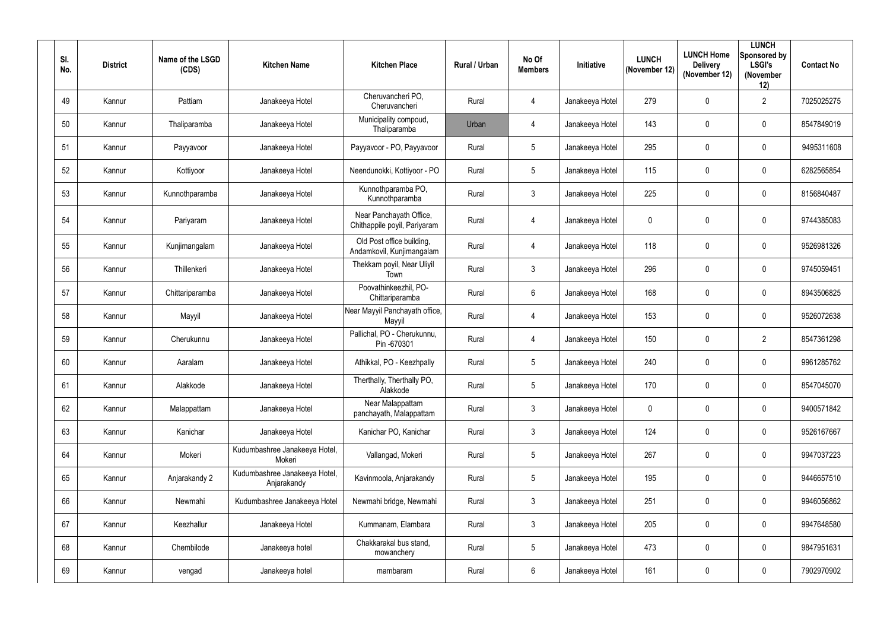| Sl. No. | District | Name of the LSGD (CDS) | Kitchen Name | Kitchen Place | Rural / Urban | No Of Members | Initiative | LUNCH (November 12) | LUNCH Home Delivery (November 12) | LUNCH Sponsored by LSGI's (November 12) | Contact No |
|---|---|---|---|---|---|---|---|---|---|---|---|
| 49 | Kannur | Pattiam | Janakeeya Hotel | Cheruvancheri PO, Cheruvancheri | Rural | 4 | Janakeeya Hotel | 279 | 0 | 2 | 7025025275 |
| 50 | Kannur | Thaliparamba | Janakeeya Hotel | Municipality compoud, Thaliparamba | Urban | 4 | Janakeeya Hotel | 143 | 0 | 0 | 8547849019 |
| 51 | Kannur | Payyavoor | Janakeeya Hotel | Payyavoor - PO, Payyavoor | Rural | 5 | Janakeeya Hotel | 295 | 0 | 0 | 9495311608 |
| 52 | Kannur | Kottiyoor | Janakeeya Hotel | Neendunokki, Kottiyoor - PO | Rural | 5 | Janakeeya Hotel | 115 | 0 | 0 | 6282565854 |
| 53 | Kannur | Kunnothparamba | Janakeeya Hotel | Kunnothparamba PO, Kunnothparamba | Rural | 3 | Janakeeya Hotel | 225 | 0 | 0 | 8156840487 |
| 54 | Kannur | Pariyaram | Janakeeya Hotel | Near Panchayath Office, Chithappile poyil, Pariyaram | Rural | 4 | Janakeeya Hotel | 0 | 0 | 0 | 9744385083 |
| 55 | Kannur | Kunjimangalam | Janakeeya Hotel | Old Post office building, Andamkovil, Kunjimangalam | Rural | 4 | Janakeeya Hotel | 118 | 0 | 0 | 9526981326 |
| 56 | Kannur | Thillenkeri | Janakeeya Hotel | Thekkam poyil, Near Uliyil Town | Rural | 3 | Janakeeya Hotel | 296 | 0 | 0 | 9745059451 |
| 57 | Kannur | Chittariparamba | Janakeeya Hotel | Poovathinkeezhil, PO-Chittariparamba | Rural | 6 | Janakeeya Hotel | 168 | 0 | 0 | 8943506825 |
| 58 | Kannur | Mayyil | Janakeeya Hotel | Near Mayyil Panchayath office, Mayyil | Rural | 4 | Janakeeya Hotel | 153 | 0 | 0 | 9526072638 |
| 59 | Kannur | Cherukunnu | Janakeeya Hotel | Pallichal, PO - Cherukunnu, Pin -670301 | Rural | 4 | Janakeeya Hotel | 150 | 0 | 2 | 8547361298 |
| 60 | Kannur | Aaralam | Janakeeya Hotel | Athikkal, PO - Keezhpally | Rural | 5 | Janakeeya Hotel | 240 | 0 | 0 | 9961285762 |
| 61 | Kannur | Alakkode | Janakeeya Hotel | Therthally, Therthally PO, Alakkode | Rural | 5 | Janakeeya Hotel | 170 | 0 | 0 | 8547045070 |
| 62 | Kannur | Malappattam | Janakeeya Hotel | Near Malappattam panchayath, Malappattam | Rural | 3 | Janakeeya Hotel | 0 | 0 | 0 | 9400571842 |
| 63 | Kannur | Kanichar | Janakeeya Hotel | Kanichar PO, Kanichar | Rural | 3 | Janakeeya Hotel | 124 | 0 | 0 | 9526167667 |
| 64 | Kannur | Mokeri | Kudumbashree Janakeeya Hotel, Mokeri | Vallangad, Mokeri | Rural | 5 | Janakeeya Hotel | 267 | 0 | 0 | 9947037223 |
| 65 | Kannur | Anjarakandy 2 | Kudumbashree Janakeeya Hotel, Anjarakandy | Kavinmoola, Anjarakandy | Rural | 5 | Janakeeya Hotel | 195 | 0 | 0 | 9446657510 |
| 66 | Kannur | Newmahi | Kudumbashree Janakeeya Hotel | Newmahi bridge, Newmahi | Rural | 3 | Janakeeya Hotel | 251 | 0 | 0 | 9946056862 |
| 67 | Kannur | Keezhallur | Janakeeya Hotel | Kummanam, Elambara | Rural | 3 | Janakeeya Hotel | 205 | 0 | 0 | 9947648580 |
| 68 | Kannur | Chembilode | Janakeeya hotel | Chakkarakal bus stand, mowanchery | Rural | 5 | Janakeeya Hotel | 473 | 0 | 0 | 9847951631 |
| 69 | Kannur | vengad | Janakeeya hotel | mambaram | Rural | 6 | Janakeeya Hotel | 161 | 0 | 0 | 7902970902 |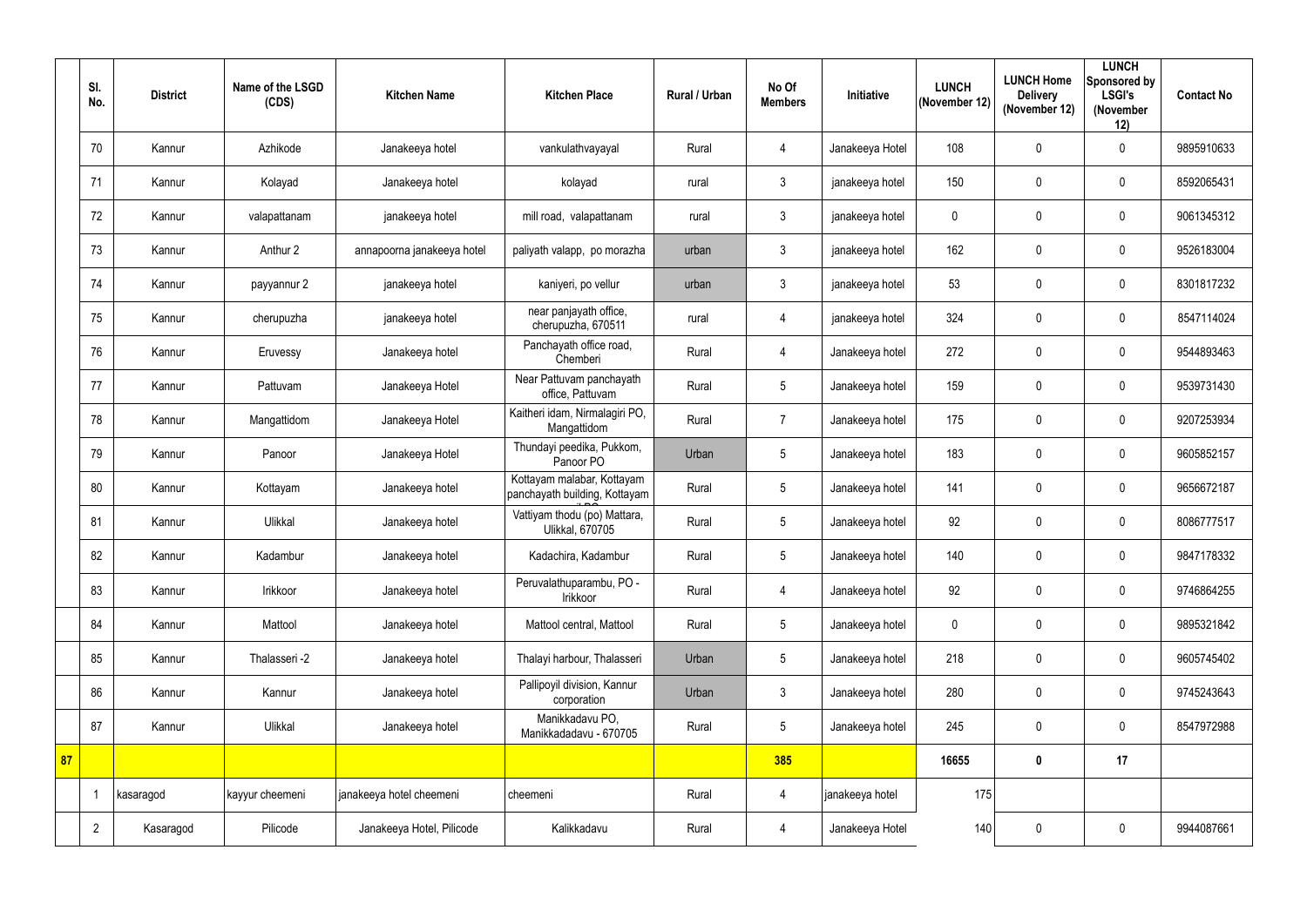| | Sl. No. | District | Name of the LSGD (CDS) | Kitchen Name | Kitchen Place | Rural / Urban | No Of Members | Initiative | LUNCH (November 12) | LUNCH Home Delivery (November 12) | LUNCH Sponsored by LSGI's (November 12) | Contact No |
|---|---|---|---|---|---|---|---|---|---|---|---|---|
| | 70 | Kannur | Azhikode | Janakeeya hotel | vankulathvayayal | Rural | 4 | Janakeeya Hotel | 108 | 0 | 0 | 9895910633 |
| | 71 | Kannur | Kolayad | Janakeeya hotel | kolayad | rural | 3 | janakeeya hotel | 150 | 0 | 0 | 8592065431 |
| | 72 | Kannur | valapattanam | janakeeya hotel | mill road, valapattanam | rural | 3 | janakeeya hotel | 0 | 0 | 0 | 9061345312 |
| | 73 | Kannur | Anthur 2 | annapoorna janakeeya hotel | paliyath valapp, po morazha | urban | 3 | janakeeya hotel | 162 | 0 | 0 | 9526183004 |
| | 74 | Kannur | payyannur 2 | janakeeya hotel | kaniyeri, po vellur | urban | 3 | janakeeya hotel | 53 | 0 | 0 | 8301817232 |
| | 75 | Kannur | cherupuzha | janakeeya hotel | near panjayath office, cherupuzha, 670511 | rural | 4 | janakeeya hotel | 324 | 0 | 0 | 8547114024 |
| | 76 | Kannur | Eruvessy | Janakeeya hotel | Panchayath office road, Chemberi | Rural | 4 | Janakeeya hotel | 272 | 0 | 0 | 9544893463 |
| | 77 | Kannur | Pattuvam | Janakeeya Hotel | Near Pattuvam panchayath office, Pattuvam | Rural | 5 | Janakeeya hotel | 159 | 0 | 0 | 9539731430 |
| | 78 | Kannur | Mangattidom | Janakeeya Hotel | Kaitheri idam, Nirmalagiri PO, Mangattidom | Rural | 7 | Janakeeya hotel | 175 | 0 | 0 | 9207253934 |
| | 79 | Kannur | Panoor | Janakeeya Hotel | Thundayi peedika, Pukkom, Panoor PO | Urban | 5 | Janakeeya hotel | 183 | 0 | 0 | 9605852157 |
| | 80 | Kannur | Kottayam | Janakeeya hotel | Kottayam malabar, Kottayam panchayath building, Kottayam | Rural | 5 | Janakeeya hotel | 141 | 0 | 0 | 9656672187 |
| | 81 | Kannur | Ulikkal | Janakeeya hotel | Vattiyam thodu (po) Mattara, Ulikkal, 670705 | Rural | 5 | Janakeeya hotel | 92 | 0 | 0 | 8086777517 |
| | 82 | Kannur | Kadambur | Janakeeya hotel | Kadachira, Kadambur | Rural | 5 | Janakeeya hotel | 140 | 0 | 0 | 9847178332 |
| | 83 | Kannur | Irikkoor | Janakeeya hotel | Peruvalathuparambu, PO - Irikkoor | Rural | 4 | Janakeeya hotel | 92 | 0 | 0 | 9746864255 |
| | 84 | Kannur | Mattool | Janakeeya hotel | Mattool central, Mattool | Rural | 5 | Janakeeya hotel | 0 | 0 | 0 | 9895321842 |
| | 85 | Kannur | Thalasseri -2 | Janakeeya hotel | Thalayi harbour, Thalasseri | Urban | 5 | Janakeeya hotel | 218 | 0 | 0 | 9605745402 |
| | 86 | Kannur | Kannur | Janakeeya hotel | Pallipoyil division, Kannur corporation | Urban | 3 | Janakeeya hotel | 280 | 0 | 0 | 9745243643 |
| | 87 | Kannur | Ulikkal | Janakeeya hotel | Manikkadavu PO, Manikkadadavu - 670705 | Rural | 5 | Janakeeya hotel | 245 | 0 | 0 | 8547972988 |
| 87 | | | | | | | 385 | | 16655 | 0 | 17 | |
| | 1 | kasaragod | kayyur cheemeni | janakeeya hotel cheemeni | cheemeni | Rural | 4 | janakeeya hotel | 175 | | | |
| | 2 | Kasaragod | Pilicode | Janakeeya Hotel, Pilicode | Kalikkadavu | Rural | 4 | Janakeeya Hotel | 140 | 0 | 0 | 9944087661 |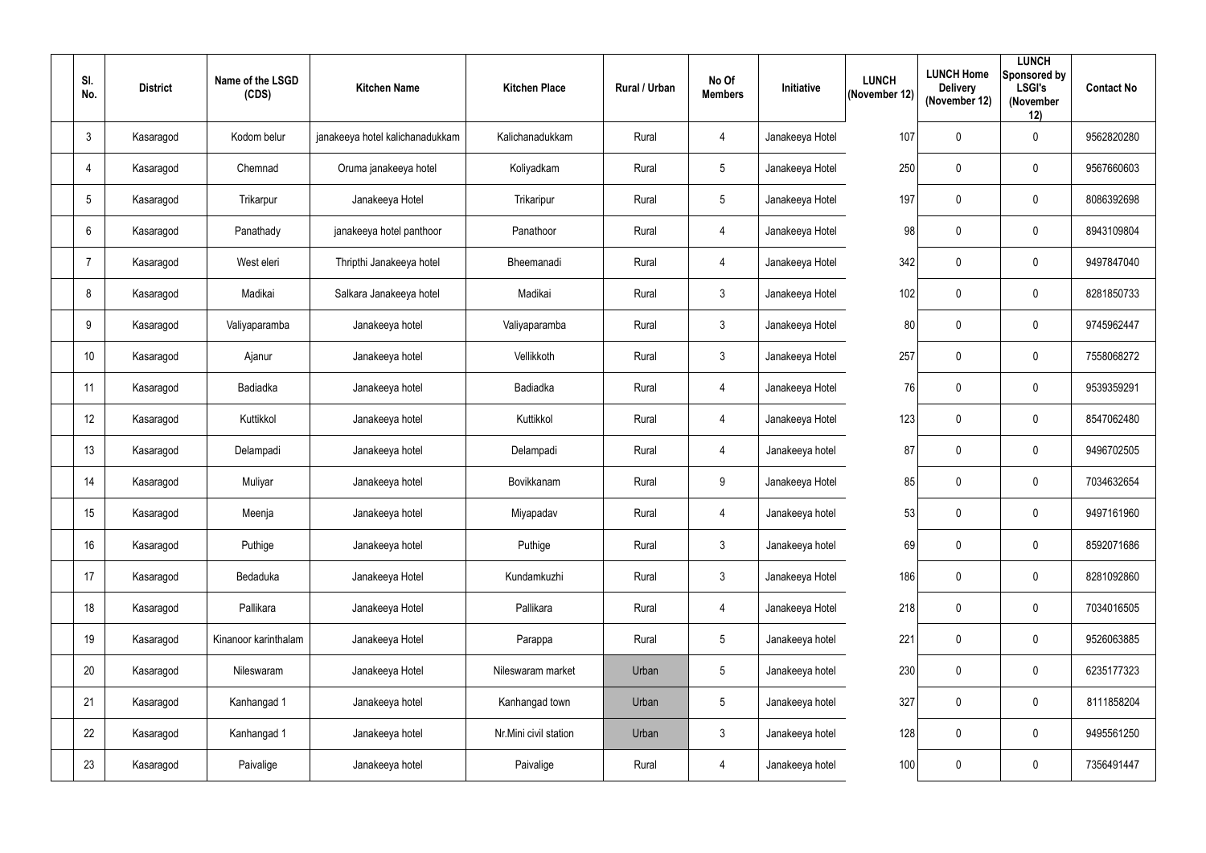| Sl. No. | District | Name of the LSGD (CDS) | Kitchen Name | Kitchen Place | Rural / Urban | No Of Members | Initiative | LUNCH (November 12) | LUNCH Home Delivery (November 12) | LUNCH Sponsored by LSGI's (November 12) | Contact No |
|---|---|---|---|---|---|---|---|---|---|---|---|
| 3 | Kasaragod | Kodom belur | janakeeya hotel kalichanadukkam | Kalichanadukkam | Rural | 4 | Janakeeya Hotel | 107 | 0 | 0 | 9562820280 |
| 4 | Kasaragod | Chemnad | Oruma janakeeya hotel | Koliyadkam | Rural | 5 | Janakeeya Hotel | 250 | 0 | 0 | 9567660603 |
| 5 | Kasaragod | Trikarpur | Janakeeya Hotel | Trikaripur | Rural | 5 | Janakeeya Hotel | 197 | 0 | 0 | 8086392698 |
| 6 | Kasaragod | Panathady | janakeeya hotel panthoor | Panathoor | Rural | 4 | Janakeeya Hotel | 98 | 0 | 0 | 8943109804 |
| 7 | Kasaragod | West eleri | Thripthi Janakeeya hotel | Bheemanadi | Rural | 4 | Janakeeya Hotel | 342 | 0 | 0 | 9497847040 |
| 8 | Kasaragod | Madikai | Salkara Janakeeya hotel | Madikai | Rural | 3 | Janakeeya Hotel | 102 | 0 | 0 | 8281850733 |
| 9 | Kasaragod | Valiyaparamba | Janakeeya hotel | Valiyaparamba | Rural | 3 | Janakeeya Hotel | 80 | 0 | 0 | 9745962447 |
| 10 | Kasaragod | Ajanur | Janakeeya hotel | Vellikkoth | Rural | 3 | Janakeeya Hotel | 257 | 0 | 0 | 7558068272 |
| 11 | Kasaragod | Badiadka | Janakeeya hotel | Badiadka | Rural | 4 | Janakeeya Hotel | 76 | 0 | 0 | 9539359291 |
| 12 | Kasaragod | Kuttikkol | Janakeeya hotel | Kuttikkol | Rural | 4 | Janakeeya Hotel | 123 | 0 | 0 | 8547062480 |
| 13 | Kasaragod | Delampadi | Janakeeya hotel | Delampadi | Rural | 4 | Janakeeya hotel | 87 | 0 | 0 | 9496702505 |
| 14 | Kasaragod | Muliyar | Janakeeya hotel | Bovikkanam | Rural | 9 | Janakeeya Hotel | 85 | 0 | 0 | 7034632654 |
| 15 | Kasaragod | Meenja | Janakeeya hotel | Miyapadav | Rural | 4 | Janakeeya hotel | 53 | 0 | 0 | 9497161960 |
| 16 | Kasaragod | Puthige | Janakeeya hotel | Puthige | Rural | 3 | Janakeeya hotel | 69 | 0 | 0 | 8592071686 |
| 17 | Kasaragod | Bedaduka | Janakeeya Hotel | Kundamkuzhi | Rural | 3 | Janakeeya Hotel | 186 | 0 | 0 | 8281092860 |
| 18 | Kasaragod | Pallikara | Janakeeya Hotel | Pallikara | Rural | 4 | Janakeeya Hotel | 218 | 0 | 0 | 7034016505 |
| 19 | Kasaragod | Kinanoor karinthalam | Janakeeya Hotel | Parappa | Rural | 5 | Janakeeya hotel | 221 | 0 | 0 | 9526063885 |
| 20 | Kasaragod | Nileswaram | Janakeeya Hotel | Nileswaram market | Urban | 5 | Janakeeya hotel | 230 | 0 | 0 | 6235177323 |
| 21 | Kasaragod | Kanhangad 1 | Janakeeya hotel | Kanhangad town | Urban | 5 | Janakeeya hotel | 327 | 0 | 0 | 8111858204 |
| 22 | Kasaragod | Kanhangad 1 | Janakeeya hotel | Nr.Mini civil station | Urban | 3 | Janakeeya hotel | 128 | 0 | 0 | 9495561250 |
| 23 | Kasaragod | Paivalige | Janakeeya hotel | Paivalige | Rural | 4 | Janakeeya hotel | 100 | 0 | 0 | 7356491447 |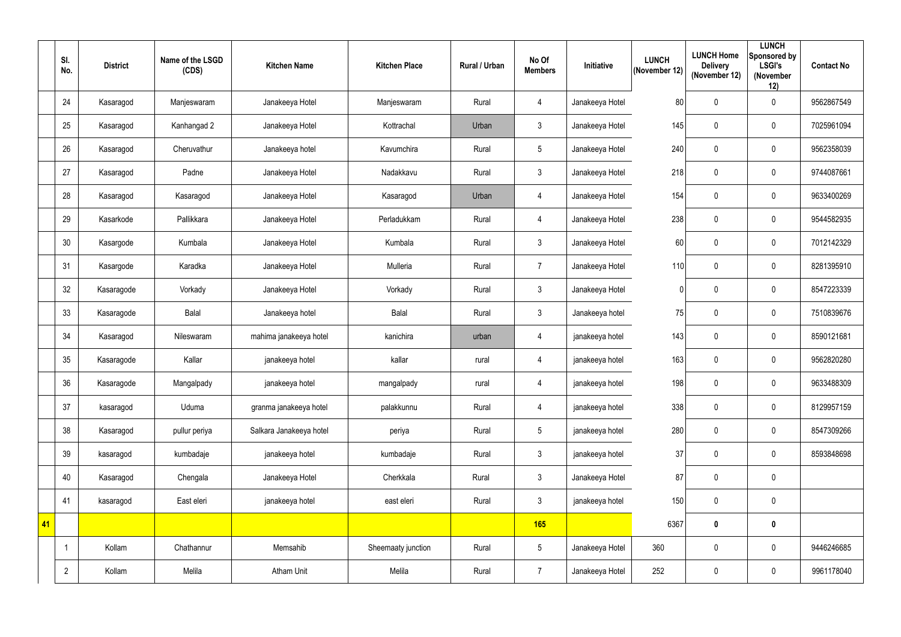|  | Sl. No. | District | Name of the LSGD (CDS) | Kitchen Name | Kitchen Place | Rural / Urban | No Of Members | Initiative | LUNCH (November 12) | LUNCH Home Delivery (November 12) | LUNCH Sponsored by LSGI's (November 12) | Contact No |
|---|---|---|---|---|---|---|---|---|---|---|---|---|
|  | 24 | Kasaragod | Manjeswaram | Janakeeya Hotel | Manjeswaram | Rural | 4 | Janakeeya Hotel | 80 | 0 | 0 | 9562867549 |
|  | 25 | Kasaragod | Kanhangad 2 | Janakeeya Hotel | Kottrachal | Urban | 3 | Janakeeya Hotel | 145 | 0 | 0 | 7025961094 |
|  | 26 | Kasaragod | Cheruvathur | Janakeeya hotel | Kavumchira | Rural | 5 | Janakeeya Hotel | 240 | 0 | 0 | 9562358039 |
|  | 27 | Kasaragod | Padne | Janakeeya Hotel | Nadakkavu | Rural | 3 | Janakeeya Hotel | 218 | 0 | 0 | 9744087661 |
|  | 28 | Kasaragod | Kasaragod | Janakeeya Hotel | Kasaragod | Urban | 4 | Janakeeya Hotel | 154 | 0 | 0 | 9633400269 |
|  | 29 | Kasarkode | Pallikkara | Janakeeya Hotel | Perladukkam | Rural | 4 | Janakeeya Hotel | 238 | 0 | 0 | 9544582935 |
|  | 30 | Kasargode | Kumbala | Janakeeya Hotel | Kumbala | Rural | 3 | Janakeeya Hotel | 60 | 0 | 0 | 7012142329 |
|  | 31 | Kasargode | Karadka | Janakeeya Hotel | Mulleria | Rural | 7 | Janakeeya Hotel | 110 | 0 | 0 | 8281395910 |
|  | 32 | Kasaragode | Vorkady | Janakeeya Hotel | Vorkady | Rural | 3 | Janakeeya Hotel | 0 | 0 | 0 | 8547223339 |
|  | 33 | Kasaragode | Balal | Janakeeya hotel | Balal | Rural | 3 | Janakeeya hotel | 75 | 0 | 0 | 7510839676 |
|  | 34 | Kasaragod | Nileswaram | mahima janakeeya hotel | kanichira | urban | 4 | janakeeya hotel | 143 | 0 | 0 | 8590121681 |
|  | 35 | Kasaragode | Kallar | janakeeya hotel | kallar | rural | 4 | janakeeya hotel | 163 | 0 | 0 | 9562820280 |
|  | 36 | Kasaragode | Mangalpady | janakeeya hotel | mangalpady | rural | 4 | janakeeya hotel | 198 | 0 | 0 | 9633488309 |
|  | 37 | kasaragod | Uduma | granma janakeeya hotel | palakkunnu | Rural | 4 | janakeeya hotel | 338 | 0 | 0 | 8129957159 |
|  | 38 | Kasaragod | pullur periya | Salkara Janakeeya hotel | periya | Rural | 5 | janakeeya hotel | 280 | 0 | 0 | 8547309266 |
|  | 39 | kasaragod | kumbadaje | janakeeya hotel | kumbadaje | Rural | 3 | janakeeya hotel | 37 | 0 | 0 | 8593848698 |
|  | 40 | Kasaragod | Chengala | Janakeeya Hotel | Cherkkala | Rural | 3 | Janakeeya Hotel | 87 | 0 | 0 |  |
|  | 41 | kasaragod | East eleri | janakeeya hotel | east eleri | Rural | 3 | janakeeya hotel | 150 | 0 | 0 |  |
| 41 |  |  |  |  |  |  | 165 |  | 6367 | 0 | 0 |  |
|  | 1 | Kollam | Chathannur | Memsahib | Sheemaaty junction | Rural | 5 | Janakeeya Hotel | 360 | 0 | 0 | 9446246685 |
|  | 2 | Kollam | Melila | Atham Unit | Melila | Rural | 7 | Janakeeya Hotel | 252 | 0 | 0 | 9961178040 |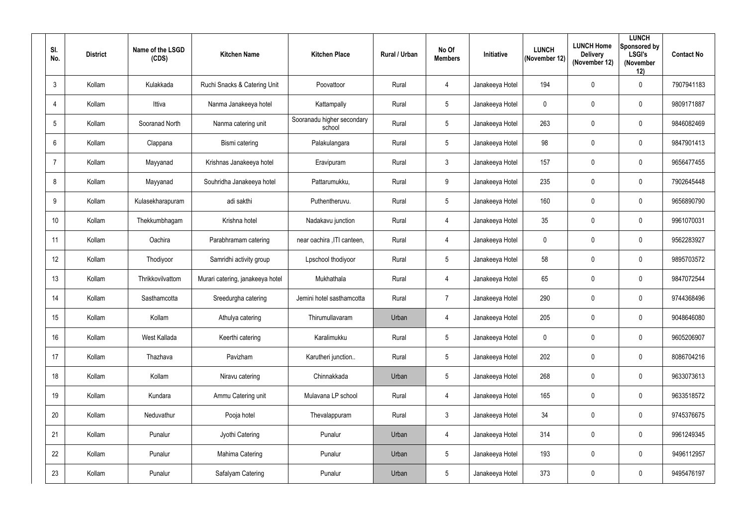| Sl. No. | District | Name of the LSGD (CDS) | Kitchen Name | Kitchen Place | Rural / Urban | No Of Members | Initiative | LUNCH (November 12) | LUNCH Home Delivery (November 12) | LUNCH Sponsored by LSGI's (November 12) | Contact No |
|---|---|---|---|---|---|---|---|---|---|---|---|
| 3 | Kollam | Kulakkada | Ruchi Snacks & Catering Unit | Poovattoor | Rural | 4 | Janakeeya Hotel | 194 | 0 | 0 | 7907941183 |
| 4 | Kollam | Ittiva | Nanma Janakeeya hotel | Kattampally | Rural | 5 | Janakeeya Hotel | 0 | 0 | 0 | 9809171887 |
| 5 | Kollam | Sooranad North | Nanma catering unit | Sooranadu higher secondary school | Rural | 5 | Janakeeya Hotel | 263 | 0 | 0 | 9846082469 |
| 6 | Kollam | Clappana | Bismi catering | Palakulangara | Rural | 5 | Janakeeya Hotel | 98 | 0 | 0 | 9847901413 |
| 7 | Kollam | Mayyanad | Krishnas Janakeeya hotel | Eravipuram | Rural | 3 | Janakeeya Hotel | 157 | 0 | 0 | 9656477455 |
| 8 | Kollam | Mayyanad | Souhridha Janakeeya hotel | Pattarumukku, | Rural | 9 | Janakeeya Hotel | 235 | 0 | 0 | 7902645448 |
| 9 | Kollam | Kulasekharapuram | adi sakthi | Puthentheruvu. | Rural | 5 | Janakeeya Hotel | 160 | 0 | 0 | 9656890790 |
| 10 | Kollam | Thekkumbhagam | Krishna hotel | Nadakavu junction | Rural | 4 | Janakeeya Hotel | 35 | 0 | 0 | 9961070031 |
| 11 | Kollam | Oachira | Parabhramam catering | near oachira ,ITI canteen, | Rural | 4 | Janakeeya Hotel | 0 | 0 | 0 | 9562283927 |
| 12 | Kollam | Thodiyoor | Samridhi activity group | Lpschool thodiyoor | Rural | 5 | Janakeeya Hotel | 58 | 0 | 0 | 9895703572 |
| 13 | Kollam | Thrikkovilvattom | Murari catering, janakeeya hotel | Mukhathala | Rural | 4 | Janakeeya Hotel | 65 | 0 | 0 | 9847072544 |
| 14 | Kollam | Sasthamcotta | Sreedurgha catering | Jemini hotel sasthamcotta | Rural | 7 | Janakeeya Hotel | 290 | 0 | 0 | 9744368496 |
| 15 | Kollam | Kollam | Athulya catering | Thirumullavaram | Urban | 4 | Janakeeya Hotel | 205 | 0 | 0 | 9048646080 |
| 16 | Kollam | West Kallada | Keerthi catering | Karalimukku | Rural | 5 | Janakeeya Hotel | 0 | 0 | 0 | 9605206907 |
| 17 | Kollam | Thazhava | Pavizham | Karutheri junction.. | Rural | 5 | Janakeeya Hotel | 202 | 0 | 0 | 8086704216 |
| 18 | Kollam | Kollam | Niravu catering | Chinnakkada | Urban | 5 | Janakeeya Hotel | 268 | 0 | 0 | 9633073613 |
| 19 | Kollam | Kundara | Ammu Catering unit | Mulavana LP school | Rural | 4 | Janakeeya Hotel | 165 | 0 | 0 | 9633518572 |
| 20 | Kollam | Neduvathur | Pooja hotel | Thevalappuram | Rural | 3 | Janakeeya Hotel | 34 | 0 | 0 | 9745376675 |
| 21 | Kollam | Punalur | Jyothi Catering | Punalur | Urban | 4 | Janakeeya Hotel | 314 | 0 | 0 | 9961249345 |
| 22 | Kollam | Punalur | Mahima Catering | Punalur | Urban | 5 | Janakeeya Hotel | 193 | 0 | 0 | 9496112957 |
| 23 | Kollam | Punalur | Safalyam Catering | Punalur | Urban | 5 | Janakeeya Hotel | 373 | 0 | 0 | 9495476197 |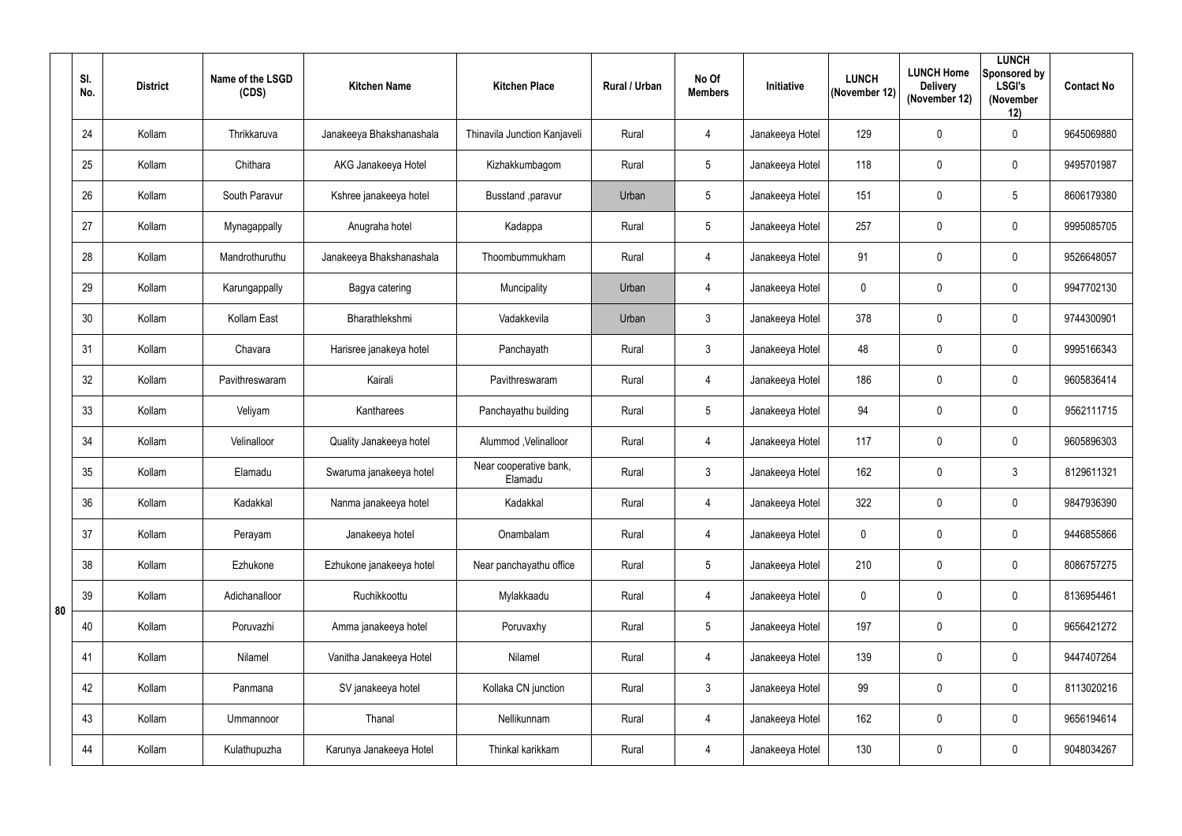|  | Sl. No. | District | Name of the LSGD (CDS) | Kitchen Name | Kitchen Place | Rural / Urban | No Of Members | Initiative | LUNCH (November 12) | LUNCH Home Delivery (November 12) | LUNCH Sponsored by LSGI's (November 12) | Contact No |
|---|---|---|---|---|---|---|---|---|---|---|---|---|
| 80 | 24 | Kollam | Thrikkaruva | Janakeeya Bhakshanashala | Thinavila Junction Kanjaveli | Rural | 4 | Janakeeya Hotel | 129 | 0 | 0 | 9645069880 |
|  | 25 | Kollam | Chithara | AKG Janakeeya Hotel | Kizhakkumbagom | Rural | 5 | Janakeeya Hotel | 118 | 0 | 0 | 9495701987 |
|  | 26 | Kollam | South Paravur | Kshree janakeeya hotel | Busstand ,paravur | Urban | 5 | Janakeeya Hotel | 151 | 0 | 5 | 8606179380 |
|  | 27 | Kollam | Mynagappally | Anugraha hotel | Kadappa | Rural | 5 | Janakeeya Hotel | 257 | 0 | 0 | 9995085705 |
|  | 28 | Kollam | Mandrothuruthu | Janakeeya Bhakshanashala | Thoombummukham | Rural | 4 | Janakeeya Hotel | 91 | 0 | 0 | 9526648057 |
|  | 29 | Kollam | Karungappally | Bagya catering | Muncipality | Urban | 4 | Janakeeya Hotel | 0 | 0 | 0 | 9947702130 |
|  | 30 | Kollam | Kollam East | Bharathlekshmi | Vadakkevila | Urban | 3 | Janakeeya Hotel | 378 | 0 | 0 | 9744300901 |
|  | 31 | Kollam | Chavara | Harisree janakeya hotel | Panchayath | Rural | 3 | Janakeeya Hotel | 48 | 0 | 0 | 9995166343 |
|  | 32 | Kollam | Pavithreswaram | Kairali | Pavithreswaram | Rural | 4 | Janakeeya Hotel | 186 | 0 | 0 | 9605836414 |
|  | 33 | Kollam | Veliyam | Kantharees | Panchayathu building | Rural | 5 | Janakeeya Hotel | 94 | 0 | 0 | 9562111715 |
|  | 34 | Kollam | Velinalloor | Quality Janakeeya hotel | Alummod ,Velinalloor | Rural | 4 | Janakeeya Hotel | 117 | 0 | 0 | 9605896303 |
|  | 35 | Kollam | Elamadu | Swaruma janakeeya hotel | Near cooperative bank, Elamadu | Rural | 3 | Janakeeya Hotel | 162 | 0 | 3 | 8129611321 |
|  | 36 | Kollam | Kadakkal | Nanma janakeeya hotel | Kadakkal | Rural | 4 | Janakeeya Hotel | 322 | 0 | 0 | 9847936390 |
|  | 37 | Kollam | Perayam | Janakeeya hotel | Onambalam | Rural | 4 | Janakeeya Hotel | 0 | 0 | 0 | 9446855866 |
|  | 38 | Kollam | Ezhukone | Ezhukone janakeeya hotel | Near panchayathu office | Rural | 5 | Janakeeya Hotel | 210 | 0 | 0 | 8086757275 |
|  | 39 | Kollam | Adichanalloor | Ruchikkoottu | Mylakkaadu | Rural | 4 | Janakeeya Hotel | 0 | 0 | 0 | 8136954461 |
|  | 40 | Kollam | Poruvazhi | Amma janakeeya hotel | Poruvaxhy | Rural | 5 | Janakeeya Hotel | 197 | 0 | 0 | 9656421272 |
|  | 41 | Kollam | Nilamel | Vanitha Janakeeya Hotel | Nilamel | Rural | 4 | Janakeeya Hotel | 139 | 0 | 0 | 9447407264 |
|  | 42 | Kollam | Panmana | SV janakeeya hotel | Kollaka CN junction | Rural | 3 | Janakeeya Hotel | 99 | 0 | 0 | 8113020216 |
|  | 43 | Kollam | Ummannoor | Thanal | Nellikunnam | Rural | 4 | Janakeeya Hotel | 162 | 0 | 0 | 9656194614 |
|  | 44 | Kollam | Kulathupuzha | Karunya Janakeeya Hotel | Thinkal karikkam | Rural | 4 | Janakeeya Hotel | 130 | 0 | 0 | 9048034267 |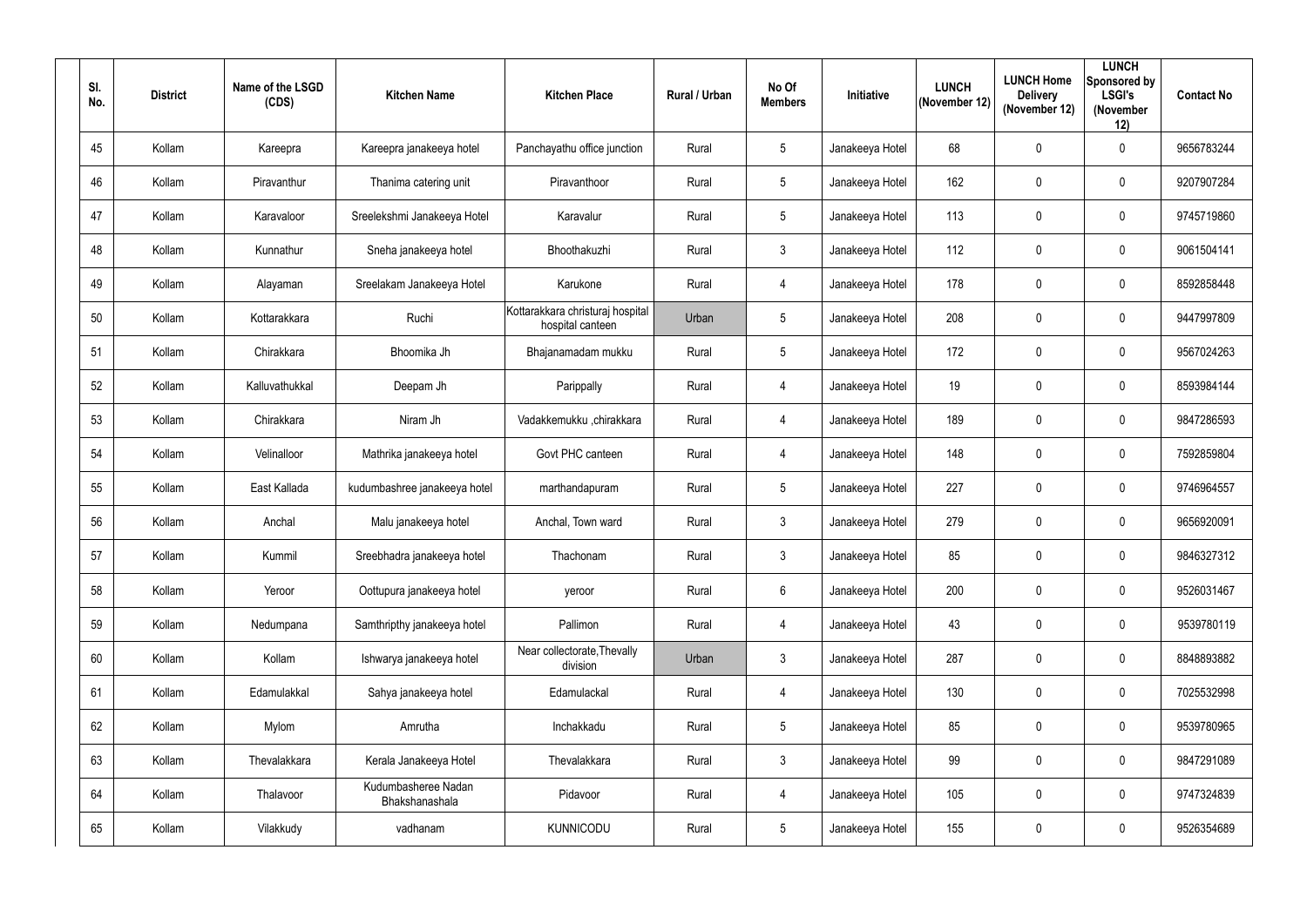| Sl. No. | District | Name of the LSGD (CDS) | Kitchen Name | Kitchen Place | Rural / Urban | No Of Members | Initiative | LUNCH (November 12) | LUNCH Home Delivery (November 12) | LUNCH Sponsored by LSGI's (November 12) | Contact No |
|---|---|---|---|---|---|---|---|---|---|---|---|
| 45 | Kollam | Kareepra | Kareepra janakeeya hotel | Panchayathu office junction | Rural | 5 | Janakeeya Hotel | 68 | 0 | 0 | 9656783244 |
| 46 | Kollam | Piravanthur | Thanima catering unit | Piravanthoor | Rural | 5 | Janakeeya Hotel | 162 | 0 | 0 | 9207907284 |
| 47 | Kollam | Karavaloor | Sreelekshmi Janakeeya Hotel | Karavalur | Rural | 5 | Janakeeya Hotel | 113 | 0 | 0 | 9745719860 |
| 48 | Kollam | Kunnathur | Sneha janakeeya hotel | Bhoothakuzhi | Rural | 3 | Janakeeya Hotel | 112 | 0 | 0 | 9061504141 |
| 49 | Kollam | Alayaman | Sreelakam Janakeeya Hotel | Karukone | Rural | 4 | Janakeeya Hotel | 178 | 0 | 0 | 8592858448 |
| 50 | Kollam | Kottarakkara | Ruchi | Kottarakkara christuraj hospital hospital canteen | Urban | 5 | Janakeeya Hotel | 208 | 0 | 0 | 9447997809 |
| 51 | Kollam | Chirakkara | Bhoomika Jh | Bhajanamadam mukku | Rural | 5 | Janakeeya Hotel | 172 | 0 | 0 | 9567024263 |
| 52 | Kollam | Kalluvathukkal | Deepam Jh | Parippally | Rural | 4 | Janakeeya Hotel | 19 | 0 | 0 | 8593984144 |
| 53 | Kollam | Chirakkara | Niram Jh | Vadakkemukku ,chirakkara | Rural | 4 | Janakeeya Hotel | 189 | 0 | 0 | 9847286593 |
| 54 | Kollam | Velinalloor | Mathrika janakeeya hotel | Govt PHC canteen | Rural | 4 | Janakeeya Hotel | 148 | 0 | 0 | 7592859804 |
| 55 | Kollam | East Kallada | kudumbashree janakeeya hotel | marthandapuram | Rural | 5 | Janakeeya Hotel | 227 | 0 | 0 | 9746964557 |
| 56 | Kollam | Anchal | Malu janakeeya hotel | Anchal, Town ward | Rural | 3 | Janakeeya Hotel | 279 | 0 | 0 | 9656920091 |
| 57 | Kollam | Kummil | Sreebhadra janakeeya hotel | Thachonam | Rural | 3 | Janakeeya Hotel | 85 | 0 | 0 | 9846327312 |
| 58 | Kollam | Yeroor | Oottupura janakeeya hotel | yeroor | Rural | 6 | Janakeeya Hotel | 200 | 0 | 0 | 9526031467 |
| 59 | Kollam | Nedumpana | Samthripthy janakeeya hotel | Pallimon | Rural | 4 | Janakeeya Hotel | 43 | 0 | 0 | 9539780119 |
| 60 | Kollam | Kollam | Ishwarya janakeeya hotel | Near collectorate,Thevally division | Urban | 3 | Janakeeya Hotel | 287 | 0 | 0 | 8848893882 |
| 61 | Kollam | Edamulakkal | Sahya janakeeya hotel | Edamulackal | Rural | 4 | Janakeeya Hotel | 130 | 0 | 0 | 7025532998 |
| 62 | Kollam | Mylom | Amrutha | Inchakkadu | Rural | 5 | Janakeeya Hotel | 85 | 0 | 0 | 9539780965 |
| 63 | Kollam | Thevalakkara | Kerala Janakeeya Hotel | Thevalakkara | Rural | 3 | Janakeeya Hotel | 99 | 0 | 0 | 9847291089 |
| 64 | Kollam | Thalavoor | Kudumbasheree Nadan Bhakshanashala | Pidavoor | Rural | 4 | Janakeeya Hotel | 105 | 0 | 0 | 9747324839 |
| 65 | Kollam | Vilakkudy | vadhanam | KUNNICODU | Rural | 5 | Janakeeya Hotel | 155 | 0 | 0 | 9526354689 |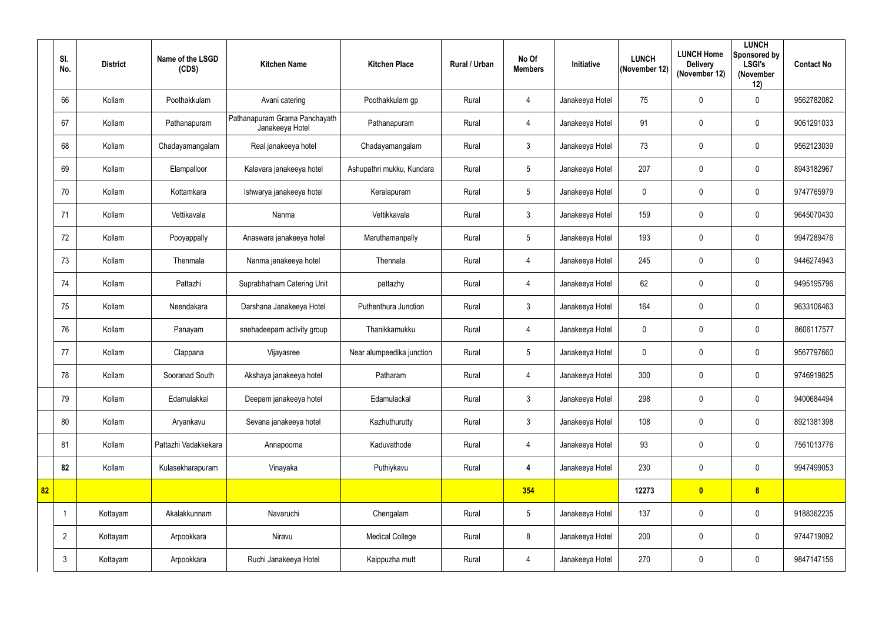| Sl. No. | District | Name of the LSGD (CDS) | Kitchen Name | Kitchen Place | Rural / Urban | No Of Members | Initiative | LUNCH (November 12) | LUNCH Home Delivery (November 12) | LUNCH Sponsored by LSGI's (November 12) | Contact No |
|---|---|---|---|---|---|---|---|---|---|---|---|
| 66 | Kollam | Poothakkulam | Avani catering | Poothakkulam gp | Rural | 4 | Janakeeya Hotel | 75 | 0 | 0 | 9562782082 |
| 67 | Kollam | Pathanapuram | Pathanapuram Grama Panchayath Janakeeya Hotel | Pathanapuram | Rural | 4 | Janakeeya Hotel | 91 | 0 | 0 | 9061291033 |
| 68 | Kollam | Chadayamangalam | Real janakeeya hotel | Chadayamangalam | Rural | 3 | Janakeeya Hotel | 73 | 0 | 0 | 9562123039 |
| 69 | Kollam | Elampalloor | Kalavara janakeeya hotel | Ashupathri mukku, Kundara | Rural | 5 | Janakeeya Hotel | 207 | 0 | 0 | 8943182967 |
| 70 | Kollam | Kottamkara | Ishwarya janakeeya hotel | Keralapuram | Rural | 5 | Janakeeya Hotel | 0 | 0 | 0 | 9747765979 |
| 71 | Kollam | Vettikavala | Nanma | Vettikkavala | Rural | 3 | Janakeeya Hotel | 159 | 0 | 0 | 9645070430 |
| 72 | Kollam | Pooyappally | Anaswara janakeeya hotel | Maruthamanpally | Rural | 5 | Janakeeya Hotel | 193 | 0 | 0 | 9947289476 |
| 73 | Kollam | Thenmala | Nanma janakeeya hotel | Thennala | Rural | 4 | Janakeeya Hotel | 245 | 0 | 0 | 9446274943 |
| 74 | Kollam | Pattazhi | Suprabhatham Catering Unit | pattazhy | Rural | 4 | Janakeeya Hotel | 62 | 0 | 0 | 9495195796 |
| 75 | Kollam | Neendakara | Darshana Janakeeya Hotel | Puthenthura Junction | Rural | 3 | Janakeeya Hotel | 164 | 0 | 0 | 9633106463 |
| 76 | Kollam | Panayam | snehadeepam activity group | Thanikkamukku | Rural | 4 | Janakeeya Hotel | 0 | 0 | 0 | 8606117577 |
| 77 | Kollam | Clappana | Vijayasree | Near alumpeedika junction | Rural | 5 | Janakeeya Hotel | 0 | 0 | 0 | 9567797660 |
| 78 | Kollam | Sooranad South | Akshaya janakeeya hotel | Patharam | Rural | 4 | Janakeeya Hotel | 300 | 0 | 0 | 9746919825 |
| 79 | Kollam | Edamulakkal | Deepam janakeeya hotel | Edamulackal | Rural | 3 | Janakeeya Hotel | 298 | 0 | 0 | 9400684494 |
| 80 | Kollam | Aryankavu | Sevana janakeeya hotel | Kazhuthurutty | Rural | 3 | Janakeeya Hotel | 108 | 0 | 0 | 8921381398 |
| 81 | Kollam | Pattazhi Vadakkekara | Annapoorna | Kaduvathode | Rural | 4 | Janakeeya Hotel | 93 | 0 | 0 | 7561013776 |
| **82** | Kollam | Kulasekharapuram | Vinayaka | Puthiykavu | Rural | **4** | Janakeeya Hotel | 230 | 0 | 0 | 9947499053 |
| **82** | | | | | | **354** | | **12273** | **0** | **8** | |
| 1 | Kottayam | Akalakkunnam | Navaruchi | Chengalam | Rural | 5 | Janakeeya Hotel | 137 | 0 | 0 | 9188362235 |
| 2 | Kottayam | Arpookkara | Niravu | Medical College | Rural | 8 | Janakeeya Hotel | 200 | 0 | 0 | 9744719092 |
| 3 | Kottayam | Arpookkara | Ruchi Janakeeya Hotel | Kaippuzha mutt | Rural | 4 | Janakeeya Hotel | 270 | 0 | 0 | 9847147156 |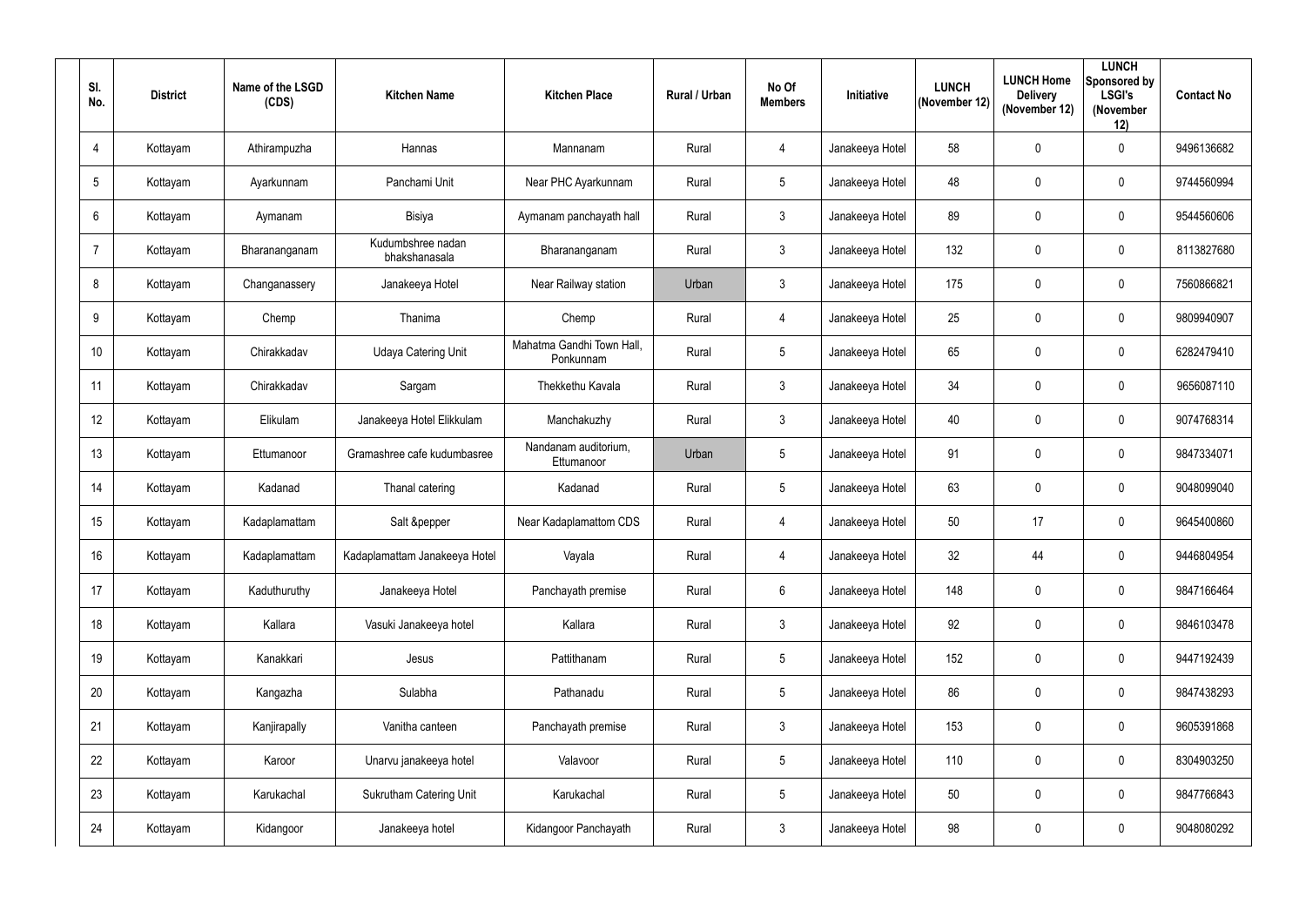| Sl. No. | District | Name of the LSGD (CDS) | Kitchen Name | Kitchen Place | Rural / Urban | No Of Members | Initiative | LUNCH (November 12) | LUNCH Home Delivery (November 12) | LUNCH Sponsored by LSGI's (November 12) | Contact No |
|---|---|---|---|---|---|---|---|---|---|---|---|
| 4 | Kottayam | Athirampuzha | Hannas | Mannanam | Rural | 4 | Janakeeya Hotel | 58 | 0 | 0 | 9496136682 |
| 5 | Kottayam | Ayarkunnam | Panchami Unit | Near PHC Ayarkunnam | Rural | 5 | Janakeeya Hotel | 48 | 0 | 0 | 9744560994 |
| 6 | Kottayam | Aymanam | Bisiya | Aymanam panchayath hall | Rural | 3 | Janakeeya Hotel | 89 | 0 | 0 | 9544560606 |
| 7 | Kottayam | Bharananganam | Kudumbshree nadan bhakshanasala | Bharananganam | Rural | 3 | Janakeeya Hotel | 132 | 0 | 0 | 8113827680 |
| 8 | Kottayam | Changanassery | Janakeeya Hotel | Near Railway station | Urban | 3 | Janakeeya Hotel | 175 | 0 | 0 | 7560866821 |
| 9 | Kottayam | Chemp | Thanima | Chemp | Rural | 4 | Janakeeya Hotel | 25 | 0 | 0 | 9809940907 |
| 10 | Kottayam | Chirakkadav | Udaya Catering Unit | Mahatma Gandhi Town Hall, Ponkunnam | Rural | 5 | Janakeeya Hotel | 65 | 0 | 0 | 6282479410 |
| 11 | Kottayam | Chirakkadav | Sargam | Thekkethu Kavala | Rural | 3 | Janakeeya Hotel | 34 | 0 | 0 | 9656087110 |
| 12 | Kottayam | Elikulam | Janakeeya Hotel Elikkulam | Manchakuzhy | Rural | 3 | Janakeeya Hotel | 40 | 0 | 0 | 9074768314 |
| 13 | Kottayam | Ettumanoor | Gramashree cafe kudumbasree | Nandanam auditorium, Ettumanoor | Urban | 5 | Janakeeya Hotel | 91 | 0 | 0 | 9847334071 |
| 14 | Kottayam | Kadanad | Thanal catering | Kadanad | Rural | 5 | Janakeeya Hotel | 63 | 0 | 0 | 9048099040 |
| 15 | Kottayam | Kadaplamattam | Salt &pepper | Near Kadaplamattom CDS | Rural | 4 | Janakeeya Hotel | 50 | 17 | 0 | 9645400860 |
| 16 | Kottayam | Kadaplamattam | Kadaplamattam Janakeeya Hotel | Vayala | Rural | 4 | Janakeeya Hotel | 32 | 44 | 0 | 9446804954 |
| 17 | Kottayam | Kaduthuruthy | Janakeeya Hotel | Panchayath premise | Rural | 6 | Janakeeya Hotel | 148 | 0 | 0 | 9847166464 |
| 18 | Kottayam | Kallara | Vasuki Janakeeya hotel | Kallara | Rural | 3 | Janakeeya Hotel | 92 | 0 | 0 | 9846103478 |
| 19 | Kottayam | Kanakkari | Jesus | Pattithanam | Rural | 5 | Janakeeya Hotel | 152 | 0 | 0 | 9447192439 |
| 20 | Kottayam | Kangazha | Sulabha | Pathanadu | Rural | 5 | Janakeeya Hotel | 86 | 0 | 0 | 9847438293 |
| 21 | Kottayam | Kanjirapally | Vanitha canteen | Panchayath premise | Rural | 3 | Janakeeya Hotel | 153 | 0 | 0 | 9605391868 |
| 22 | Kottayam | Karoor | Unarvu janakeeya hotel | Valavoor | Rural | 5 | Janakeeya Hotel | 110 | 0 | 0 | 8304903250 |
| 23 | Kottayam | Karukachal | Sukrutham Catering Unit | Karukachal | Rural | 5 | Janakeeya Hotel | 50 | 0 | 0 | 9847766843 |
| 24 | Kottayam | Kidangoor | Janakeeya hotel | Kidangoor Panchayath | Rural | 3 | Janakeeya Hotel | 98 | 0 | 0 | 9048080292 |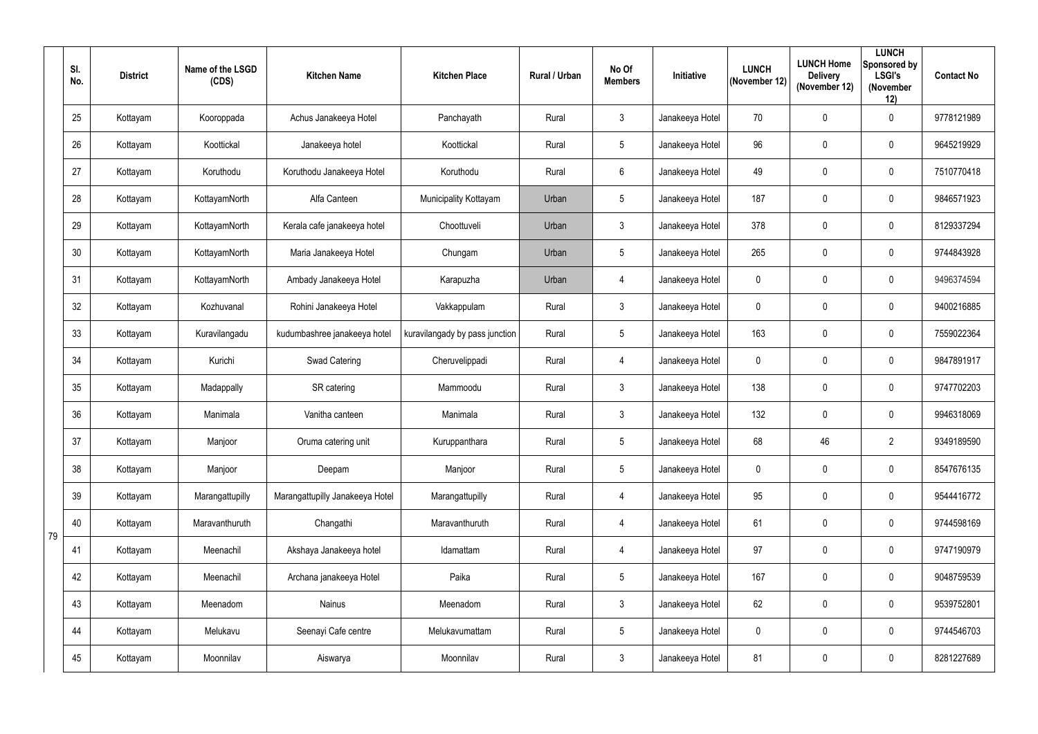| Sl. No. | District | Name of the LSGD (CDS) | Kitchen Name | Kitchen Place | Rural / Urban | No Of Members | Initiative | LUNCH (November 12) | LUNCH Home Delivery (November 12) | LUNCH Sponsored by LSGI's (November 12) | Contact No |
|---|---|---|---|---|---|---|---|---|---|---|---|
| 25 | Kottayam | Kooroppada | Achus Janakeeya Hotel | Panchayath | Rural | 3 | Janakeeya Hotel | 70 | 0 | 0 | 9778121989 |
| 26 | Kottayam | Koottickal | Janakeeya hotel | Koottickal | Rural | 5 | Janakeeya Hotel | 96 | 0 | 0 | 9645219929 |
| 27 | Kottayam | Koruthodu | Koruthodu Janakeeya Hotel | Koruthodu | Rural | 6 | Janakeeya Hotel | 49 | 0 | 0 | 7510770418 |
| 28 | Kottayam | KottayamNorth | Alfa Canteen | Municipality Kottayam | Urban | 5 | Janakeeya Hotel | 187 | 0 | 0 | 9846571923 |
| 29 | Kottayam | KottayamNorth | Kerala cafe janakeeya hotel | Choottuveli | Urban | 3 | Janakeeya Hotel | 378 | 0 | 0 | 8129337294 |
| 30 | Kottayam | KottayamNorth | Maria Janakeeya Hotel | Chungam | Urban | 5 | Janakeeya Hotel | 265 | 0 | 0 | 9744843928 |
| 31 | Kottayam | KottayamNorth | Ambady Janakeeya Hotel | Karapuzha | Urban | 4 | Janakeeya Hotel | 0 | 0 | 0 | 9496374594 |
| 32 | Kottayam | Kozhuvanal | Rohini Janakeeya Hotel | Vakkappulam | Rural | 3 | Janakeeya Hotel | 0 | 0 | 0 | 9400216885 |
| 33 | Kottayam | Kuravilangadu | kudumbashree janakeeya hotel | kuravilangady by pass junction | Rural | 5 | Janakeeya Hotel | 163 | 0 | 0 | 7559022364 |
| 34 | Kottayam | Kurichi | Swad Catering | Cheruvelippadi | Rural | 4 | Janakeeya Hotel | 0 | 0 | 0 | 9847891917 |
| 35 | Kottayam | Madappally | SR catering | Mammoodu | Rural | 3 | Janakeeya Hotel | 138 | 0 | 0 | 9747702203 |
| 36 | Kottayam | Manimala | Vanitha canteen | Manimala | Rural | 3 | Janakeeya Hotel | 132 | 0 | 0 | 9946318069 |
| 37 | Kottayam | Manjoor | Oruma catering unit | Kuruppanthara | Rural | 5 | Janakeeya Hotel | 68 | 46 | 2 | 9349189590 |
| 38 | Kottayam | Manjoor | Deepam | Manjoor | Rural | 5 | Janakeeya Hotel | 0 | 0 | 0 | 8547676135 |
| 39 | Kottayam | Marangattupilly | Marangattupilly Janakeeya Hotel | Marangattupilly | Rural | 4 | Janakeeya Hotel | 95 | 0 | 0 | 9544416772 |
| 40 | Kottayam | Maravanthuruth | Changathi | Maravanthuruth | Rural | 4 | Janakeeya Hotel | 61 | 0 | 0 | 9744598169 |
| 41 | Kottayam | Meenachil | Akshaya Janakeeya hotel | Idamattam | Rural | 4 | Janakeeya Hotel | 97 | 0 | 0 | 9747190979 |
| 42 | Kottayam | Meenachil | Archana janakeeya Hotel | Paika | Rural | 5 | Janakeeya Hotel | 167 | 0 | 0 | 9048759539 |
| 43 | Kottayam | Meenadom | Nainus | Meenadom | Rural | 3 | Janakeeya Hotel | 62 | 0 | 0 | 9539752801 |
| 44 | Kottayam | Melukavu | Seenayi Cafe centre | Melukavumattam | Rural | 5 | Janakeeya Hotel | 0 | 0 | 0 | 9744546703 |
| 45 | Kottayam | Moonnilav | Aiswarya | Moonnilav | Rural | 3 | Janakeeya Hotel | 81 | 0 | 0 | 8281227689 |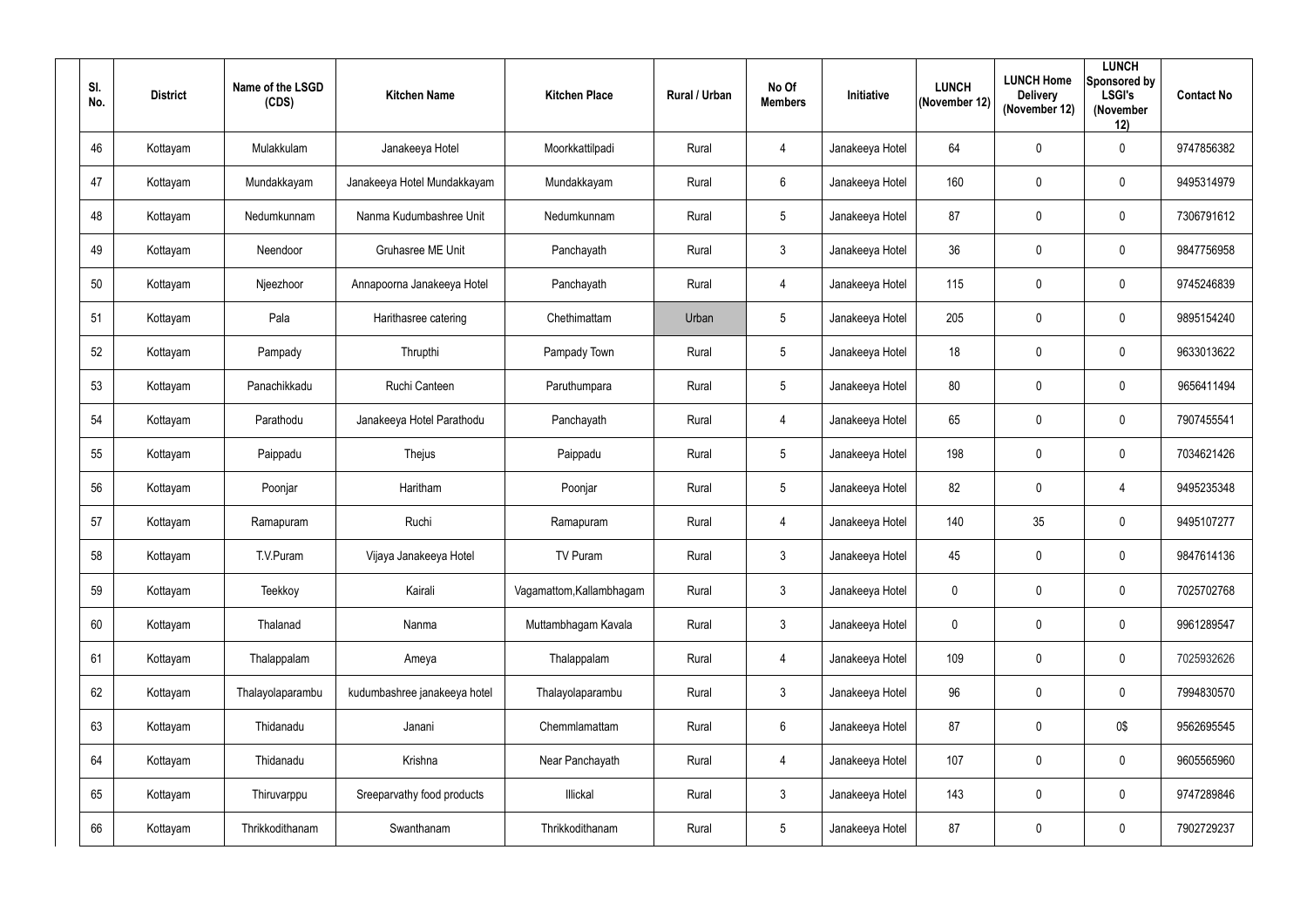| Sl. No. | District | Name of the LSGD (CDS) | Kitchen Name | Kitchen Place | Rural / Urban | No Of Members | Initiative | LUNCH (November 12) | LUNCH Home Delivery (November 12) | LUNCH Sponsored by LSGI's (November 12) | Contact No |
|---|---|---|---|---|---|---|---|---|---|---|---|
| 46 | Kottayam | Mulakkulam | Janakeeya Hotel | Moorkkattilpadi | Rural | 4 | Janakeeya Hotel | 64 | 0 | 0 | 9747856382 |
| 47 | Kottayam | Mundakkayam | Janakeeya Hotel Mundakkayam | Mundakkayam | Rural | 6 | Janakeeya Hotel | 160 | 0 | 0 | 9495314979 |
| 48 | Kottayam | Nedumkunnam | Nanma Kudumbashree Unit | Nedumkunnam | Rural | 5 | Janakeeya Hotel | 87 | 0 | 0 | 7306791612 |
| 49 | Kottayam | Neendoor | Gruhasree ME Unit | Panchayath | Rural | 3 | Janakeeya Hotel | 36 | 0 | 0 | 9847756958 |
| 50 | Kottayam | Njeezhoor | Annapoorna Janakeeya Hotel | Panchayath | Rural | 4 | Janakeeya Hotel | 115 | 0 | 0 | 9745246839 |
| 51 | Kottayam | Pala | Harithasree catering | Chethimattam | Urban | 5 | Janakeeya Hotel | 205 | 0 | 0 | 9895154240 |
| 52 | Kottayam | Pampady | Thrupthi | Pampady Town | Rural | 5 | Janakeeya Hotel | 18 | 0 | 0 | 9633013622 |
| 53 | Kottayam | Panachikkadu | Ruchi Canteen | Paruthumpara | Rural | 5 | Janakeeya Hotel | 80 | 0 | 0 | 9656411494 |
| 54 | Kottayam | Parathodu | Janakeeya Hotel Parathodu | Panchayath | Rural | 4 | Janakeeya Hotel | 65 | 0 | 0 | 7907455541 |
| 55 | Kottayam | Paippadu | Thejus | Paippadu | Rural | 5 | Janakeeya Hotel | 198 | 0 | 0 | 7034621426 |
| 56 | Kottayam | Poonjar | Haritham | Poonjar | Rural | 5 | Janakeeya Hotel | 82 | 0 | 4 | 9495235348 |
| 57 | Kottayam | Ramapuram | Ruchi | Ramapuram | Rural | 4 | Janakeeya Hotel | 140 | 35 | 0 | 9495107277 |
| 58 | Kottayam | T.V.Puram | Vijaya Janakeeya Hotel | TV Puram | Rural | 3 | Janakeeya Hotel | 45 | 0 | 0 | 9847614136 |
| 59 | Kottayam | Teekkoy | Kairali | Vagamattom,Kallambhagam | Rural | 3 | Janakeeya Hotel | 0 | 0 | 0 | 7025702768 |
| 60 | Kottayam | Thalanad | Nanma | Muttambhagam Kavala | Rural | 3 | Janakeeya Hotel | 0 | 0 | 0 | 9961289547 |
| 61 | Kottayam | Thalappalam | Ameya | Thalappalam | Rural | 4 | Janakeeya Hotel | 109 | 0 | 0 | 7025932626 |
| 62 | Kottayam | Thalayolaparambu | kudumbashree janakeeya hotel | Thalayolaparambu | Rural | 3 | Janakeeya Hotel | 96 | 0 | 0 | 7994830570 |
| 63 | Kottayam | Thidanadu | Janani | Chemmlamattam | Rural | 6 | Janakeeya Hotel | 87 | 0 | 0$ | 9562695545 |
| 64 | Kottayam | Thidanadu | Krishna | Near Panchayath | Rural | 4 | Janakeeya Hotel | 107 | 0 | 0 | 9605565960 |
| 65 | Kottayam | Thiruvarppu | Sreeparvathy food products | Illickal | Rural | 3 | Janakeeya Hotel | 143 | 0 | 0 | 9747289846 |
| 66 | Kottayam | Thrikkodithanam | Swanthanam | Thrikkodithanam | Rural | 5 | Janakeeya Hotel | 87 | 0 | 0 | 7902729237 |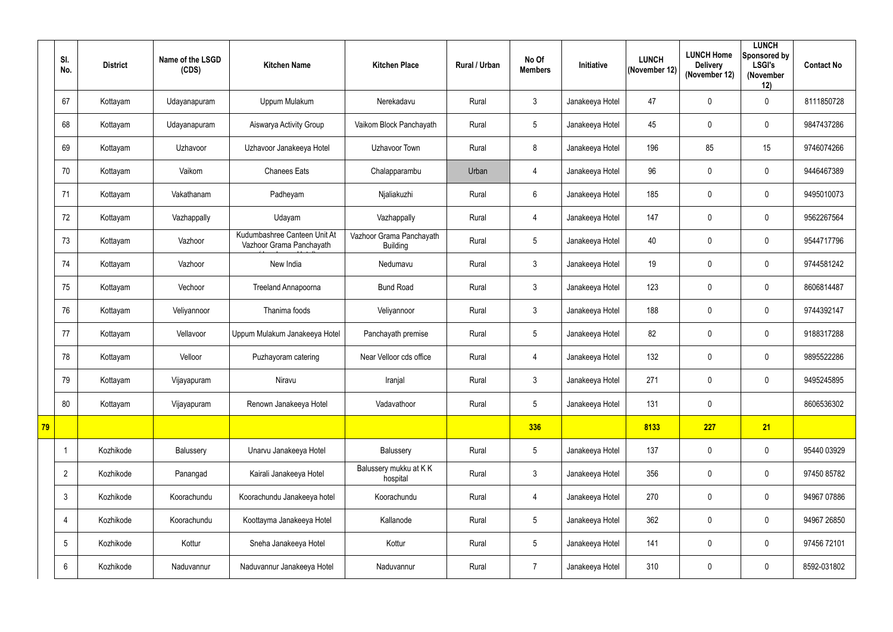| | Sl. No. | District | Name of the LSGD (CDS) | Kitchen Name | Kitchen Place | Rural / Urban | No Of Members | Initiative | LUNCH (November 12) | LUNCH Home Delivery (November 12) | LUNCH Sponsored by LSGI's (November 12) | Contact No |
|---|---|---|---|---|---|---|---|---|---|---|---|---|
| | 67 | Kottayam | Udayanapuram | Uppum Mulakum | Nerekadavu | Rural | 3 | Janakeeya Hotel | 47 | 0 | 0 | 8111850728 |
| | 68 | Kottayam | Udayanapuram | Aiswarya Activity Group | Vaikom Block Panchayath | Rural | 5 | Janakeeya Hotel | 45 | 0 | 0 | 9847437286 |
| | 69 | Kottayam | Uzhavoor | Uzhavoor Janakeeya Hotel | Uzhavoor Town | Rural | 8 | Janakeeya Hotel | 196 | 85 | 15 | 9746074266 |
| | 70 | Kottayam | Vaikom | Chanees Eats | Chalapparambu | Urban | 4 | Janakeeya Hotel | 96 | 0 | 0 | 9446467389 |
| | 71 | Kottayam | Vakathanam | Padheyam | Njaliakuzhi | Rural | 6 | Janakeeya Hotel | 185 | 0 | 0 | 9495010073 |
| | 72 | Kottayam | Vazhappally | Udayam | Vazhappally | Rural | 4 | Janakeeya Hotel | 147 | 0 | 0 | 9562267564 |
| | 73 | Kottayam | Vazhoor | Kudumbashree Canteen Unit At Vazhoor Grama Panchayath | Vazhoor Grama Panchayath Building | Rural | 5 | Janakeeya Hotel | 40 | 0 | 0 | 9544717796 |
| | 74 | Kottayam | Vazhoor | New India | Nedumavu | Rural | 3 | Janakeeya Hotel | 19 | 0 | 0 | 9744581242 |
| | 75 | Kottayam | Vechoor | Treeland Annapoorna | Bund Road | Rural | 3 | Janakeeya Hotel | 123 | 0 | 0 | 8606814487 |
| | 76 | Kottayam | Veliyannoor | Thanima foods | Veliyannoor | Rural | 3 | Janakeeya Hotel | 188 | 0 | 0 | 9744392147 |
| | 77 | Kottayam | Vellavoor | Uppum Mulakum Janakeeya Hotel | Panchayath premise | Rural | 5 | Janakeeya Hotel | 82 | 0 | 0 | 9188317288 |
| | 78 | Kottayam | Velloor | Puzhayoram catering | Near Velloor cds office | Rural | 4 | Janakeeya Hotel | 132 | 0 | 0 | 9895522286 |
| | 79 | Kottayam | Vijayapuram | Niravu | Iranjal | Rural | 3 | Janakeeya Hotel | 271 | 0 | 0 | 9495245895 |
| | 80 | Kottayam | Vijayapuram | Renown Janakeeya Hotel | Vadavathoor | Rural | 5 | Janakeeya Hotel | 131 | 0 | | 8606536302 |
| **79** | | | | | | | **336** | | **8133** | **227** | **21** | |
| | 1 | Kozhikode | Balussery | Unarvu Janakeeya Hotel | Balussery | Rural | 5 | Janakeeya Hotel | 137 | 0 | 0 | 95440 03929 |
| | 2 | Kozhikode | Panangad | Kairali Janakeeya Hotel | Balussery mukku at K K hospital | Rural | 3 | Janakeeya Hotel | 356 | 0 | 0 | 97450 85782 |
| | 3 | Kozhikode | Koorachundu | Koorachundu Janakeeya hotel | Koorachundu | Rural | 4 | Janakeeya Hotel | 270 | 0 | 0 | 94967 07886 |
| | 4 | Kozhikode | Koorachundu | Koottayma Janakeeya Hotel | Kallanode | Rural | 5 | Janakeeya Hotel | 362 | 0 | 0 | 94967 26850 |
| | 5 | Kozhikode | Kottur | Sneha Janakeeya Hotel | Kottur | Rural | 5 | Janakeeya Hotel | 141 | 0 | 0 | 97456 72101 |
| | 6 | Kozhikode | Naduvannur | Naduvannur Janakeeya Hotel | Naduvannur | Rural | 7 | Janakeeya Hotel | 310 | 0 | 0 | 8592-031802 |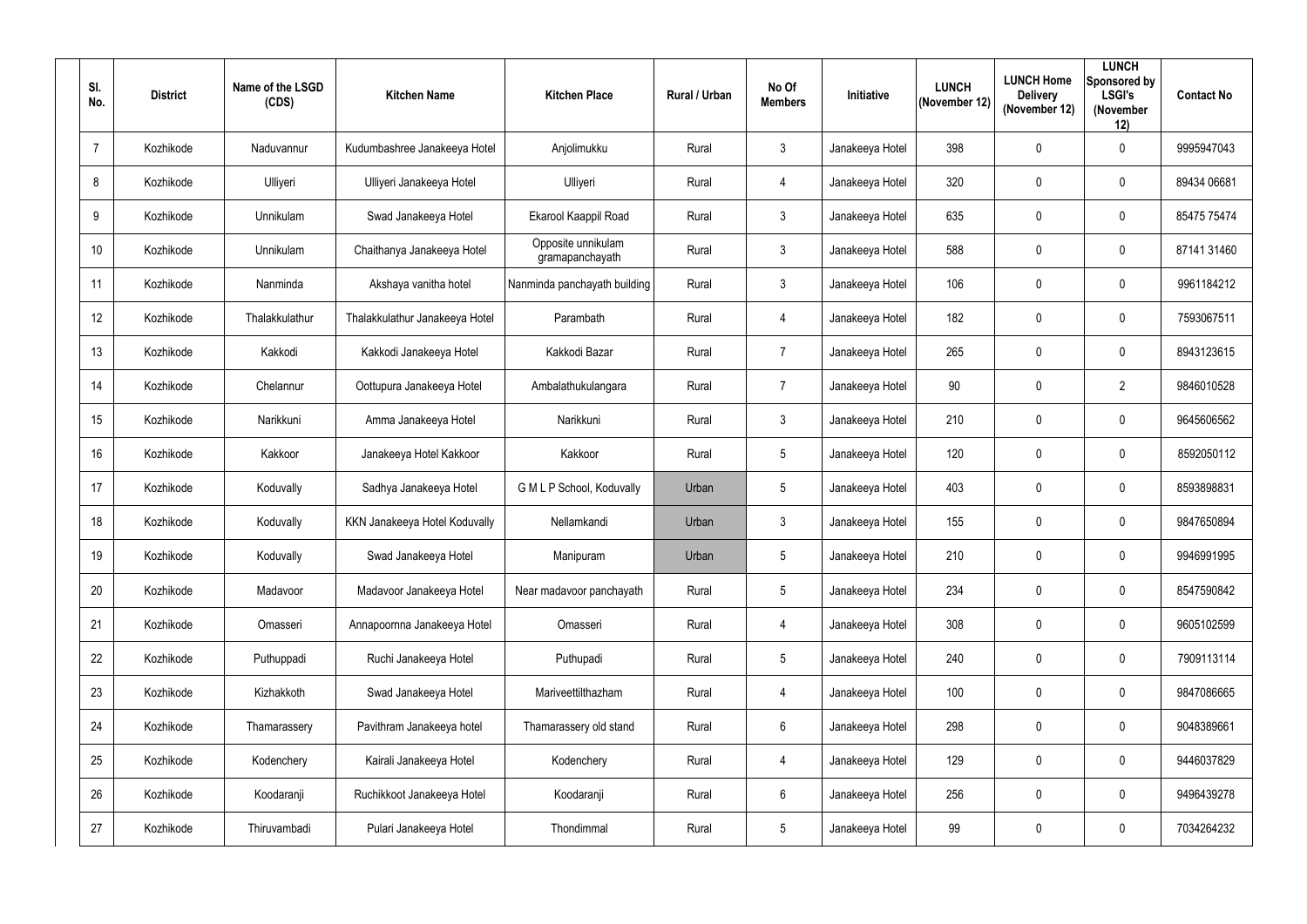| Sl. No. | District | Name of the LSGD (CDS) | Kitchen Name | Kitchen Place | Rural / Urban | No Of Members | Initiative | LUNCH (November 12) | LUNCH Home Delivery (November 12) | LUNCH Sponsored by LSGI's (November 12) | Contact No |
|---|---|---|---|---|---|---|---|---|---|---|---|
| 7 | Kozhikode | Naduvannur | Kudumbashree Janakeeya Hotel | Anjolimukku | Rural | 3 | Janakeeya Hotel | 398 | 0 | 0 | 9995947043 |
| 8 | Kozhikode | Ulliyeri | Ulliyeri Janakeeya Hotel | Ulliyeri | Rural | 4 | Janakeeya Hotel | 320 | 0 | 0 | 89434 06681 |
| 9 | Kozhikode | Unnikulam | Swad Janakeeya Hotel | Ekarool Kaappil Road | Rural | 3 | Janakeeya Hotel | 635 | 0 | 0 | 85475 75474 |
| 10 | Kozhikode | Unnikulam | Chaithanya Janakeeya Hotel | Opposite unnikulam gramapanchayath | Rural | 3 | Janakeeya Hotel | 588 | 0 | 0 | 87141 31460 |
| 11 | Kozhikode | Nanminda | Akshaya vanitha hotel | Nanminda panchayath building | Rural | 3 | Janakeeya Hotel | 106 | 0 | 0 | 9961184212 |
| 12 | Kozhikode | Thalakkulathur | Thalakkulathur Janakeeya Hotel | Parambath | Rural | 4 | Janakeeya Hotel | 182 | 0 | 0 | 7593067511 |
| 13 | Kozhikode | Kakkodi | Kakkodi Janakeeya Hotel | Kakkodi Bazar | Rural | 7 | Janakeeya Hotel | 265 | 0 | 0 | 8943123615 |
| 14 | Kozhikode | Chelannur | Oottupura Janakeeya Hotel | Ambalathukulangara | Rural | 7 | Janakeeya Hotel | 90 | 0 | 2 | 9846010528 |
| 15 | Kozhikode | Narikkuni | Amma Janakeeya Hotel | Narikkuni | Rural | 3 | Janakeeya Hotel | 210 | 0 | 0 | 9645606562 |
| 16 | Kozhikode | Kakkoor | Janakeeya Hotel Kakkoor | Kakkoor | Rural | 5 | Janakeeya Hotel | 120 | 0 | 0 | 8592050112 |
| 17 | Kozhikode | Koduvally | Sadhya Janakeeya Hotel | G M L P School, Koduvally | Urban | 5 | Janakeeya Hotel | 403 | 0 | 0 | 8593898831 |
| 18 | Kozhikode | Koduvally | KKN Janakeeya Hotel Koduvally | Nellamkandi | Urban | 3 | Janakeeya Hotel | 155 | 0 | 0 | 9847650894 |
| 19 | Kozhikode | Koduvally | Swad Janakeeya Hotel | Manipuram | Urban | 5 | Janakeeya Hotel | 210 | 0 | 0 | 9946991995 |
| 20 | Kozhikode | Madavoor | Madavoor Janakeeya Hotel | Near madavoor panchayath | Rural | 5 | Janakeeya Hotel | 234 | 0 | 0 | 8547590842 |
| 21 | Kozhikode | Omasseri | Annapoornna Janakeeya Hotel | Omasseri | Rural | 4 | Janakeeya Hotel | 308 | 0 | 0 | 9605102599 |
| 22 | Kozhikode | Puthuppadi | Ruchi Janakeeya Hotel | Puthupadi | Rural | 5 | Janakeeya Hotel | 240 | 0 | 0 | 7909113114 |
| 23 | Kozhikode | Kizhakkoth | Swad Janakeeya Hotel | Mariveettilthazham | Rural | 4 | Janakeeya Hotel | 100 | 0 | 0 | 9847086665 |
| 24 | Kozhikode | Thamarassery | Pavithram Janakeeya hotel | Thamarassery old stand | Rural | 6 | Janakeeya Hotel | 298 | 0 | 0 | 9048389661 |
| 25 | Kozhikode | Kodenchery | Kairali Janakeeya Hotel | Kodenchery | Rural | 4 | Janakeeya Hotel | 129 | 0 | 0 | 9446037829 |
| 26 | Kozhikode | Koodaranji | Ruchikkoot Janakeeya Hotel | Koodaranji | Rural | 6 | Janakeeya Hotel | 256 | 0 | 0 | 9496439278 |
| 27 | Kozhikode | Thiruvambadi | Pulari Janakeeya Hotel | Thondimmal | Rural | 5 | Janakeeya Hotel | 99 | 0 | 0 | 7034264232 |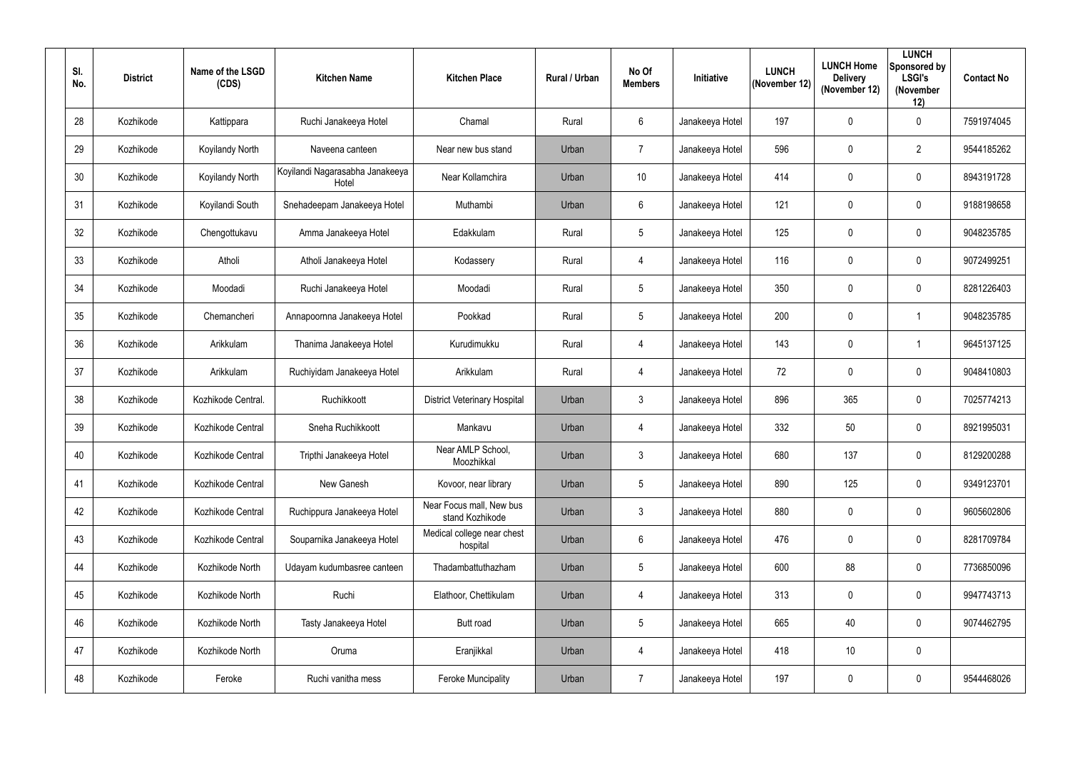| Sl. No. | District | Name of the LSGD (CDS) | Kitchen Name | Kitchen Place | Rural / Urban | No Of Members | Initiative | LUNCH (November 12) | LUNCH Home Delivery (November 12) | LUNCH Sponsored by LSGI's (November 12) | Contact No |
|---|---|---|---|---|---|---|---|---|---|---|---|
| 28 | Kozhikode | Kattippara | Ruchi Janakeeya Hotel | Chamal | Rural | 6 | Janakeeya Hotel | 197 | 0 | 0 | 7591974045 |
| 29 | Kozhikode | Koyilandy North | Naveena canteen | Near new bus stand | Urban | 7 | Janakeeya Hotel | 596 | 0 | 2 | 9544185262 |
| 30 | Kozhikode | Koyilandy North | Koyilandi Nagarasabha Janakeeya Hotel | Near Kollamchira | Urban | 10 | Janakeeya Hotel | 414 | 0 | 0 | 8943191728 |
| 31 | Kozhikode | Koyilandi South | Snehadeepam Janakeeya Hotel | Muthambi | Urban | 6 | Janakeeya Hotel | 121 | 0 | 0 | 9188198658 |
| 32 | Kozhikode | Chengottukavu | Amma Janakeeya Hotel | Edakkulam | Rural | 5 | Janakeeya Hotel | 125 | 0 | 0 | 9048235785 |
| 33 | Kozhikode | Atholi | Atholi Janakeeya Hotel | Kodassery | Rural | 4 | Janakeeya Hotel | 116 | 0 | 0 | 9072499251 |
| 34 | Kozhikode | Moodadi | Ruchi Janakeeya Hotel | Moodadi | Rural | 5 | Janakeeya Hotel | 350 | 0 | 0 | 8281226403 |
| 35 | Kozhikode | Chemancheri | Annapoornna Janakeeya Hotel | Pookkad | Rural | 5 | Janakeeya Hotel | 200 | 0 | 1 | 9048235785 |
| 36 | Kozhikode | Arikkulam | Thanima Janakeeya Hotel | Kurudimukku | Rural | 4 | Janakeeya Hotel | 143 | 0 | 1 | 9645137125 |
| 37 | Kozhikode | Arikkulam | Ruchiyidam Janakeeya Hotel | Arikkulam | Rural | 4 | Janakeeya Hotel | 72 | 0 | 0 | 9048410803 |
| 38 | Kozhikode | Kozhikode Central. | Ruchikkoott | District Veterinary Hospital | Urban | 3 | Janakeeya Hotel | 896 | 365 | 0 | 7025774213 |
| 39 | Kozhikode | Kozhikode Central | Sneha Ruchikkoott | Mankavu | Urban | 4 | Janakeeya Hotel | 332 | 50 | 0 | 8921995031 |
| 40 | Kozhikode | Kozhikode Central | Tripthi Janakeeya Hotel | Near AMLP School, Moozhikkal | Urban | 3 | Janakeeya Hotel | 680 | 137 | 0 | 8129200288 |
| 41 | Kozhikode | Kozhikode Central | New Ganesh | Kovoor, near library | Urban | 5 | Janakeeya Hotel | 890 | 125 | 0 | 9349123701 |
| 42 | Kozhikode | Kozhikode Central | Ruchippura Janakeeya Hotel | Near Focus mall, New bus stand Kozhikode | Urban | 3 | Janakeeya Hotel | 880 | 0 | 0 | 9605602806 |
| 43 | Kozhikode | Kozhikode Central | Souparnika Janakeeya Hotel | Medical college near chest hospital | Urban | 6 | Janakeeya Hotel | 476 | 0 | 0 | 8281709784 |
| 44 | Kozhikode | Kozhikode North | Udayam kudumbasree canteen | Thadambattuthazham | Urban | 5 | Janakeeya Hotel | 600 | 88 | 0 | 7736850096 |
| 45 | Kozhikode | Kozhikode North | Ruchi | Elathoor, Chettikulam | Urban | 4 | Janakeeya Hotel | 313 | 0 | 0 | 9947743713 |
| 46 | Kozhikode | Kozhikode North | Tasty Janakeeya Hotel | Butt road | Urban | 5 | Janakeeya Hotel | 665 | 40 | 0 | 9074462795 |
| 47 | Kozhikode | Kozhikode North | Oruma | Eranjikkal | Urban | 4 | Janakeeya Hotel | 418 | 10 | 0 | |
| 48 | Kozhikode | Feroke | Ruchi vanitha mess | Feroke Muncipality | Urban | 7 | Janakeeya Hotel | 197 | 0 | 0 | 9544468026 |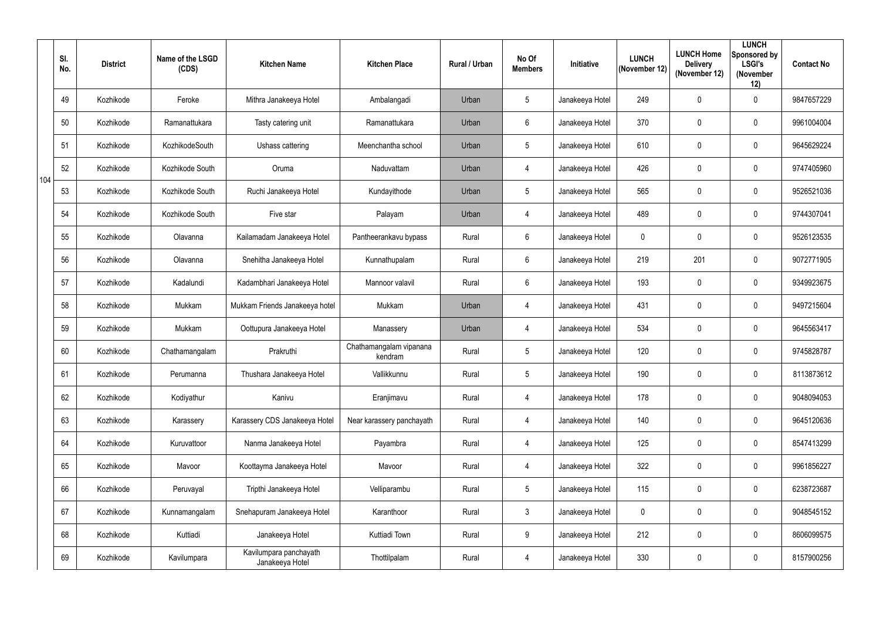| | Sl. No. | District | Name of the LSGD (CDS) | Kitchen Name | Kitchen Place | Rural / Urban | No Of Members | Initiative | LUNCH (November 12) | LUNCH Home Delivery (November 12) | LUNCH Sponsored by LSGI's (November 12) | Contact No |
|---|---|---|---|---|---|---|---|---|---|---|---|---|
| 104 | 49 | Kozhikode | Feroke | Mithra Janakeeya Hotel | Ambalangadi | Urban | 5 | Janakeeya Hotel | 249 | 0 | 0 | 9847657229 |
| | 50 | Kozhikode | Ramanattukara | Tasty catering unit | Ramanattukara | Urban | 6 | Janakeeya Hotel | 370 | 0 | 0 | 9961004004 |
| | 51 | Kozhikode | KozhikodeSouth | Ushass cattering | Meenchantha school | Urban | 5 | Janakeeya Hotel | 610 | 0 | 0 | 9645629224 |
| | 52 | Kozhikode | Kozhikode South | Oruma | Naduvattam | Urban | 4 | Janakeeya Hotel | 426 | 0 | 0 | 9747405960 |
| | 53 | Kozhikode | Kozhikode South | Ruchi Janakeeya Hotel | Kundayithode | Urban | 5 | Janakeeya Hotel | 565 | 0 | 0 | 9526521036 |
| | 54 | Kozhikode | Kozhikode South | Five star | Palayam | Urban | 4 | Janakeeya Hotel | 489 | 0 | 0 | 9744307041 |
| | 55 | Kozhikode | Olavanna | Kailamadam Janakeeya Hotel | Pantheerankavu bypass | Rural | 6 | Janakeeya Hotel | 0 | 0 | 0 | 9526123535 |
| | 56 | Kozhikode | Olavanna | Snehitha Janakeeya Hotel | Kunnathupalam | Rural | 6 | Janakeeya Hotel | 219 | 201 | 0 | 9072771905 |
| | 57 | Kozhikode | Kadalundi | Kadambhari Janakeeya Hotel | Mannoor valavil | Rural | 6 | Janakeeya Hotel | 193 | 0 | 0 | 9349923675 |
| | 58 | Kozhikode | Mukkam | Mukkam Friends Janakeeya hotel | Mukkam | Urban | 4 | Janakeeya Hotel | 431 | 0 | 0 | 9497215604 |
| | 59 | Kozhikode | Mukkam | Oottupura Janakeeya Hotel | Manassery | Urban | 4 | Janakeeya Hotel | 534 | 0 | 0 | 9645563417 |
| | 60 | Kozhikode | Chathamangalam | Prakruthi | Chathamangalam vipanana kendram | Rural | 5 | Janakeeya Hotel | 120 | 0 | 0 | 9745828787 |
| | 61 | Kozhikode | Perumanna | Thushara Janakeeya Hotel | Vallikkunnu | Rural | 5 | Janakeeya Hotel | 190 | 0 | 0 | 8113873612 |
| | 62 | Kozhikode | Kodiyathur | Kanivu | Eranjimavu | Rural | 4 | Janakeeya Hotel | 178 | 0 | 0 | 9048094053 |
| | 63 | Kozhikode | Karassery | Karassery CDS Janakeeya Hotel | Near karassery panchayath | Rural | 4 | Janakeeya Hotel | 140 | 0 | 0 | 9645120636 |
| | 64 | Kozhikode | Kuruvattoor | Nanma Janakeeya Hotel | Payambra | Rural | 4 | Janakeeya Hotel | 125 | 0 | 0 | 8547413299 |
| | 65 | Kozhikode | Mavoor | Koottayma Janakeeya Hotel | Mavoor | Rural | 4 | Janakeeya Hotel | 322 | 0 | 0 | 9961856227 |
| | 66 | Kozhikode | Peruvayal | Tripthi Janakeeya Hotel | Velliparambu | Rural | 5 | Janakeeya Hotel | 115 | 0 | 0 | 6238723687 |
| | 67 | Kozhikode | Kunnamangalam | Snehapuram Janakeeya Hotel | Karanthoor | Rural | 3 | Janakeeya Hotel | 0 | 0 | 0 | 9048545152 |
| | 68 | Kozhikode | Kuttiadi | Janakeeya Hotel | Kuttiadi Town | Rural | 9 | Janakeeya Hotel | 212 | 0 | 0 | 8606099575 |
| | 69 | Kozhikode | Kavilumpara | Kavilumpara panchayath Janakeeya Hotel | Thottilpalam | Rural | 4 | Janakeeya Hotel | 330 | 0 | 0 | 8157900256 |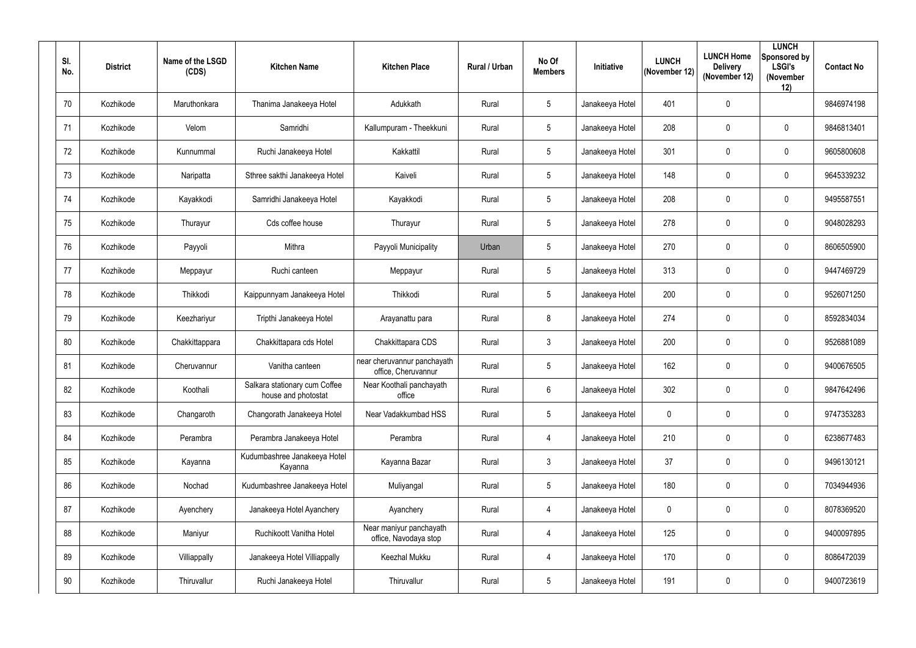| Sl. No. | District | Name of the LSGD (CDS) | Kitchen Name | Kitchen Place | Rural / Urban | No Of Members | Initiative | LUNCH (November 12) | LUNCH Home Delivery (November 12) | LUNCH Sponsored by LSGI's (November 12) | Contact No |
|---|---|---|---|---|---|---|---|---|---|---|---|
| 70 | Kozhikode | Maruthonkara | Thanima Janakeeya Hotel | Adukkath | Rural | 5 | Janakeeya Hotel | 401 | 0 | | 9846974198 |
| 71 | Kozhikode | Velom | Samridhi | Kallumpuram - Theekkuni | Rural | 5 | Janakeeya Hotel | 208 | 0 | 0 | 9846813401 |
| 72 | Kozhikode | Kunnummal | Ruchi Janakeeya Hotel | Kakkattil | Rural | 5 | Janakeeya Hotel | 301 | 0 | 0 | 9605800608 |
| 73 | Kozhikode | Naripatta | Sthree sakthi Janakeeya Hotel | Kaiveli | Rural | 5 | Janakeeya Hotel | 148 | 0 | 0 | 9645339232 |
| 74 | Kozhikode | Kayakkodi | Samridhi Janakeeya Hotel | Kayakkodi | Rural | 5 | Janakeeya Hotel | 208 | 0 | 0 | 9495587551 |
| 75 | Kozhikode | Thurayur | Cds coffee house | Thurayur | Rural | 5 | Janakeeya Hotel | 278 | 0 | 0 | 9048028293 |
| 76 | Kozhikode | Payyoli | Mithra | Payyoli Municipality | Urban | 5 | Janakeeya Hotel | 270 | 0 | 0 | 8606505900 |
| 77 | Kozhikode | Meppayur | Ruchi canteen | Meppayur | Rural | 5 | Janakeeya Hotel | 313 | 0 | 0 | 9447469729 |
| 78 | Kozhikode | Thikkodi | Kaippunnyam Janakeeya Hotel | Thikkodi | Rural | 5 | Janakeeya Hotel | 200 | 0 | 0 | 9526071250 |
| 79 | Kozhikode | Keezhariyur | Tripthi Janakeeya Hotel | Arayanattu para | Rural | 8 | Janakeeya Hotel | 274 | 0 | 0 | 8592834034 |
| 80 | Kozhikode | Chakkittappara | Chakkittapara cds Hotel | Chakkittapara CDS | Rural | 3 | Janakeeya Hotel | 200 | 0 | 0 | 9526881089 |
| 81 | Kozhikode | Cheruvannur | Vanitha canteen | near cheruvannur panchayath office, Cheruvannur | Rural | 5 | Janakeeya Hotel | 162 | 0 | 0 | 9400676505 |
| 82 | Kozhikode | Koothali | Salkara stationary cum Coffee house and photostat | Near Koothali panchayath office | Rural | 6 | Janakeeya Hotel | 302 | 0 | 0 | 9847642496 |
| 83 | Kozhikode | Changaroth | Changorath Janakeeya Hotel | Near Vadakkumbad HSS | Rural | 5 | Janakeeya Hotel | 0 | 0 | 0 | 9747353283 |
| 84 | Kozhikode | Perambra | Perambra Janakeeya Hotel | Perambra | Rural | 4 | Janakeeya Hotel | 210 | 0 | 0 | 6238677483 |
| 85 | Kozhikode | Kayanna | Kudumbashree Janakeeya Hotel Kayanna | Kayanna Bazar | Rural | 3 | Janakeeya Hotel | 37 | 0 | 0 | 9496130121 |
| 86 | Kozhikode | Nochad | Kudumbashree Janakeeya Hotel | Muliyangal | Rural | 5 | Janakeeya Hotel | 180 | 0 | 0 | 7034944936 |
| 87 | Kozhikode | Ayenchery | Janakeeya Hotel Ayanchery | Ayanchery | Rural | 4 | Janakeeya Hotel | 0 | 0 | 0 | 8078369520 |
| 88 | Kozhikode | Maniyur | Ruchikoott Vanitha Hotel | Near maniyur panchayath office, Navodaya stop | Rural | 4 | Janakeeya Hotel | 125 | 0 | 0 | 9400097895 |
| 89 | Kozhikode | Villiappally | Janakeeya Hotel Villiappally | Keezhal Mukku | Rural | 4 | Janakeeya Hotel | 170 | 0 | 0 | 8086472039 |
| 90 | Kozhikode | Thiruvallur | Ruchi Janakeeya Hotel | Thiruvallur | Rural | 5 | Janakeeya Hotel | 191 | 0 | 0 | 9400723619 |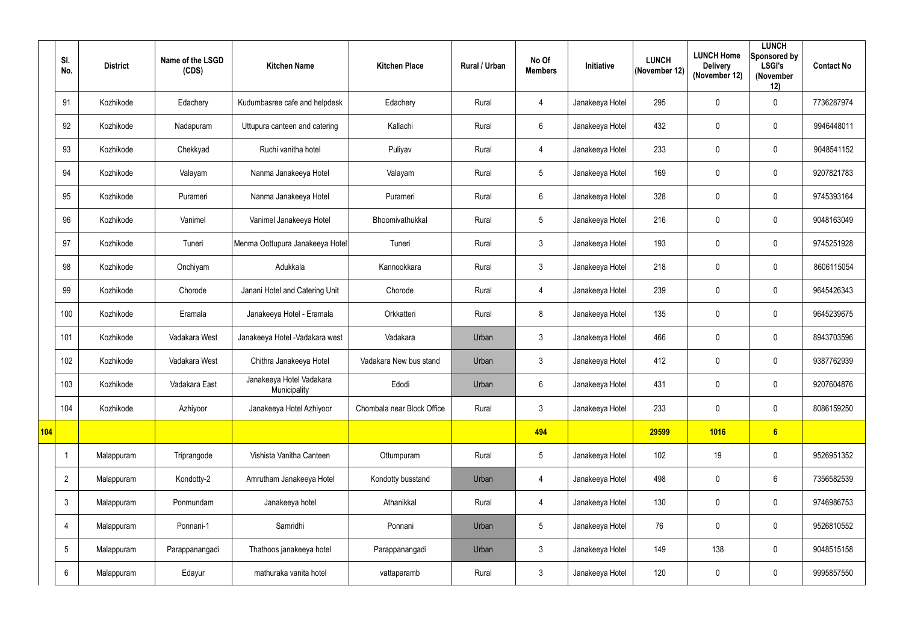| | Sl. No. | District | Name of the LSGD (CDS) | Kitchen Name | Kitchen Place | Rural / Urban | No Of Members | Initiative | LUNCH (November 12) | LUNCH Home Delivery (November 12) | LUNCH Sponsored by LSGI's (November 12) | Contact No |
|---|---|---|---|---|---|---|---|---|---|---|---|---|
| | 91 | Kozhikode | Edachery | Kudumbasree cafe and helpdesk | Edachery | Rural | 4 | Janakeeya Hotel | 295 | 0 | 0 | 7736287974 |
| | 92 | Kozhikode | Nadapuram | Uttupura canteen and catering | Kallachi | Rural | 6 | Janakeeya Hotel | 432 | 0 | 0 | 9946448011 |
| | 93 | Kozhikode | Chekkyad | Ruchi vanitha hotel | Puliyav | Rural | 4 | Janakeeya Hotel | 233 | 0 | 0 | 9048541152 |
| | 94 | Kozhikode | Valayam | Nanma Janakeeya Hotel | Valayam | Rural | 5 | Janakeeya Hotel | 169 | 0 | 0 | 9207821783 |
| | 95 | Kozhikode | Purameri | Nanma Janakeeya Hotel | Purameri | Rural | 6 | Janakeeya Hotel | 328 | 0 | 0 | 9745393164 |
| | 96 | Kozhikode | Vanimel | Vanimel Janakeeya Hotel | Bhoomivathukkal | Rural | 5 | Janakeeya Hotel | 216 | 0 | 0 | 9048163049 |
| | 97 | Kozhikode | Tuneri | Menma Oottupura Janakeeya Hotel | Tuneri | Rural | 3 | Janakeeya Hotel | 193 | 0 | 0 | 9745251928 |
| | 98 | Kozhikode | Onchiyam | Adukkala | Kannookkara | Rural | 3 | Janakeeya Hotel | 218 | 0 | 0 | 8606115054 |
| | 99 | Kozhikode | Chorode | Janani Hotel and Catering Unit | Chorode | Rural | 4 | Janakeeya Hotel | 239 | 0 | 0 | 9645426343 |
| | 100 | Kozhikode | Eramala | Janakeeya Hotel - Eramala | Orkkatteri | Rural | 8 | Janakeeya Hotel | 135 | 0 | 0 | 9645239675 |
| | 101 | Kozhikode | Vadakara West | Janakeeya Hotel -Vadakara west | Vadakara | Urban | 3 | Janakeeya Hotel | 466 | 0 | 0 | 8943703596 |
| | 102 | Kozhikode | Vadakara West | Chithra Janakeeya Hotel | Vadakara New bus stand | Urban | 3 | Janakeeya Hotel | 412 | 0 | 0 | 9387762939 |
| | 103 | Kozhikode | Vadakara East | Janakeeya Hotel Vadakara Municipality | Edodi | Urban | 6 | Janakeeya Hotel | 431 | 0 | 0 | 9207604876 |
| | 104 | Kozhikode | Azhiyoor | Janakeeya Hotel Azhiyoor | Chombala near Block Office | Rural | 3 | Janakeeya Hotel | 233 | 0 | 0 | 8086159250 |
| **104** | | | | | | | **494** | | **29599** | **1016** | **6** | |
| | 1 | Malappuram | Triprangode | Vishista Vanitha Canteen | Ottumpuram | Rural | 5 | Janakeeya Hotel | 102 | 19 | 0 | 9526951352 |
| | 2 | Malappuram | Kondotty-2 | Amrutham Janakeeya Hotel | Kondotty busstand | Urban | 4 | Janakeeya Hotel | 498 | 0 | 6 | 7356582539 |
| | 3 | Malappuram | Ponmundam | Janakeeya hotel | Athanikkal | Rural | 4 | Janakeeya Hotel | 130 | 0 | 0 | 9746986753 |
| | 4 | Malappuram | Ponnani-1 | Samridhi | Ponnani | Urban | 5 | Janakeeya Hotel | 76 | 0 | 0 | 9526810552 |
| | 5 | Malappuram | Parappanangadi | Thathoos janakeeya hotel | Parappanangadi | Urban | 3 | Janakeeya Hotel | 149 | 138 | 0 | 9048515158 |
| | 6 | Malappuram | Edayur | mathuraka vanita hotel | vattaparamb | Rural | 3 | Janakeeya Hotel | 120 | 0 | 0 | 9995857550 |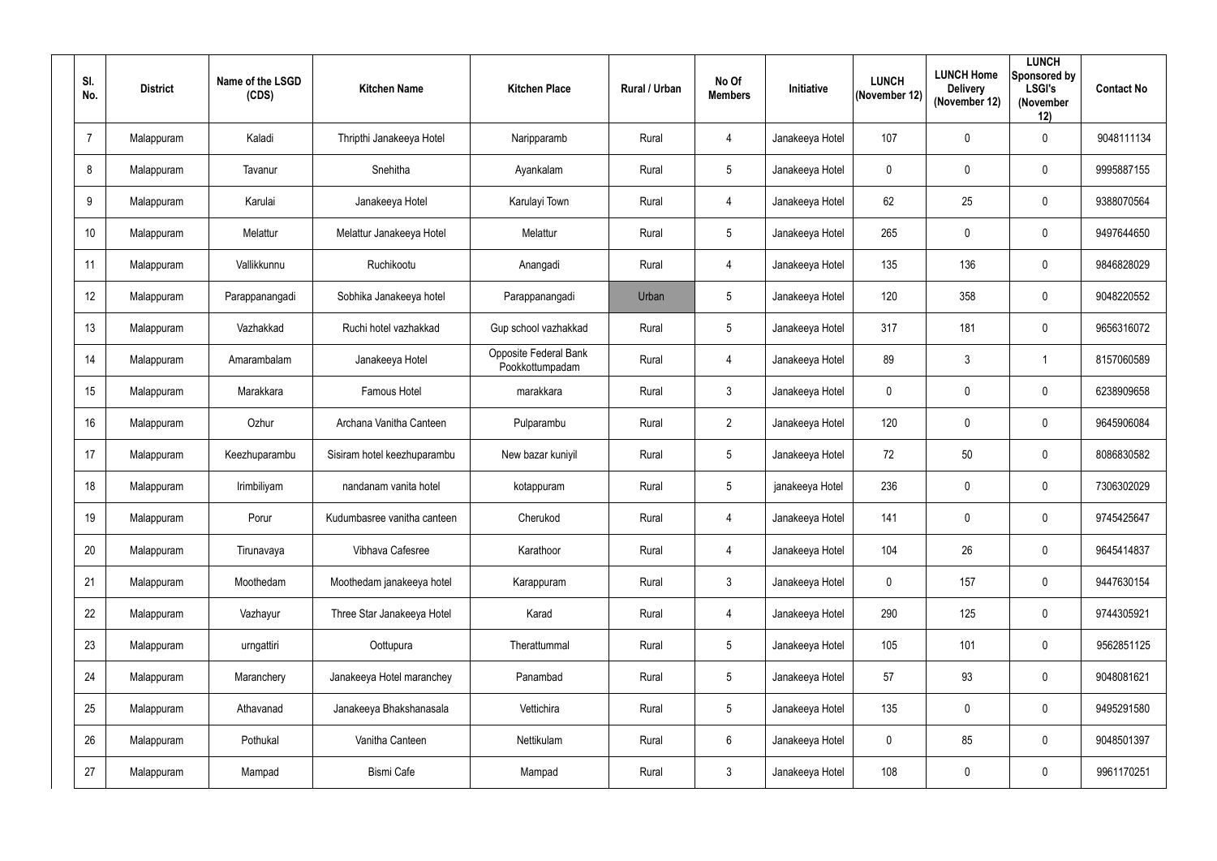| Sl. No. | District | Name of the LSGD (CDS) | Kitchen Name | Kitchen Place | Rural / Urban | No Of Members | Initiative | LUNCH (November 12) | LUNCH Home Delivery (November 12) | LUNCH Sponsored by LSGI's (November 12) | Contact No |
|---|---|---|---|---|---|---|---|---|---|---|---|
| 7 | Malappuram | Kaladi | Thripthi Janakeeya Hotel | Naripparamb | Rural | 4 | Janakeeya Hotel | 107 | 0 | 0 | 9048111134 |
| 8 | Malappuram | Tavanur | Snehitha | Ayankalam | Rural | 5 | Janakeeya Hotel | 0 | 0 | 0 | 9995887155 |
| 9 | Malappuram | Karulai | Janakeeya Hotel | Karulayi Town | Rural | 4 | Janakeeya Hotel | 62 | 25 | 0 | 9388070564 |
| 10 | Malappuram | Melattur | Melattur Janakeeya Hotel | Melattur | Rural | 5 | Janakeeya Hotel | 265 | 0 | 0 | 9497644650 |
| 11 | Malappuram | Vallikkunnu | Ruchikootu | Anangadi | Rural | 4 | Janakeeya Hotel | 135 | 136 | 0 | 9846828029 |
| 12 | Malappuram | Parappanangadi | Sobhika Janakeeya hotel | Parappanangadi | Urban | 5 | Janakeeya Hotel | 120 | 358 | 0 | 9048220552 |
| 13 | Malappuram | Vazhakkad | Ruchi hotel vazhakkad | Gup school vazhakkad | Rural | 5 | Janakeeya Hotel | 317 | 181 | 0 | 9656316072 |
| 14 | Malappuram | Amarambalam | Janakeeya Hotel | Opposite Federal Bank Pookkottumpadam | Rural | 4 | Janakeeya Hotel | 89 | 3 | 1 | 8157060589 |
| 15 | Malappuram | Marakkara | Famous Hotel | marakkara | Rural | 3 | Janakeeya Hotel | 0 | 0 | 0 | 6238909658 |
| 16 | Malappuram | Ozhur | Archana Vanitha Canteen | Pulparambu | Rural | 2 | Janakeeya Hotel | 120 | 0 | 0 | 9645906084 |
| 17 | Malappuram | Keezhuparambu | Sisiram hotel keezhuparambu | New bazar kuniyil | Rural | 5 | Janakeeya Hotel | 72 | 50 | 0 | 8086830582 |
| 18 | Malappuram | Irimbiliyam | nandanam vanita hotel | kotappuram | Rural | 5 | janakeeya Hotel | 236 | 0 | 0 | 7306302029 |
| 19 | Malappuram | Porur | Kudumbasree vanitha canteen | Cherukod | Rural | 4 | Janakeeya Hotel | 141 | 0 | 0 | 9745425647 |
| 20 | Malappuram | Tirunavaya | Vibhava Cafesree | Karathoor | Rural | 4 | Janakeeya Hotel | 104 | 26 | 0 | 9645414837 |
| 21 | Malappuram | Moothedam | Moothedam janakeeya hotel | Karappuram | Rural | 3 | Janakeeya Hotel | 0 | 157 | 0 | 9447630154 |
| 22 | Malappuram | Vazhayur | Three Star Janakeeya Hotel | Karad | Rural | 4 | Janakeeya Hotel | 290 | 125 | 0 | 9744305921 |
| 23 | Malappuram | urngattiri | Oottupura | Therattummal | Rural | 5 | Janakeeya Hotel | 105 | 101 | 0 | 9562851125 |
| 24 | Malappuram | Maranchery | Janakeeya Hotel maranchey | Panambad | Rural | 5 | Janakeeya Hotel | 57 | 93 | 0 | 9048081621 |
| 25 | Malappuram | Athavanad | Janakeeya Bhakshanasala | Vettichira | Rural | 5 | Janakeeya Hotel | 135 | 0 | 0 | 9495291580 |
| 26 | Malappuram | Pothukal | Vanitha Canteen | Nettikulam | Rural | 6 | Janakeeya Hotel | 0 | 85 | 0 | 9048501397 |
| 27 | Malappuram | Mampad | Bismi Cafe | Mampad | Rural | 3 | Janakeeya Hotel | 108 | 0 | 0 | 9961170251 |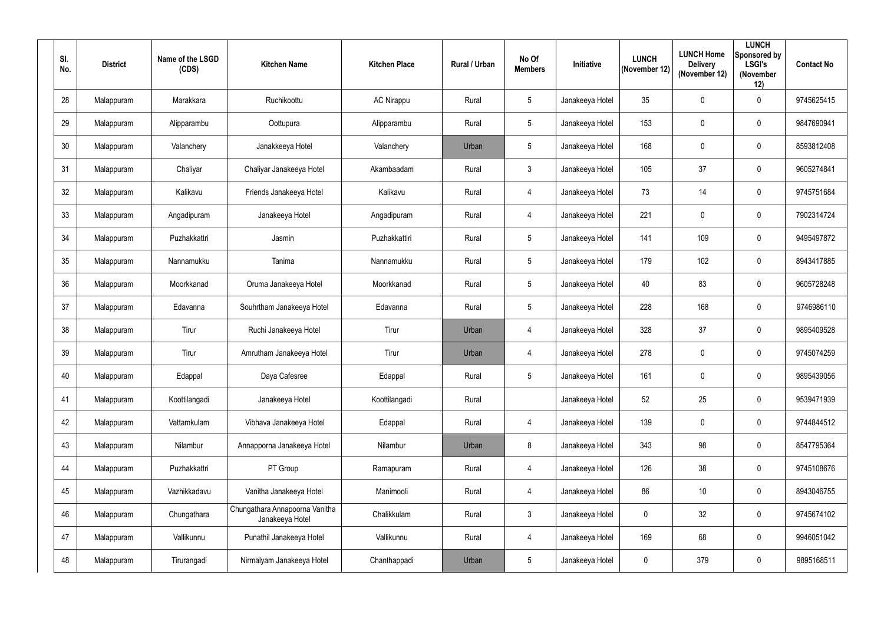| Sl. No. | District | Name of the LSGD (CDS) | Kitchen Name | Kitchen Place | Rural / Urban | No Of Members | Initiative | LUNCH (November 12) | LUNCH Home Delivery (November 12) | LUNCH Sponsored by LSGI's (November 12) | Contact No |
|---|---|---|---|---|---|---|---|---|---|---|---|
| 28 | Malappuram | Marakkara | Ruchikoottu | AC Nirappu | Rural | 5 | Janakeeya Hotel | 35 | 0 | 0 | 9745625415 |
| 29 | Malappuram | Alipparambu | Oottupura | Alipparambu | Rural | 5 | Janakeeya Hotel | 153 | 0 | 0 | 9847690941 |
| 30 | Malappuram | Valanchery | Janakkeeya Hotel | Valanchery | Urban | 5 | Janakeeya Hotel | 168 | 0 | 0 | 8593812408 |
| 31 | Malappuram | Chaliyar | Chaliyar Janakeeya Hotel | Akambaadam | Rural | 3 | Janakeeya Hotel | 105 | 37 | 0 | 9605274841 |
| 32 | Malappuram | Kalikavu | Friends Janakeeya Hotel | Kalikavu | Rural | 4 | Janakeeya Hotel | 73 | 14 | 0 | 9745751684 |
| 33 | Malappuram | Angadipuram | Janakeeya Hotel | Angadipuram | Rural | 4 | Janakeeya Hotel | 221 | 0 | 0 | 7902314724 |
| 34 | Malappuram | Puzhakkattri | Jasmin | Puzhakkattiri | Rural | 5 | Janakeeya Hotel | 141 | 109 | 0 | 9495497872 |
| 35 | Malappuram | Nannamukku | Tanima | Nannamukku | Rural | 5 | Janakeeya Hotel | 179 | 102 | 0 | 8943417885 |
| 36 | Malappuram | Moorkkanad | Oruma Janakeeya Hotel | Moorkkanad | Rural | 5 | Janakeeya Hotel | 40 | 83 | 0 | 9605728248 |
| 37 | Malappuram | Edavanna | Souhrtham Janakeeya Hotel | Edavanna | Rural | 5 | Janakeeya Hotel | 228 | 168 | 0 | 9746986110 |
| 38 | Malappuram | Tirur | Ruchi Janakeeya Hotel | Tirur | Urban | 4 | Janakeeya Hotel | 328 | 37 | 0 | 9895409528 |
| 39 | Malappuram | Tirur | Amrutham Janakeeya Hotel | Tirur | Urban | 4 | Janakeeya Hotel | 278 | 0 | 0 | 9745074259 |
| 40 | Malappuram | Edappal | Daya Cafesree | Edappal | Rural | 5 | Janakeeya Hotel | 161 | 0 | 0 | 9895439056 |
| 41 | Malappuram | Koottilangadi | Janakeeya Hotel | Koottilangadi | Rural | | Janakeeya Hotel | 52 | 25 | 0 | 9539471939 |
| 42 | Malappuram | Vattamkulam | Vibhava Janakeeya Hotel | Edappal | Rural | 4 | Janakeeya Hotel | 139 | 0 | 0 | 9744844512 |
| 43 | Malappuram | Nilambur | Annapporna Janakeeya Hotel | Nilambur | Urban | 8 | Janakeeya Hotel | 343 | 98 | 0 | 8547795364 |
| 44 | Malappuram | Puzhakkattri | PT Group | Ramapuram | Rural | 4 | Janakeeya Hotel | 126 | 38 | 0 | 9745108676 |
| 45 | Malappuram | Vazhikkadavu | Vanitha Janakeeya Hotel | Manimooli | Rural | 4 | Janakeeya Hotel | 86 | 10 | 0 | 8943046755 |
| 46 | Malappuram | Chungathara | Chungathara Annapoorna Vanitha Janakeeya Hotel | Chalikkulam | Rural | 3 | Janakeeya Hotel | 0 | 32 | 0 | 9745674102 |
| 47 | Malappuram | Vallikunnu | Punathil Janakeeya Hotel | Vallikunnu | Rural | 4 | Janakeeya Hotel | 169 | 68 | 0 | 9946051042 |
| 48 | Malappuram | Tirurangadi | Nirmalyam Janakeeya Hotel | Chanthappadi | Urban | 5 | Janakeeya Hotel | 0 | 379 | 0 | 9895168511 |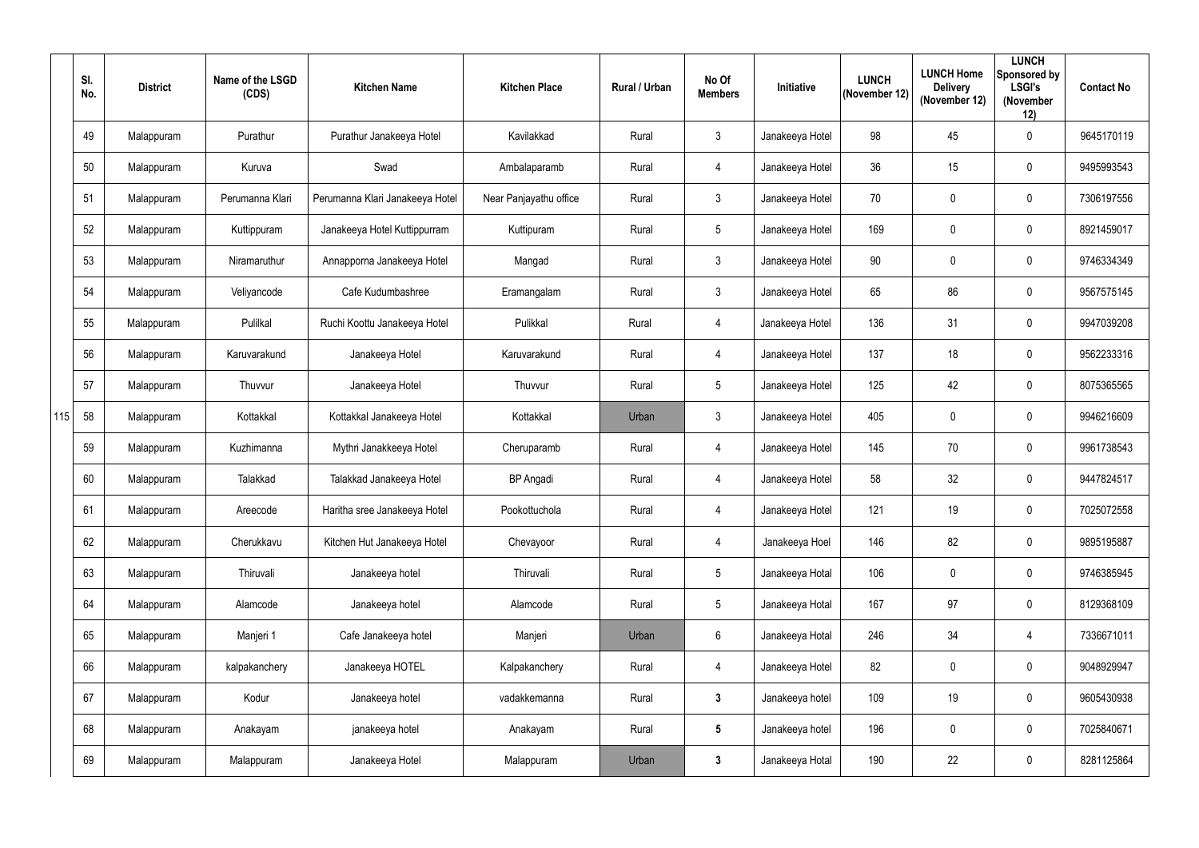| | Sl. No. | District | Name of the LSGD (CDS) | Kitchen Name | Kitchen Place | Rural / Urban | No Of Members | Initiative | LUNCH (November 12) | LUNCH Home Delivery (November 12) | LUNCH Sponsored by LSGI's (November 12) | Contact No |
|---|---|---|---|---|---|---|---|---|---|---|---|---|
| | 49 | Malappuram | Purathur | Purathur Janakeeya Hotel | Kavilakkad | Rural | 3 | Janakeeya Hotel | 98 | 45 | 0 | 9645170119 |
| | 50 | Malappuram | Kuruva | Swad | Ambalaparamb | Rural | 4 | Janakeeya Hotel | 36 | 15 | 0 | 9495993543 |
| | 51 | Malappuram | Perumanna Klari | Perumanna Klari Janakeeya Hotel | Near Panjayathu office | Rural | 3 | Janakeeya Hotel | 70 | 0 | 0 | 7306197556 |
| | 52 | Malappuram | Kuttippuram | Janakeeya Hotel Kuttippurram | Kuttipuram | Rural | 5 | Janakeeya Hotel | 169 | 0 | 0 | 8921459017 |
| | 53 | Malappuram | Niramaruthur | Annapporna Janakeeya Hotel | Mangad | Rural | 3 | Janakeeya Hotel | 90 | 0 | 0 | 9746334349 |
| | 54 | Malappuram | Veliyancode | Cafe Kudumbashree | Eramangalam | Rural | 3 | Janakeeya Hotel | 65 | 86 | 0 | 9567575145 |
| | 55 | Malappuram | Pulilkal | Ruchi Koottu Janakeeya Hotel | Pulikkal | Rural | 4 | Janakeeya Hotel | 136 | 31 | 0 | 9947039208 |
| | 56 | Malappuram | Karuvarakund | Janakeeya Hotel | Karuvarakund | Rural | 4 | Janakeeya Hotel | 137 | 18 | 0 | 9562233316 |
| | 57 | Malappuram | Thuvvur | Janakeeya Hotel | Thuvvur | Rural | 5 | Janakeeya Hotel | 125 | 42 | 0 | 8075365565 |
| 115 | 58 | Malappuram | Kottakkal | Kottakkal Janakeeya Hotel | Kottakkal | Urban | 3 | Janakeeya Hotel | 405 | 0 | 0 | 9946216609 |
| | 59 | Malappuram | Kuzhimanna | Mythri Janakkeeya Hotel | Cheruparamb | Rural | 4 | Janakeeya Hotel | 145 | 70 | 0 | 9961738543 |
| | 60 | Malappuram | Talakkad | Talakkad Janakeeya Hotel | BP Angadi | Rural | 4 | Janakeeya Hotel | 58 | 32 | 0 | 9447824517 |
| | 61 | Malappuram | Areecode | Haritha sree Janakeeya Hotel | Pookottuchola | Rural | 4 | Janakeeya Hotel | 121 | 19 | 0 | 7025072558 |
| | 62 | Malappuram | Cherukkavu | Kitchen Hut Janakeeya Hotel | Chevayoor | Rural | 4 | Janakeeya Hoel | 146 | 82 | 0 | 9895195887 |
| | 63 | Malappuram | Thiruvali | Janakeeya hotel | Thiruvali | Rural | 5 | Janakeeya Hotal | 106 | 0 | 0 | 9746385945 |
| | 64 | Malappuram | Alamcode | Janakeeya hotel | Alamcode | Rural | 5 | Janakeeya Hotal | 167 | 97 | 0 | 8129368109 |
| | 65 | Malappuram | Manjeri 1 | Cafe Janakeeya hotel | Manjeri | Urban | 6 | Janakeeya Hotal | 246 | 34 | 4 | 7336671011 |
| | 66 | Malappuram | kalpakanchery | Janakeeya HOTEL | Kalpakanchery | Rural | 4 | Janakeeya Hotel | 82 | 0 | 0 | 9048929947 |
| | 67 | Malappuram | Kodur | Janakeeya hotel | vadakkemanna | Rural | **3** | Janakeeya hotel | 109 | 19 | 0 | 9605430938 |
| | 68 | Malappuram | Anakayam | janakeeya hotel | Anakayam | Rural | **5** | Janakeeya hotel | 196 | 0 | 0 | 7025840671 |
| | 69 | Malappuram | Malappuram | Janakeeya Hotel | Malappuram | Urban | **3** | Janakeeya Hotal | 190 | 22 | 0 | 8281125864 |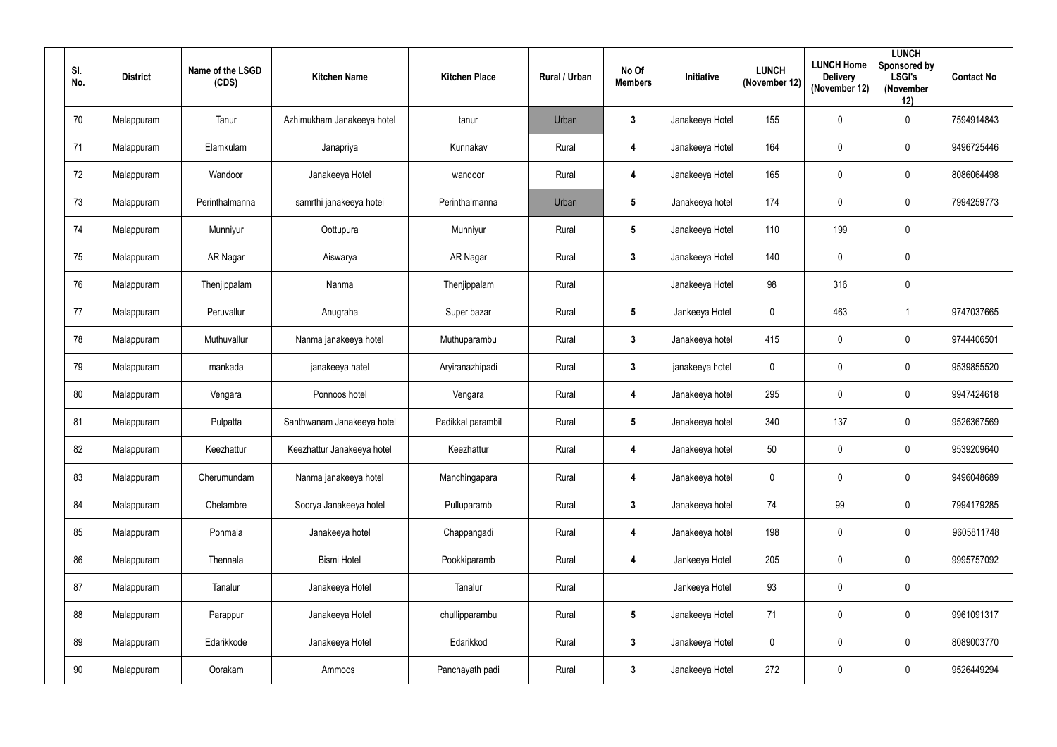| Sl. No. | District | Name of the LSGD (CDS) | Kitchen Name | Kitchen Place | Rural / Urban | No Of Members | Initiative | LUNCH (November 12) | LUNCH Home Delivery (November 12) | LUNCH Sponsored by LSGI's (November 12) | Contact No |
|---|---|---|---|---|---|---|---|---|---|---|---|
| 70 | Malappuram | Tanur | Azhimukham Janakeeya hotel | tanur | Urban | 3 | Janakeeya Hotel | 155 | 0 | 0 | 7594914843 |
| 71 | Malappuram | Elamkulam | Janapriya | Kunnakav | Rural | 4 | Janakeeya Hotel | 164 | 0 | 0 | 9496725446 |
| 72 | Malappuram | Wandoor | Janakeeya Hotel | wandoor | Rural | 4 | Janakeeya Hotel | 165 | 0 | 0 | 8086064498 |
| 73 | Malappuram | Perinthalmanna | samrthi janakeeya hotei | Perinthalmanna | Urban | 5 | Janakeeya hotel | 174 | 0 | 0 | 7994259773 |
| 74 | Malappuram | Munniyur | Oottupura | Munniyur | Rural | 5 | Janakeeya Hotel | 110 | 199 | 0 | |
| 75 | Malappuram | AR Nagar | Aiswarya | AR Nagar | Rural | 3 | Janakeeya Hotel | 140 | 0 | 0 | |
| 76 | Malappuram | Thenjippalam | Nanma | Thenjippalam | Rural | | Janakeeya Hotel | 98 | 316 | 0 | |
| 77 | Malappuram | Peruvallur | Anugraha | Super bazar | Rural | 5 | Jankeeya Hotel | 0 | 463 | 1 | 9747037665 |
| 78 | Malappuram | Muthuvallur | Nanma janakeeya hotel | Muthuparambu | Rural | 3 | Janakeeya hotel | 415 | 0 | 0 | 9744406501 |
| 79 | Malappuram | mankada | janakeeya hatel | Aryiranazhipadi | Rural | 3 | janakeeya hotel | 0 | 0 | 0 | 9539855520 |
| 80 | Malappuram | Vengara | Ponnoos hotel | Vengara | Rural | 4 | Janakeeya hotel | 295 | 0 | 0 | 9947424618 |
| 81 | Malappuram | Pulpatta | Santhwanam Janakeeya hotel | Padikkal parambil | Rural | 5 | Janakeeya hotel | 340 | 137 | 0 | 9526367569 |
| 82 | Malappuram | Keezhattur | Keezhattur Janakeeya hotel | Keezhattur | Rural | 4 | Janakeeya hotel | 50 | 0 | 0 | 9539209640 |
| 83 | Malappuram | Cherumundam | Nanma janakeeya hotel | Manchingapara | Rural | 4 | Janakeeya hotel | 0 | 0 | 0 | 9496048689 |
| 84 | Malappuram | Chelambre | Soorya Janakeeya hotel | Pulluparamb | Rural | 3 | Janakeeya hotel | 74 | 99 | 0 | 7994179285 |
| 85 | Malappuram | Ponmala | Janakeeya hotel | Chappangadi | Rural | 4 | Janakeeya hotel | 198 | 0 | 0 | 9605811748 |
| 86 | Malappuram | Thennala | Bismi Hotel | Pookkiparamb | Rural | 4 | Jankeeya Hotel | 205 | 0 | 0 | 9995757092 |
| 87 | Malappuram | Tanalur | Janakeeya Hotel | Tanalur | Rural | | Jankeeya Hotel | 93 | 0 | 0 | |
| 88 | Malappuram | Parappur | Janakeeya Hotel | chullipparambu | Rural | 5 | Janakeeya Hotel | 71 | 0 | 0 | 9961091317 |
| 89 | Malappuram | Edarikkode | Janakeeya Hotel | Edarikkod | Rural | 3 | Janakeeya Hotel | 0 | 0 | 0 | 8089003770 |
| 90 | Malappuram | Oorakam | Ammoos | Panchayath padi | Rural | 3 | Janakeeya Hotel | 272 | 0 | 0 | 9526449294 |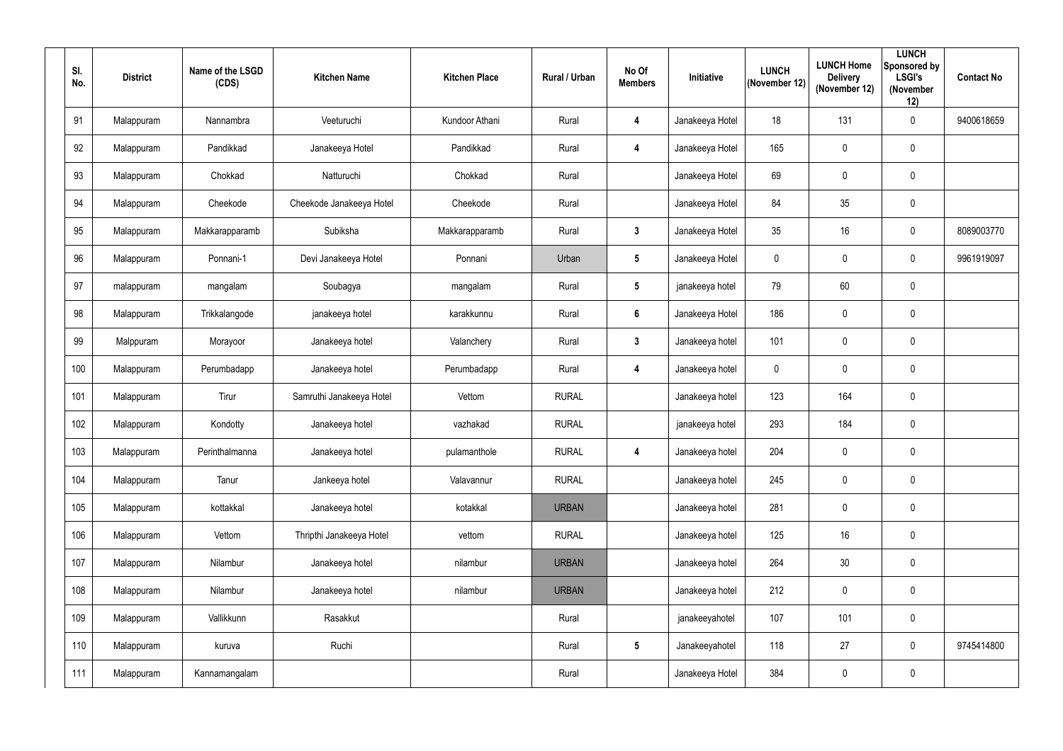| Sl. No. | District | Name of the LSGD (CDS) | Kitchen Name | Kitchen Place | Rural / Urban | No Of Members | Initiative | LUNCH (November 12) | LUNCH Home Delivery (November 12) | LUNCH Sponsored by LSGI's (November 12) | Contact No |
|---|---|---|---|---|---|---|---|---|---|---|---|
| 91 | Malappuram | Nannambra | Veeturuchi | Kundoor Athani | Rural | 4 | Janakeeya Hotel | 18 | 131 | 0 | 9400618659 |
| 92 | Malappuram | Pandikkad | Janakeeya Hotel | Pandikkad | Rural | 4 | Janakeeya Hotel | 165 | 0 | 0 | |
| 93 | Malappuram | Chokkad | Natturuchi | Chokkad | Rural | | Janakeeya Hotel | 69 | 0 | 0 | |
| 94 | Malappuram | Cheekode | Cheekode Janakeeya Hotel | Cheekode | Rural | | Janakeeya Hotel | 84 | 35 | 0 | |
| 95 | Malappuram | Makkarapparamb | Subiksha | Makkarapparamb | Rural | 3 | Janakeeya Hotel | 35 | 16 | 0 | 8089003770 |
| 96 | Malappuram | Ponnani-1 | Devi Janakeeya Hotel | Ponnani | Urban | 5 | Janakeeya Hotel | 0 | 0 | 0 | 9961919097 |
| 97 | malappuram | mangalam | Soubagya | mangalam | Rural | 5 | janakeeya hotel | 79 | 60 | 0 | |
| 98 | Malappuram | Trikkalangode | janakeeya hotel | karakkunnu | Rural | 6 | Janakeeya Hotel | 186 | 0 | 0 | |
| 99 | Malppuram | Morayoor | Janakeeya hotel | Valanchery | Rural | 3 | Janakeeya hotel | 101 | 0 | 0 | |
| 100 | Malappuram | Perumbadapp | Janakeeya hotel | Perumbadapp | Rural | 4 | Janakeeya hotel | 0 | 0 | 0 | |
| 101 | Malappuram | Tirur | Samruthi Janakeeya Hotel | Vettom | RURAL | | Janakeeya hotel | 123 | 164 | 0 | |
| 102 | Malappuram | Kondotty | Janakeeya hotel | vazhakad | RURAL | | janakeeya hotel | 293 | 184 | 0 | |
| 103 | Malappuram | Perinthalmanna | Janakeeya hotel | pulamanthole | RURAL | 4 | Janakeeya hotel | 204 | 0 | 0 | |
| 104 | Malappuram | Tanur | Jankeeya hotel | Valavannur | RURAL | | Janakeeya hotel | 245 | 0 | 0 | |
| 105 | Malappuram | kottakkal | Janakeeya hotel | kotakkal | URBAN | | Janakeeya hotel | 281 | 0 | 0 | |
| 106 | Malappuram | Vettom | Thripthi Janakeeya Hotel | vettom | RURAL | | Janakeeya hotel | 125 | 16 | 0 | |
| 107 | Malappuram | Nilambur | Janakeeya hotel | nilambur | URBAN | | Janakeeya hotel | 264 | 30 | 0 | |
| 108 | Malappuram | Nilambur | Janakeeya hotel | nilambur | URBAN | | Janakeeya hotel | 212 | 0 | 0 | |
| 109 | Malappuram | Vallikkunn | Rasakkut | | Rural | | janakeeyahotel | 107 | 101 | 0 | |
| 110 | Malappuram | kuruva | Ruchi | | Rural | 5 | Janakeeyahotel | 118 | 27 | 0 | 9745414800 |
| 111 | Malappuram | Kannamangalam | | | Rural | | Janakeeya Hotel | 384 | 0 | 0 | |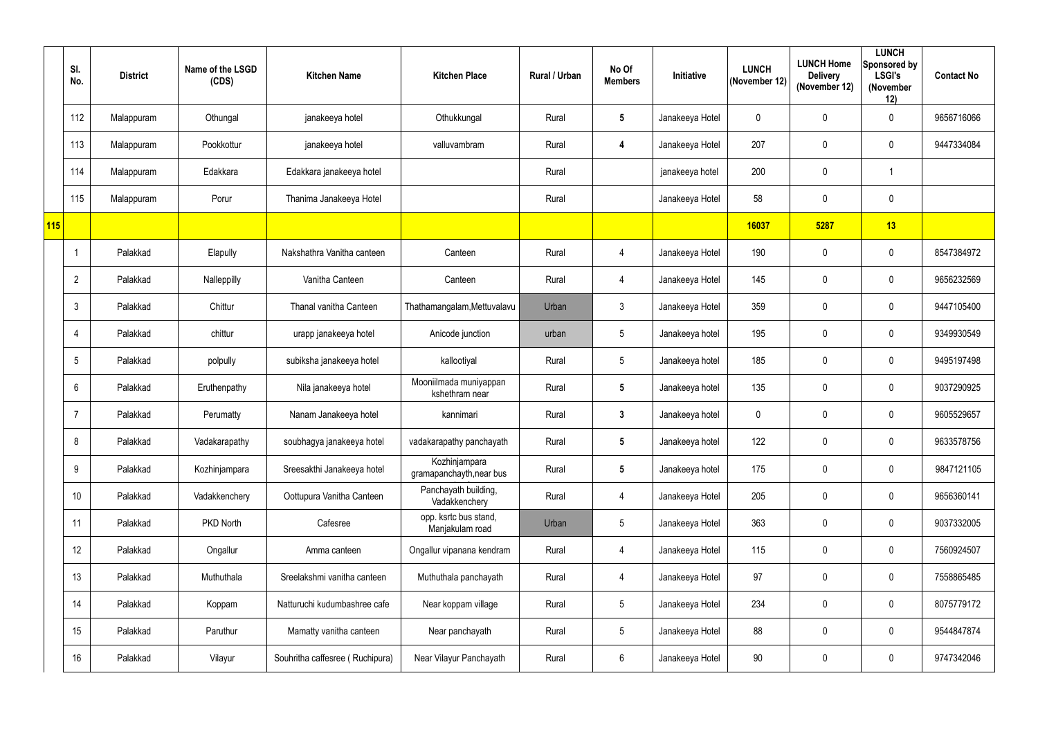| | Sl. No. | District | Name of the LSGD (CDS) | Kitchen Name | Kitchen Place | Rural / Urban | No Of Members | Initiative | LUNCH (November 12) | LUNCH Home Delivery (November 12) | LUNCH Sponsored by LSGI's (November 12) | Contact No |
|---|---|---|---|---|---|---|---|---|---|---|---|---|
| | 112 | Malappuram | Othungal | janakeeya hotel | Othukkungal | Rural | 5 | Janakeeya Hotel | 0 | 0 | 0 | 9656716066 |
| | 113 | Malappuram | Pookkottur | janakeeya hotel | valluvambram | Rural | 4 | Janakeeya Hotel | 207 | 0 | 0 | 9447334084 |
| | 114 | Malappuram | Edakkara | Edakkara janakeeya hotel | | Rural | | janakeeya hotel | 200 | 0 | 1 | |
| | 115 | Malappuram | Porur | Thanima Janakeeya Hotel | | Rural | | Janakeeya Hotel | 58 | 0 | 0 | |
| 115 | | | | | | | | | 16037 | 5287 | 13 | |
| | 1 | Palakkad | Elapully | Nakshathra Vanitha canteen | Canteen | Rural | 4 | Janakeeya Hotel | 190 | 0 | 0 | 8547384972 |
| | 2 | Palakkad | Nalleppilly | Vanitha Canteen | Canteen | Rural | 4 | Janakeeya Hotel | 145 | 0 | 0 | 9656232569 |
| | 3 | Palakkad | Chittur | Thanal vanitha Canteen | Thathamangalam,Mettuvalavu | Urban | 3 | Janakeeya Hotel | 359 | 0 | 0 | 9447105400 |
| | 4 | Palakkad | chittur | urapp janakeeya hotel | Anicode junction | urban | 5 | Janakeeya hotel | 195 | 0 | 0 | 9349930549 |
| | 5 | Palakkad | polpully | subiksha janakeeya hotel | kallootiyal | Rural | 5 | Janakeeya hotel | 185 | 0 | 0 | 9495197498 |
| | 6 | Palakkad | Eruthenpathy | Nila janakeeya hotel | Mooniilmada muniyappan kshethram near | Rural | 5 | Janakeeya hotel | 135 | 0 | 0 | 9037290925 |
| | 7 | Palakkad | Perumatty | Nanam Janakeeya hotel | kannimari | Rural | 3 | Janakeeya hotel | 0 | 0 | 0 | 9605529657 |
| | 8 | Palakkad | Vadakarapathy | soubhagya janakeeya hotel | vadakarapathy panchayath | Rural | 5 | Janakeeya hotel | 122 | 0 | 0 | 9633578756 |
| | 9 | Palakkad | Kozhinjampara | Sreesakthi Janakeeya hotel | Kozhinjampara gramapanchayth,near bus | Rural | 5 | Janakeeya hotel | 175 | 0 | 0 | 9847121105 |
| | 10 | Palakkad | Vadakkenchery | Oottupura Vanitha Canteen | Panchayath building, Vadakkenchery | Rural | 4 | Janakeeya Hotel | 205 | 0 | 0 | 9656360141 |
| | 11 | Palakkad | PKD North | Cafesree | opp. ksrtc bus stand, Manjakulam road | Urban | 5 | Janakeeya Hotel | 363 | 0 | 0 | 9037332005 |
| | 12 | Palakkad | Ongallur | Amma canteen | Ongallur vipanana kendram | Rural | 4 | Janakeeya Hotel | 115 | 0 | 0 | 7560924507 |
| | 13 | Palakkad | Muthuthala | Sreelakshmi vanitha canteen | Muthuthala panchayath | Rural | 4 | Janakeeya Hotel | 97 | 0 | 0 | 7558865485 |
| | 14 | Palakkad | Koppam | Natturuchi kudumbashree cafe | Near koppam village | Rural | 5 | Janakeeya Hotel | 234 | 0 | 0 | 8075779172 |
| | 15 | Palakkad | Paruthur | Mamatty vanitha canteen | Near panchayath | Rural | 5 | Janakeeya Hotel | 88 | 0 | 0 | 9544847874 |
| | 16 | Palakkad | Vilayur | Souhritha caffesree ( Ruchipura) | Near Vilayur Panchayath | Rural | 6 | Janakeeya Hotel | 90 | 0 | 0 | 9747342046 |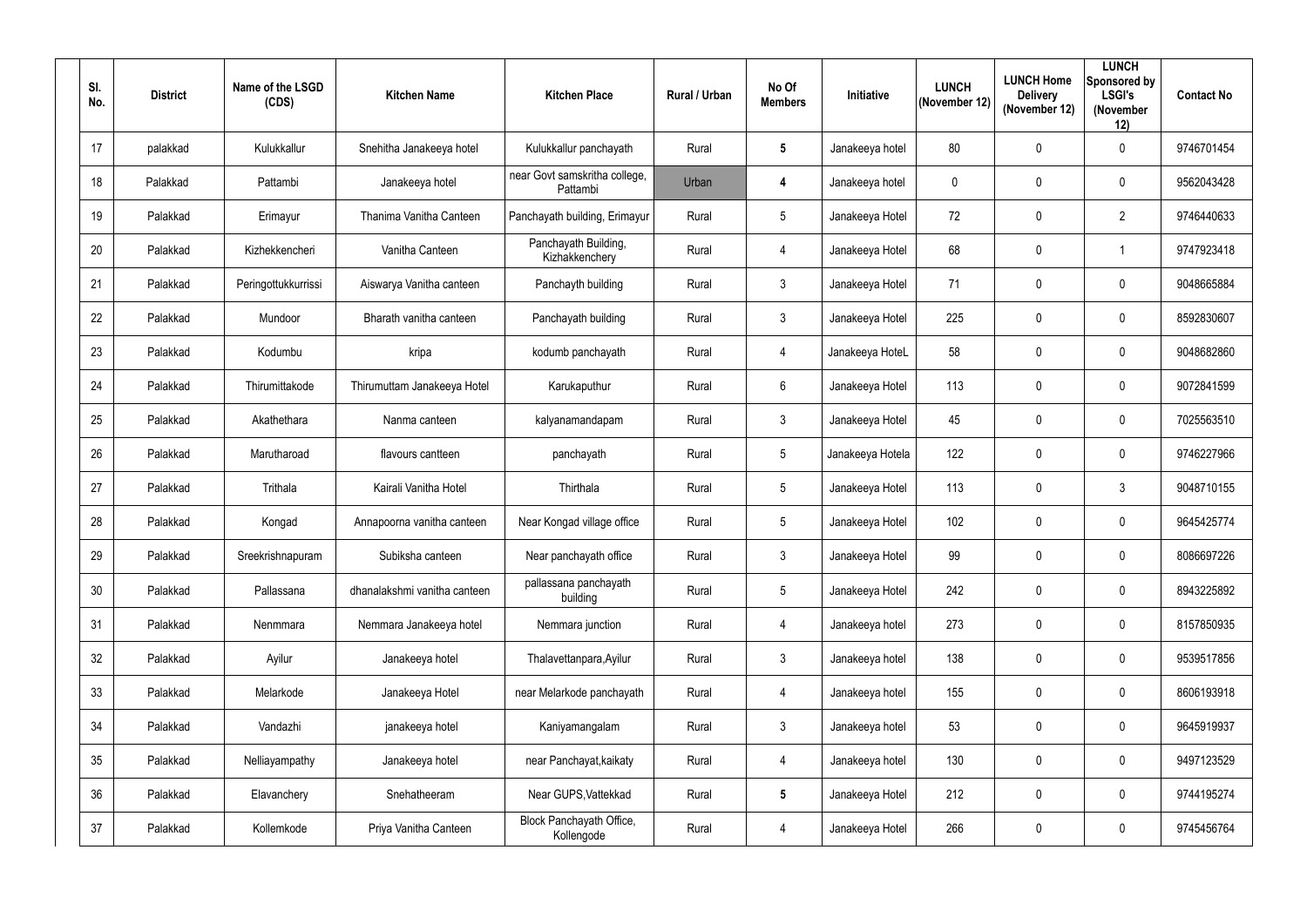| Sl. No. | District | Name of the LSGD (CDS) | Kitchen Name | Kitchen Place | Rural / Urban | No Of Members | Initiative | LUNCH (November 12) | LUNCH Home Delivery (November 12) | LUNCH Sponsored by LSGI's (November 12) | Contact No |
|---|---|---|---|---|---|---|---|---|---|---|---|
| 17 | palakkad | Kulukkallur | Snehitha Janakeeya hotel | Kulukkallur panchayath | Rural | 5 | Janakeeya hotel | 80 | 0 | 0 | 9746701454 |
| 18 | Palakkad | Pattambi | Janakeeya hotel | near Govt samskritha college, Pattambi | Urban | 4 | Janakeeya hotel | 0 | 0 | 0 | 9562043428 |
| 19 | Palakkad | Erimayur | Thanima Vanitha Canteen | Panchayath building, Erimayur | Rural | 5 | Janakeeya Hotel | 72 | 0 | 2 | 9746440633 |
| 20 | Palakkad | Kizhekkencheri | Vanitha Canteen | Panchayath Building, Kizhakkenchery | Rural | 4 | Janakeeya Hotel | 68 | 0 | 1 | 9747923418 |
| 21 | Palakkad | Peringottukkurrissi | Aiswarya Vanitha canteen | Panchayth building | Rural | 3 | Janakeeya Hotel | 71 | 0 | 0 | 9048665884 |
| 22 | Palakkad | Mundoor | Bharath vanitha canteen | Panchayath building | Rural | 3 | Janakeeya Hotel | 225 | 0 | 0 | 8592830607 |
| 23 | Palakkad | Kodumbu | kripa | kodumb panchayath | Rural | 4 | Janakeeya HoteL | 58 | 0 | 0 | 9048682860 |
| 24 | Palakkad | Thirumittakode | Thirumuttam Janakeeya Hotel | Karukaputhur | Rural | 6 | Janakeeya Hotel | 113 | 0 | 0 | 9072841599 |
| 25 | Palakkad | Akathethara | Nanma canteen | kalyanamandapam | Rural | 3 | Janakeeya Hotel | 45 | 0 | 0 | 7025563510 |
| 26 | Palakkad | Marutharoad | flavours cantteen | panchayath | Rural | 5 | Janakeeya Hotela | 122 | 0 | 0 | 9746227966 |
| 27 | Palakkad | Trithala | Kairali Vanitha Hotel | Thirthala | Rural | 5 | Janakeeya Hotel | 113 | 0 | 3 | 9048710155 |
| 28 | Palakkad | Kongad | Annapoorna vanitha canteen | Near Kongad village office | Rural | 5 | Janakeeya Hotel | 102 | 0 | 0 | 9645425774 |
| 29 | Palakkad | Sreekrishnapuram | Subiksha canteen | Near panchayath office | Rural | 3 | Janakeeya Hotel | 99 | 0 | 0 | 8086697226 |
| 30 | Palakkad | Pallassana | dhanalakshmi vanitha canteen | pallassana panchayath building | Rural | 5 | Janakeeya Hotel | 242 | 0 | 0 | 8943225892 |
| 31 | Palakkad | Nenmmara | Nemmara Janakeeya hotel | Nemmara junction | Rural | 4 | Janakeeya hotel | 273 | 0 | 0 | 8157850935 |
| 32 | Palakkad | Ayilur | Janakeeya hotel | Thalavettanpara,Ayilur | Rural | 3 | Janakeeya hotel | 138 | 0 | 0 | 9539517856 |
| 33 | Palakkad | Melarkode | Janakeeya Hotel | near Melarkode panchayath | Rural | 4 | Janakeeya hotel | 155 | 0 | 0 | 8606193918 |
| 34 | Palakkad | Vandazhi | janakeeya hotel | Kaniyamangalam | Rural | 3 | Janakeeya hotel | 53 | 0 | 0 | 9645919937 |
| 35 | Palakkad | Nelliayampathy | Janakeeya hotel | near Panchayat,kaikaty | Rural | 4 | Janakeeya hotel | 130 | 0 | 0 | 9497123529 |
| 36 | Palakkad | Elavanchery | Snehatheeram | Near GUPS,Vattekkad | Rural | 5 | Janakeeya Hotel | 212 | 0 | 0 | 9744195274 |
| 37 | Palakkad | Kollemkode | Priya Vanitha Canteen | Block Panchayath Office, Kollengode | Rural | 4 | Janakeeya Hotel | 266 | 0 | 0 | 9745456764 |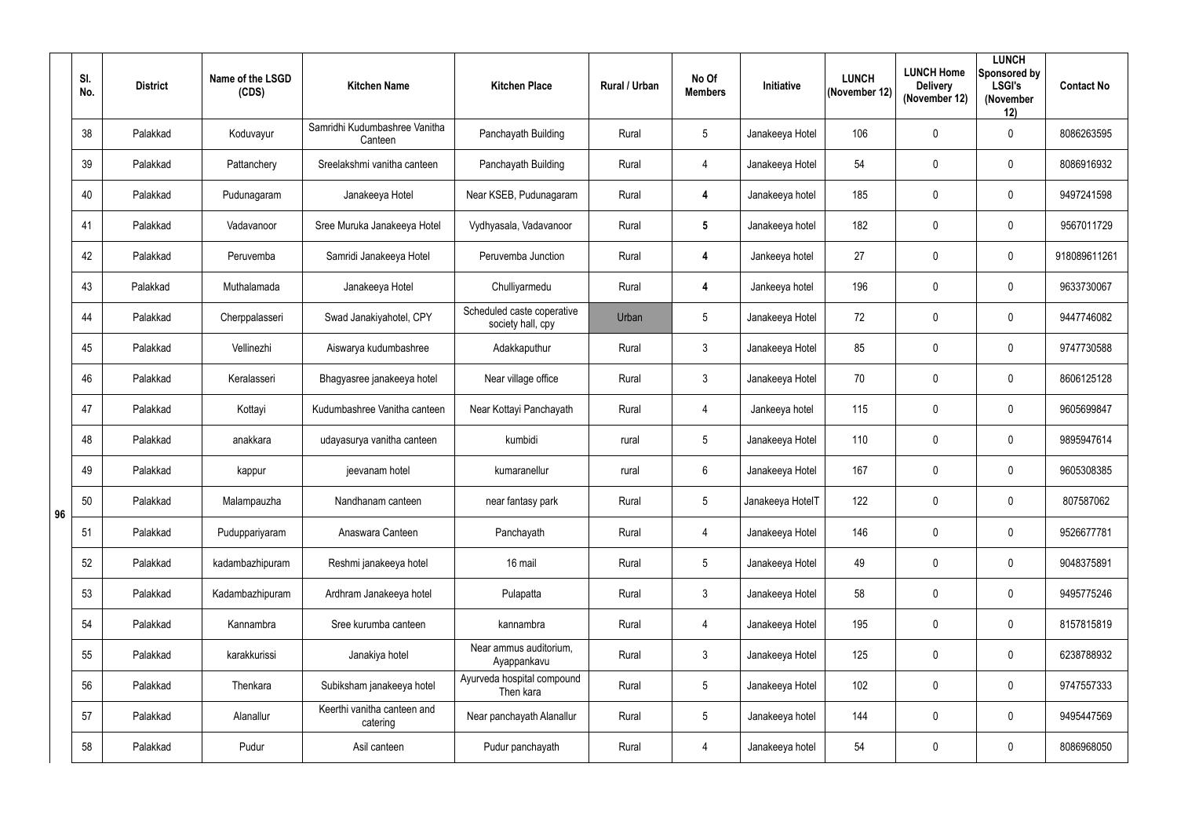|  | Sl. No. | District | Name of the LSGD (CDS) | Kitchen Name | Kitchen Place | Rural / Urban | No Of Members | Initiative | LUNCH (November 12) | LUNCH Home Delivery (November 12) | LUNCH Sponsored by LSGI's (November 12) | Contact No |
|---|---|---|---|---|---|---|---|---|---|---|---|---|
| 96 | 38 | Palakkad | Koduvayur | Samridhi Kudumbashree Vanitha Canteen | Panchayath Building | Rural | 5 | Janakeeya Hotel | 106 | 0 | 0 | 8086263595 |
|  | 39 | Palakkad | Pattanchery | Sreelakshmi vanitha canteen | Panchayath Building | Rural | 4 | Janakeeya Hotel | 54 | 0 | 0 | 8086916932 |
|  | 40 | Palakkad | Pudunagaram | Janakeeya Hotel | Near KSEB, Pudunagaram | Rural | 4 | Janakeeya hotel | 185 | 0 | 0 | 9497241598 |
|  | 41 | Palakkad | Vadavanoor | Sree Muruka Janakeeya Hotel | Vydhyasala, Vadavanoor | Rural | 5 | Janakeeya hotel | 182 | 0 | 0 | 9567011729 |
|  | 42 | Palakkad | Peruvemba | Samridi Janakeeya Hotel | Peruvemba Junction | Rural | 4 | Jankeeya hotel | 27 | 0 | 0 | 918089611261 |
|  | 43 | Palakkad | Muthalamada | Janakeeya Hotel | Chulliyarmedu | Rural | 4 | Jankeeya hotel | 196 | 0 | 0 | 9633730067 |
|  | 44 | Palakkad | Cherppalasseri | Swad Janakiyahotel, CPY | Scheduled caste coperative society hall, cpy | Urban | 5 | Janakeeya Hotel | 72 | 0 | 0 | 9447746082 |
|  | 45 | Palakkad | Vellinezhi | Aiswarya kudumbashree | Adakkaputhur | Rural | 3 | Janakeeya Hotel | 85 | 0 | 0 | 9747730588 |
|  | 46 | Palakkad | Keralasseri | Bhagyasree janakeeya hotel | Near village office | Rural | 3 | Janakeeya Hotel | 70 | 0 | 0 | 8606125128 |
|  | 47 | Palakkad | Kottayi | Kudumbashree Vanitha canteen | Near Kottayi Panchayath | Rural | 4 | Jankeeya hotel | 115 | 0 | 0 | 9605699847 |
|  | 48 | Palakkad | anakkara | udayasurya vanitha canteen | kumbidi | rural | 5 | Janakeeya Hotel | 110 | 0 | 0 | 9895947614 |
|  | 49 | Palakkad | kappur | jeevanam hotel | kumaranellur | rural | 6 | Janakeeya Hotel | 167 | 0 | 0 | 9605308385 |
|  | 50 | Palakkad | Malampauzha | Nandhanam canteen | near fantasy park | Rural | 5 | Janakeeya HotelT | 122 | 0 | 0 | 807587062 |
|  | 51 | Palakkad | Puduppariyaram | Anaswara Canteen | Panchayath | Rural | 4 | Janakeeya Hotel | 146 | 0 | 0 | 9526677781 |
|  | 52 | Palakkad | kadambazhipuram | Reshmi janakeeya hotel | 16 mail | Rural | 5 | Janakeeya Hotel | 49 | 0 | 0 | 9048375891 |
|  | 53 | Palakkad | Kadambazhipuram | Ardhram Janakeeya hotel | Pulapatta | Rural | 3 | Janakeeya Hotel | 58 | 0 | 0 | 9495775246 |
|  | 54 | Palakkad | Kannambra | Sree kurumba canteen | kannambra | Rural | 4 | Janakeeya Hotel | 195 | 0 | 0 | 8157815819 |
|  | 55 | Palakkad | karakkurissi | Janakiya hotel | Near ammus auditorium, Ayappankavu | Rural | 3 | Janakeeya Hotel | 125 | 0 | 0 | 6238788932 |
|  | 56 | Palakkad | Thenkara | Subiksham janakeeya hotel | Ayurveda hospital compound Then kara | Rural | 5 | Janakeeya Hotel | 102 | 0 | 0 | 9747557333 |
|  | 57 | Palakkad | Alanallur | Keerthi vanitha canteen and catering | Near panchayath Alanallur | Rural | 5 | Janakeeya hotel | 144 | 0 | 0 | 9495447569 |
|  | 58 | Palakkad | Pudur | Asil canteen | Pudur panchayath | Rural | 4 | Janakeeya hotel | 54 | 0 | 0 | 8086968050 |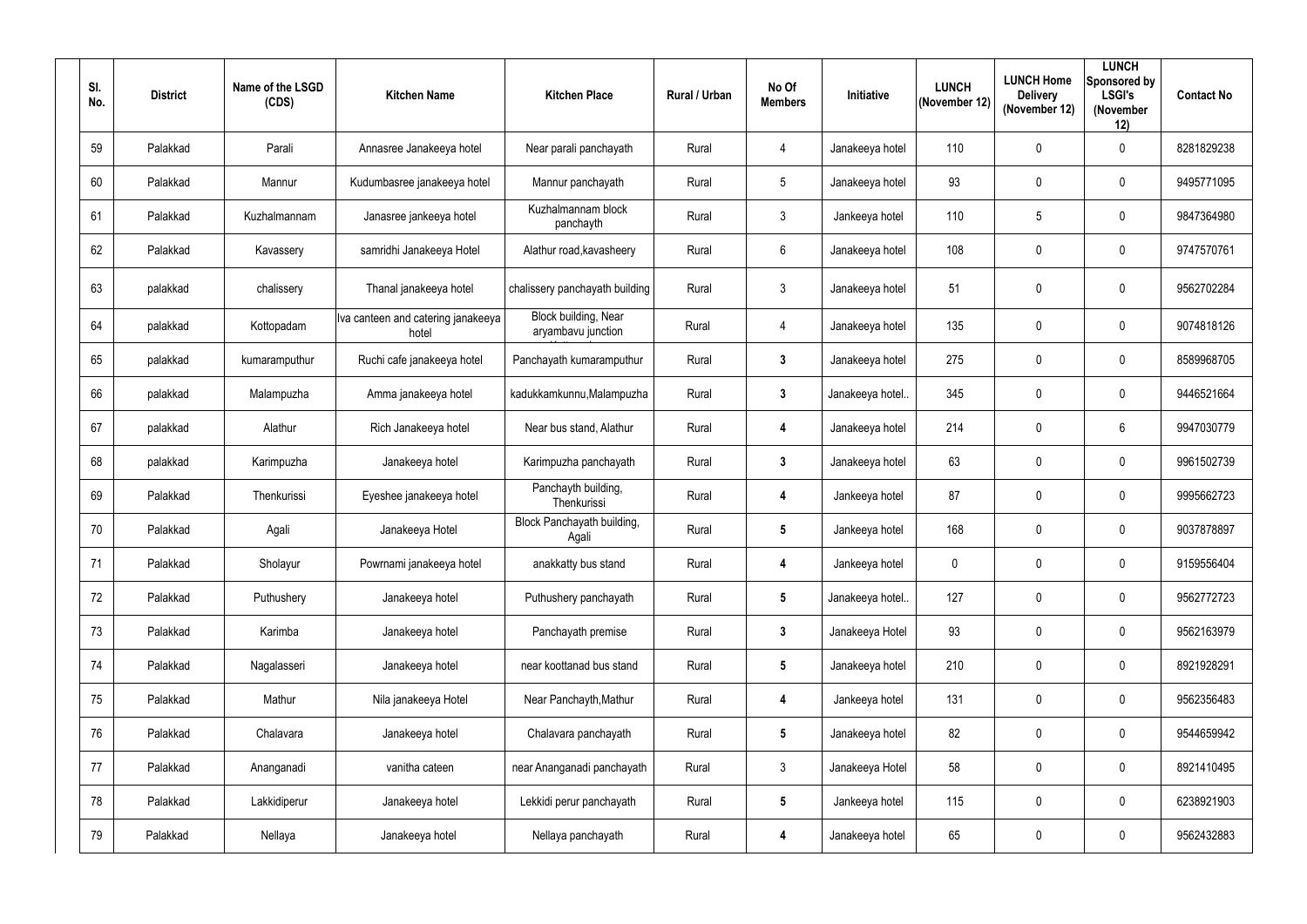| Sl. No. | District | Name of the LSGD (CDS) | Kitchen Name | Kitchen Place | Rural / Urban | No Of Members | Initiative | LUNCH (November 12) | LUNCH Home Delivery (November 12) | LUNCH Sponsored by LSGI's (November 12) | Contact No |
|---|---|---|---|---|---|---|---|---|---|---|---|
| 59 | Palakkad | Parali | Annasree Janakeeya hotel | Near parali panchayath | Rural | 4 | Janakeeya hotel | 110 | 0 | 0 | 8281829238 |
| 60 | Palakkad | Mannur | Kudumbasree janakeeya hotel | Mannur panchayath | Rural | 5 | Janakeeya hotel | 93 | 0 | 0 | 9495771095 |
| 61 | Palakkad | Kuzhalmannam | Janasree jankeeya hotel | Kuzhalmannam block panchayth | Rural | 3 | Jankeeya hotel | 110 | 5 | 0 | 9847364980 |
| 62 | Palakkad | Kavassery | samridhi Janakeeya Hotel | Alathur road,kavasheery | Rural | 6 | Janakeeya hotel | 108 | 0 | 0 | 9747570761 |
| 63 | palakkad | chalissery | Thanal janakeeya hotel | chalissery panchayath building | Rural | 3 | Janakeeya hotel | 51 | 0 | 0 | 9562702284 |
| 64 | palakkad | Kottopadam | Iva canteen and catering janakeeya hotel | Block building, Near aryambavu junction | Rural | 4 | Janakeeya hotel | 135 | 0 | 0 | 9074818126 |
| 65 | palakkad | kumaramputhur | Ruchi cafe janakeeya hotel | Panchayath kumaramputhur | Rural | 3 | Janakeeya hotel | 275 | 0 | 0 | 8589968705 |
| 66 | palakkad | Malampuzha | Amma janakeeya hotel | kadukkamkunnu,Malampuzha | Rural | 3 | Janakeeya hotel.. | 345 | 0 | 0 | 9446521664 |
| 67 | palakkad | Alathur | Rich Janakeeya hotel | Near bus stand, Alathur | Rural | 4 | Janakeeya hotel | 214 | 0 | 6 | 9947030779 |
| 68 | palakkad | Karimpuzha | Janakeeya hotel | Karimpuzha panchayath | Rural | 3 | Janakeeya hotel | 63 | 0 | 0 | 9961502739 |
| 69 | Palakkad | Thenkurissi | Eyeshee janakeeya hotel | Panchayth building, Thenkurissi | Rural | 4 | Jankeeya hotel | 87 | 0 | 0 | 9995662723 |
| 70 | Palakkad | Agali | Janakeeya Hotel | Block Panchayath building, Agali | Rural | 5 | Jankeeya hotel | 168 | 0 | 0 | 9037878897 |
| 71 | Palakkad | Sholayur | Powrnami janakeeya hotel | anakkatty bus stand | Rural | 4 | Jankeeya hotel | 0 | 0 | 0 | 9159556404 |
| 72 | Palakkad | Puthushery | Janakeeya hotel | Puthushery panchayath | Rural | 5 | Janakeeya hotel.. | 127 | 0 | 0 | 9562772723 |
| 73 | Palakkad | Karimba | Janakeeya hotel | Panchayath premise | Rural | 3 | Janakeeya Hotel | 93 | 0 | 0 | 9562163979 |
| 74 | Palakkad | Nagalasseri | Janakeeya hotel | near koottanad bus stand | Rural | 5 | Janakeeya hotel | 210 | 0 | 0 | 8921928291 |
| 75 | Palakkad | Mathur | Nila janakeeya Hotel | Near Panchayth,Mathur | Rural | 4 | Jankeeya hotel | 131 | 0 | 0 | 9562356483 |
| 76 | Palakkad | Chalavara | Janakeeya hotel | Chalavara panchayath | Rural | 5 | Janakeeya hotel | 82 | 0 | 0 | 9544659942 |
| 77 | Palakkad | Ananganadi | vanitha cateen | near Ananganadi panchayath | Rural | 3 | Janakeeya Hotel | 58 | 0 | 0 | 8921410495 |
| 78 | Palakkad | Lakkidiperur | Janakeeya hotel | Lekkidi perur panchayath | Rural | 5 | Jankeeya hotel | 115 | 0 | 0 | 6238921903 |
| 79 | Palakkad | Nellaya | Janakeeya hotel | Nellaya panchayath | Rural | 4 | Janakeeya hotel | 65 | 0 | 0 | 9562432883 |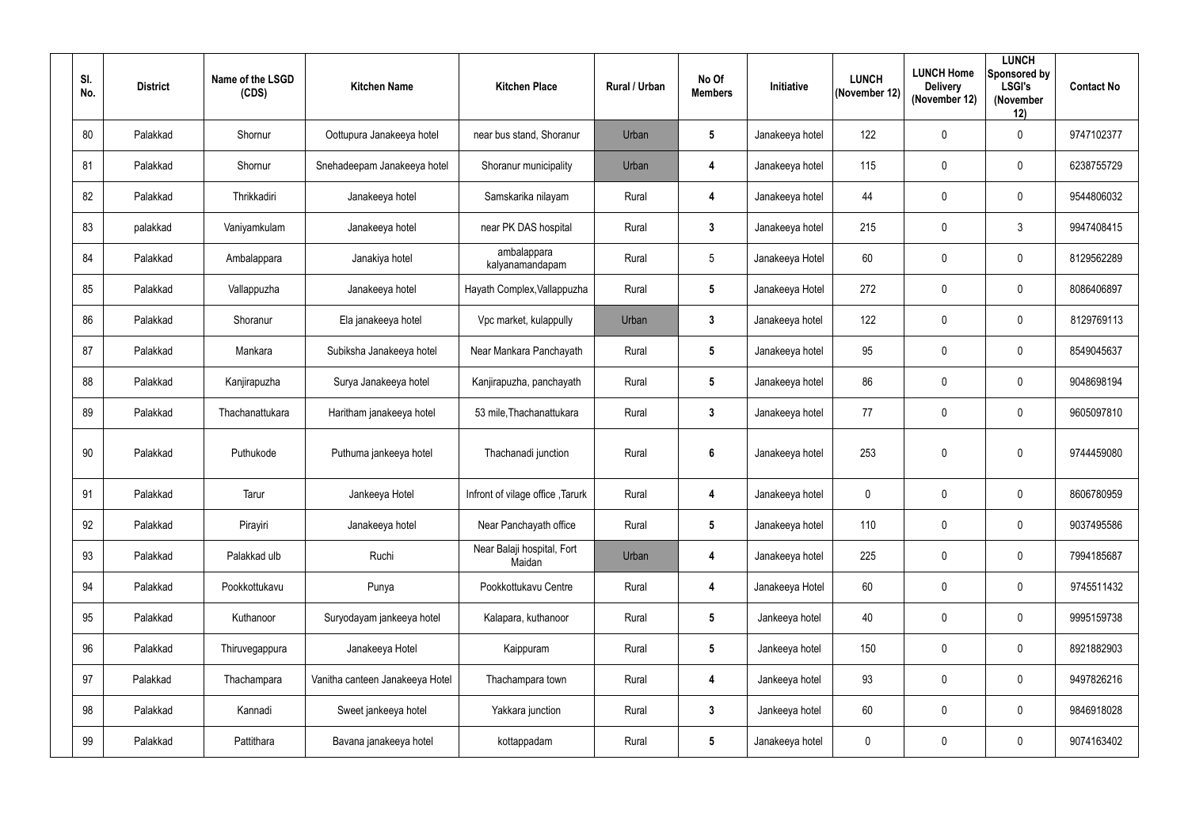| Sl. No. | District | Name of the LSGD (CDS) | Kitchen Name | Kitchen Place | Rural / Urban | No Of Members | Initiative | LUNCH (November 12) | LUNCH Home Delivery (November 12) | LUNCH Sponsored by LSGI's (November 12) | Contact No |
|---|---|---|---|---|---|---|---|---|---|---|---|
| 80 | Palakkad | Shornur | Oottupura Janakeeya hotel | near bus stand, Shoranur | Urban | 5 | Janakeeya hotel | 122 | 0 | 0 | 9747102377 |
| 81 | Palakkad | Shornur | Snehadeepam Janakeeya hotel | Shoranur municipality | Urban | 4 | Janakeeya hotel | 115 | 0 | 0 | 6238755729 |
| 82 | Palakkad | Thrikkadiri | Janakeeya hotel | Samskarika nilayam | Rural | 4 | Janakeeya hotel | 44 | 0 | 0 | 9544806032 |
| 83 | palakkad | Vaniyamkulam | Janakeeya hotel | near PK DAS hospital | Rural | 3 | Janakeeya hotel | 215 | 0 | 3 | 9947408415 |
| 84 | Palakkad | Ambalappara | Janakiya hotel | ambalappara kalyanamandapam | Rural | 5 | Janakeeya Hotel | 60 | 0 | 0 | 8129562289 |
| 85 | Palakkad | Vallappuzha | Janakeeya hotel | Hayath Complex,Vallappuzha | Rural | 5 | Janakeeya Hotel | 272 | 0 | 0 | 8086406897 |
| 86 | Palakkad | Shoranur | Ela janakeeya hotel | Vpc market, kulappully | Urban | 3 | Janakeeya hotel | 122 | 0 | 0 | 8129769113 |
| 87 | Palakkad | Mankara | Subiksha Janakeeya hotel | Near Mankara Panchayath | Rural | 5 | Janakeeya hotel | 95 | 0 | 0 | 8549045637 |
| 88 | Palakkad | Kanjirapuzha | Surya Janakeeya hotel | Kanjirapuzha, panchayath | Rural | 5 | Janakeeya hotel | 86 | 0 | 0 | 9048698194 |
| 89 | Palakkad | Thachanattukara | Haritham janakeeya hotel | 53 mile,Thachanattukara | Rural | 3 | Janakeeya hotel | 77 | 0 | 0 | 9605097810 |
| 90 | Palakkad | Puthukode | Puthuma jankeeya hotel | Thachanadi junction | Rural | 6 | Janakeeya hotel | 253 | 0 | 0 | 9744459080 |
| 91 | Palakkad | Tarur | Jankeeya Hotel | Infront of vilage office ,Tarurk | Rural | 4 | Janakeeya hotel | 0 | 0 | 0 | 8606780959 |
| 92 | Palakkad | Pirayiri | Janakeeya hotel | Near Panchayath office | Rural | 5 | Janakeeya hotel | 110 | 0 | 0 | 9037495586 |
| 93 | Palakkad | Palakkad ulb | Ruchi | Near Balaji hospital, Fort Maidan | Urban | 4 | Janakeeya hotel | 225 | 0 | 0 | 7994185687 |
| 94 | Palakkad | Pookkottukavu | Punya | Pookkottukavu Centre | Rural | 4 | Janakeeya Hotel | 60 | 0 | 0 | 9745511432 |
| 95 | Palakkad | Kuthanoor | Suryodayam jankeeya hotel | Kalapara, kuthanoor | Rural | 5 | Jankeeya hotel | 40 | 0 | 0 | 9995159738 |
| 96 | Palakkad | Thiruvegappura | Janakeeya Hotel | Kaippuram | Rural | 5 | Jankeeya hotel | 150 | 0 | 0 | 8921882903 |
| 97 | Palakkad | Thachampara | Vanitha canteen Janakeeya Hotel | Thachampara town | Rural | 4 | Jankeeya hotel | 93 | 0 | 0 | 9497826216 |
| 98 | Palakkad | Kannadi | Sweet jankeeya hotel | Yakkara junction | Rural | 3 | Jankeeya hotel | 60 | 0 | 0 | 9846918028 |
| 99 | Palakkad | Pattithara | Bavana janakeeya hotel | kottappadam | Rural | 5 | Janakeeya hotel | 0 | 0 | 0 | 9074163402 |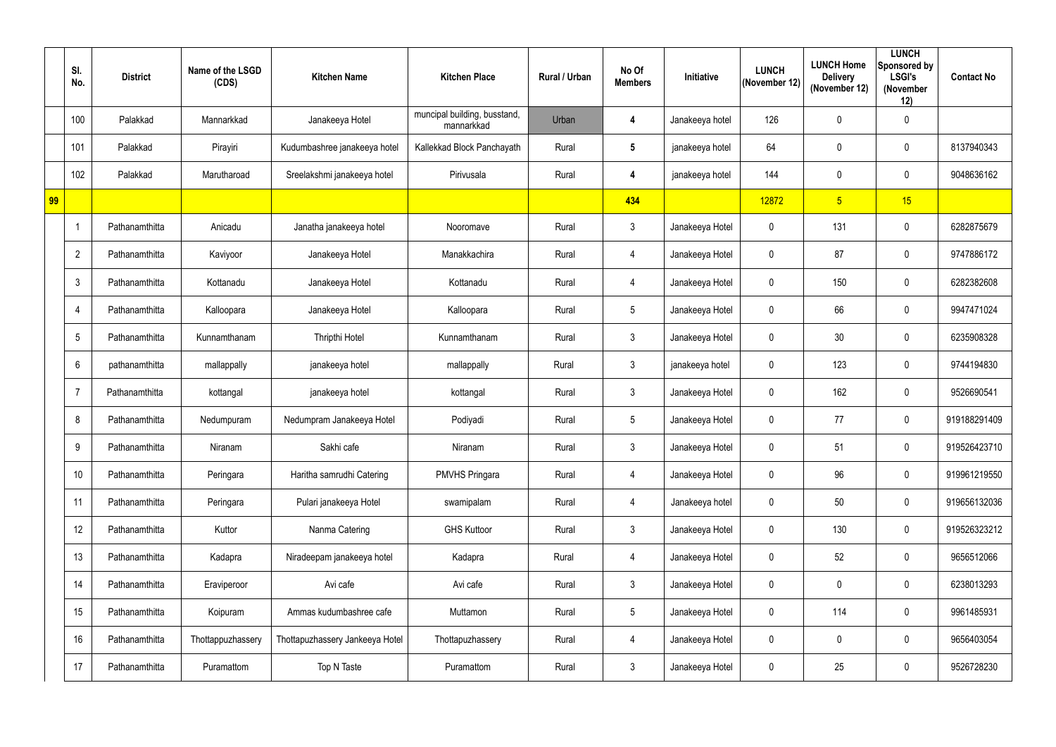| | Sl. No. | District | Name of the LSGD (CDS) | Kitchen Name | Kitchen Place | Rural / Urban | No Of Members | Initiative | LUNCH (November 12) | LUNCH Home Delivery (November 12) | LUNCH Sponsored by LSGI's (November 12) | Contact No |
|---|---|---|---|---|---|---|---|---|---|---|---|---|
| | 100 | Palakkad | Mannarkkad | Janakeeya Hotel | muncipal building, busstand, mannarkkad | Urban | 4 | Janakeeya hotel | 126 | 0 | 0 | |
| | 101 | Palakkad | Pirayiri | Kudumbashree janakeeya hotel | Kallekkad Block Panchayath | Rural | 5 | janakeeya hotel | 64 | 0 | 0 | 8137940343 |
| | 102 | Palakkad | Marutharoad | Sreelakshmi janakeeya hotel | Pirivusala | Rural | 4 | janakeeya hotel | 144 | 0 | 0 | 9048636162 |
| 99 | | | | | | | 434 | | 12872 | 5 | 15 | |
| | 1 | Pathanamthitta | Anicadu | Janatha janakeeya hotel | Nooromave | Rural | 3 | Janakeeya Hotel | 0 | 131 | 0 | 6282875679 |
| | 2 | Pathanamthitta | Kaviyoor | Janakeeya Hotel | Manakkachira | Rural | 4 | Janakeeya Hotel | 0 | 87 | 0 | 9747886172 |
| | 3 | Pathanamthitta | Kottanadu | Janakeeya Hotel | Kottanadu | Rural | 4 | Janakeeya Hotel | 0 | 150 | 0 | 6282382608 |
| | 4 | Pathanamthitta | Kalloopara | Janakeeya Hotel | Kalloopara | Rural | 5 | Janakeeya Hotel | 0 | 66 | 0 | 9947471024 |
| | 5 | Pathanamthitta | Kunnamthanam | Thripthi Hotel | Kunnamthanam | Rural | 3 | Janakeeya Hotel | 0 | 30 | 0 | 6235908328 |
| | 6 | pathanamthitta | mallappally | janakeeya hotel | mallappally | Rural | 3 | janakeeya hotel | 0 | 123 | 0 | 9744194830 |
| | 7 | Pathanamthitta | kottangal | janakeeya hotel | kottangal | Rural | 3 | Janakeeya Hotel | 0 | 162 | 0 | 9526690541 |
| | 8 | Pathanamthitta | Nedumpuram | Nedumpram Janakeeya Hotel | Podiyadi | Rural | 5 | Janakeeya Hotel | 0 | 77 | 0 | 919188291409 |
| | 9 | Pathanamthitta | Niranam | Sakhi cafe | Niranam | Rural | 3 | Janakeeya Hotel | 0 | 51 | 0 | 919526423710 |
| | 10 | Pathanamthitta | Peringara | Haritha samrudhi Catering | PMVHS Pringara | Rural | 4 | Janakeeya Hotel | 0 | 96 | 0 | 919961219550 |
| | 11 | Pathanamthitta | Peringara | Pulari janakeeya Hotel | swamipalam | Rural | 4 | Janakeeya hotel | 0 | 50 | 0 | 919656132036 |
| | 12 | Pathanamthitta | Kuttor | Nanma Catering | GHS Kuttoor | Rural | 3 | Janakeeya Hotel | 0 | 130 | 0 | 919526323212 |
| | 13 | Pathanamthitta | Kadapra | Niradeepam janakeeya hotel | Kadapra | Rural | 4 | Janakeeya Hotel | 0 | 52 | 0 | 9656512066 |
| | 14 | Pathanamthitta | Eraviperoor | Avi cafe | Avi cafe | Rural | 3 | Janakeeya Hotel | 0 | 0 | 0 | 6238013293 |
| | 15 | Pathanamthitta | Koipuram | Ammas kudumbashree cafe | Muttamon | Rural | 5 | Janakeeya Hotel | 0 | 114 | 0 | 9961485931 |
| | 16 | Pathanamthitta | Thottappuzhassery | Thottapuzhassery Jankeeya Hotel | Thottapuzhassery | Rural | 4 | Janakeeya Hotel | 0 | 0 | 0 | 9656403054 |
| | 17 | Pathanamthitta | Puramattom | Top N Taste | Puramattom | Rural | 3 | Janakeeya Hotel | 0 | 25 | 0 | 9526728230 |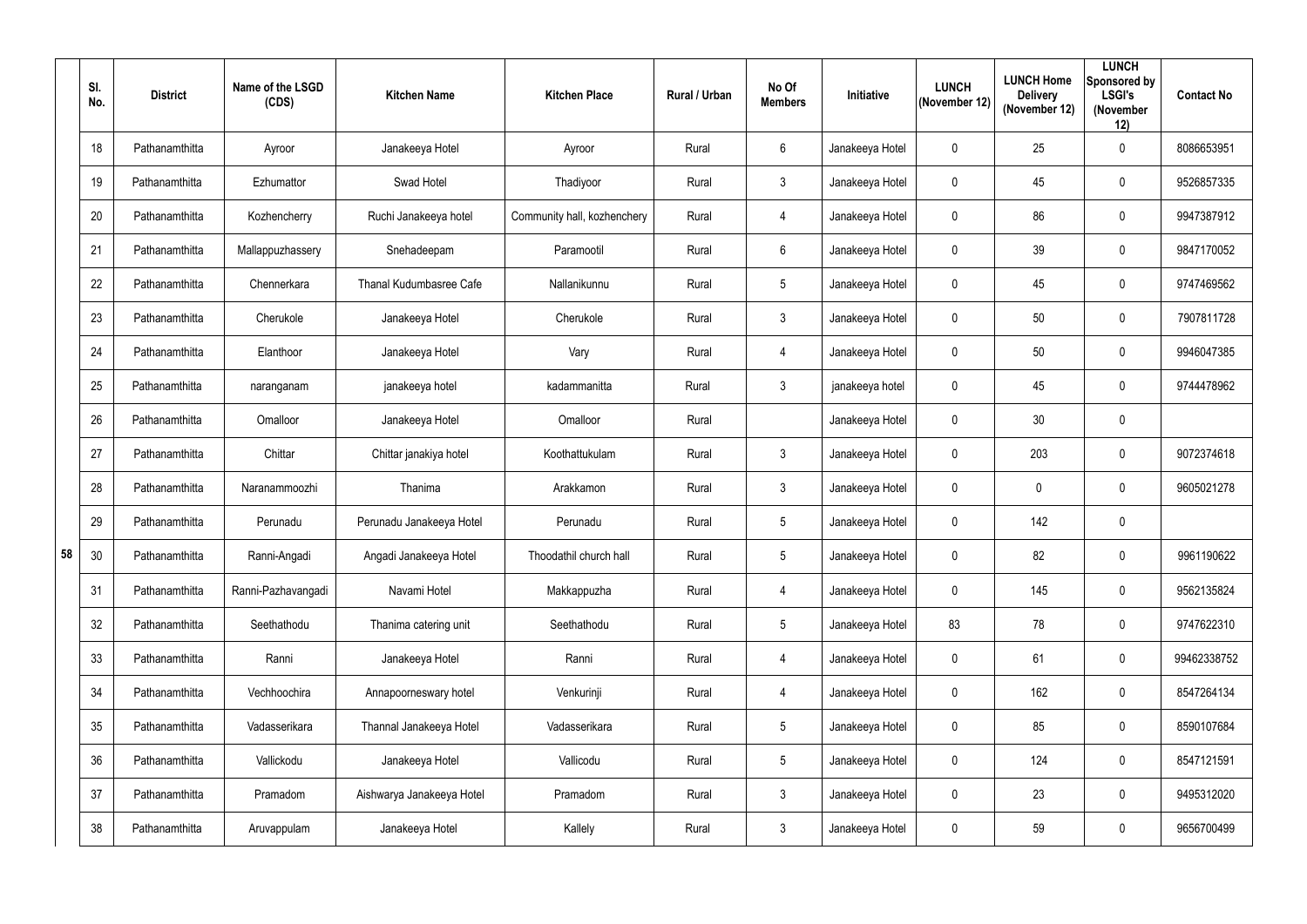| | Sl. No. | District | Name of the LSGD (CDS) | Kitchen Name | Kitchen Place | Rural / Urban | No Of Members | Initiative | LUNCH (November 12) | LUNCH Home Delivery (November 12) | LUNCH Sponsored by LSGI's (November 12) | Contact No |
|---|---|---|---|---|---|---|---|---|---|---|---|---|
| | 18 | Pathanamthitta | Ayroor | Janakeeya Hotel | Ayroor | Rural | 6 | Janakeeya Hotel | 0 | 25 | 0 | 8086653951 |
| | 19 | Pathanamthitta | Ezhumattor | Swad Hotel | Thadiyoor | Rural | 3 | Janakeeya Hotel | 0 | 45 | 0 | 9526857335 |
| | 20 | Pathanamthitta | Kozhencherry | Ruchi Janakeeya hotel | Community hall, kozhenchery | Rural | 4 | Janakeeya Hotel | 0 | 86 | 0 | 9947387912 |
| | 21 | Pathanamthitta | Mallappuzhassery | Snehadeepam | Paramootil | Rural | 6 | Janakeeya Hotel | 0 | 39 | 0 | 9847170052 |
| | 22 | Pathanamthitta | Chennerkara | Thanal Kudumbasree Cafe | Nallanikunnu | Rural | 5 | Janakeeya Hotel | 0 | 45 | 0 | 9747469562 |
| | 23 | Pathanamthitta | Cherukole | Janakeeya Hotel | Cherukole | Rural | 3 | Janakeeya Hotel | 0 | 50 | 0 | 7907811728 |
| | 24 | Pathanamthitta | Elanthoor | Janakeeya Hotel | Vary | Rural | 4 | Janakeeya Hotel | 0 | 50 | 0 | 9946047385 |
| | 25 | Pathanamthitta | naranganam | janakeeya hotel | kadammanitta | Rural | 3 | janakeeya hotel | 0 | 45 | 0 | 9744478962 |
| | 26 | Pathanamthitta | Omalloor | Janakeeya Hotel | Omalloor | Rural | | Janakeeya Hotel | 0 | 30 | 0 | |
| | 27 | Pathanamthitta | Chittar | Chittar janakiya hotel | Koothattukulam | Rural | 3 | Janakeeya Hotel | 0 | 203 | 0 | 9072374618 |
| | 28 | Pathanamthitta | Naranammoozhi | Thanima | Arakkamon | Rural | 3 | Janakeeya Hotel | 0 | 0 | 0 | 9605021278 |
| | 29 | Pathanamthitta | Perunadu | Perunadu Janakeeya Hotel | Perunadu | Rural | 5 | Janakeeya Hotel | 0 | 142 | 0 | |
| 58 | 30 | Pathanamthitta | Ranni-Angadi | Angadi Janakeeya Hotel | Thoodathil church hall | Rural | 5 | Janakeeya Hotel | 0 | 82 | 0 | 9961190622 |
| | 31 | Pathanamthitta | Ranni-Pazhavangadi | Navami Hotel | Makkappuzha | Rural | 4 | Janakeeya Hotel | 0 | 145 | 0 | 9562135824 |
| | 32 | Pathanamthitta | Seethathodu | Thanima catering unit | Seethathodu | Rural | 5 | Janakeeya Hotel | 83 | 78 | 0 | 9747622310 |
| | 33 | Pathanamthitta | Ranni | Janakeeya Hotel | Ranni | Rural | 4 | Janakeeya Hotel | 0 | 61 | 0 | 99462338752 |
| | 34 | Pathanamthitta | Vechhoochira | Annapoorneswary hotel | Venkurinji | Rural | 4 | Janakeeya Hotel | 0 | 162 | 0 | 8547264134 |
| | 35 | Pathanamthitta | Vadasserikara | Thannal Janakeeya Hotel | Vadasserikara | Rural | 5 | Janakeeya Hotel | 0 | 85 | 0 | 8590107684 |
| | 36 | Pathanamthitta | Vallickodu | Janakeeya Hotel | Vallicodu | Rural | 5 | Janakeeya Hotel | 0 | 124 | 0 | 8547121591 |
| | 37 | Pathanamthitta | Pramadom | Aishwarya Janakeeya Hotel | Pramadom | Rural | 3 | Janakeeya Hotel | 0 | 23 | 0 | 9495312020 |
| | 38 | Pathanamthitta | Aruvappulam | Janakeeya Hotel | Kallely | Rural | 3 | Janakeeya Hotel | 0 | 59 | 0 | 9656700499 |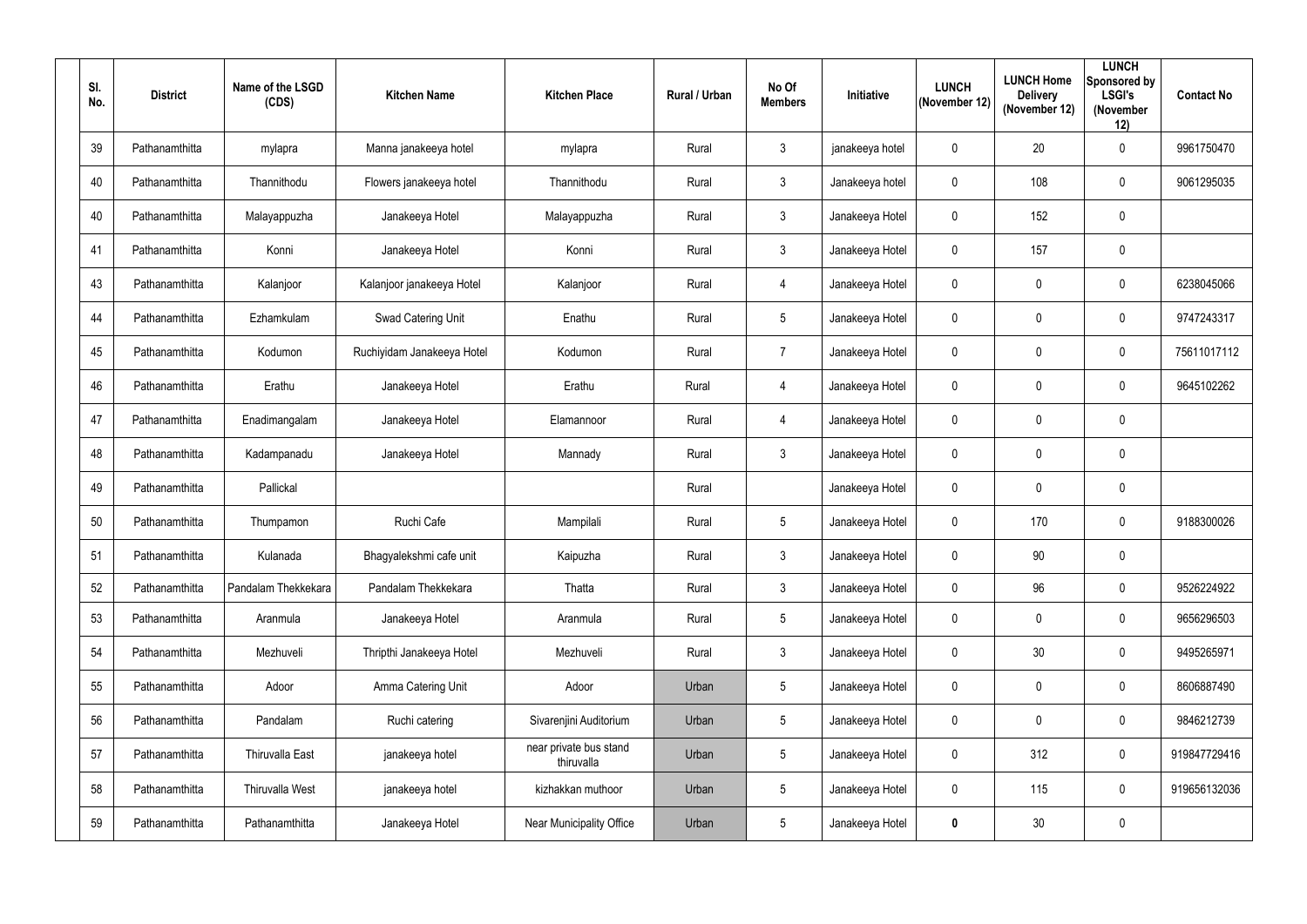| Sl. No. | District | Name of the LSGD (CDS) | Kitchen Name | Kitchen Place | Rural / Urban | No Of Members | Initiative | LUNCH (November 12) | LUNCH Home Delivery (November 12) | LUNCH Sponsored by LSGI's (November 12) | Contact No |
|---|---|---|---|---|---|---|---|---|---|---|---|
| 39 | Pathanamthitta | mylapra | Manna janakeeya hotel | mylapra | Rural | 3 | janakeeya hotel | 0 | 20 | 0 | 9961750470 |
| 40 | Pathanamthitta | Thannithodu | Flowers janakeeya hotel | Thannithodu | Rural | 3 | Janakeeya hotel | 0 | 108 | 0 | 9061295035 |
| 40 | Pathanamthitta | Malayappuzha | Janakeeya Hotel | Malayappuzha | Rural | 3 | Janakeeya Hotel | 0 | 152 | 0 | |
| 41 | Pathanamthitta | Konni | Janakeeya Hotel | Konni | Rural | 3 | Janakeeya Hotel | 0 | 157 | 0 | |
| 43 | Pathanamthitta | Kalanjoor | Kalanjoor janakeeya Hotel | Kalanjoor | Rural | 4 | Janakeeya Hotel | 0 | 0 | 0 | 6238045066 |
| 44 | Pathanamthitta | Ezhamkulam | Swad Catering Unit | Enathu | Rural | 5 | Janakeeya Hotel | 0 | 0 | 0 | 9747243317 |
| 45 | Pathanamthitta | Kodumon | Ruchiyidam Janakeeya Hotel | Kodumon | Rural | 7 | Janakeeya Hotel | 0 | 0 | 0 | 75611017112 |
| 46 | Pathanamthitta | Erathu | Janakeeya Hotel | Erathu | Rural | 4 | Janakeeya Hotel | 0 | 0 | 0 | 9645102262 |
| 47 | Pathanamthitta | Enadimangalam | Janakeeya Hotel | Elamannoor | Rural | 4 | Janakeeya Hotel | 0 | 0 | 0 | |
| 48 | Pathanamthitta | Kadampanadu | Janakeeya Hotel | Mannady | Rural | 3 | Janakeeya Hotel | 0 | 0 | 0 | |
| 49 | Pathanamthitta | Pallickal | | | Rural | | Janakeeya Hotel | 0 | 0 | 0 | |
| 50 | Pathanamthitta | Thumpamon | Ruchi Cafe | Mampilali | Rural | 5 | Janakeeya Hotel | 0 | 170 | 0 | 9188300026 |
| 51 | Pathanamthitta | Kulanada | Bhagyalekshmi cafe unit | Kaipuzha | Rural | 3 | Janakeeya Hotel | 0 | 90 | 0 | |
| 52 | Pathanamthitta | Pandalam Thekkekara | Pandalam Thekkekara | Thatta | Rural | 3 | Janakeeya Hotel | 0 | 96 | 0 | 9526224922 |
| 53 | Pathanamthitta | Aranmula | Janakeeya Hotel | Aranmula | Rural | 5 | Janakeeya Hotel | 0 | 0 | 0 | 9656296503 |
| 54 | Pathanamthitta | Mezhuveli | Thripthi Janakeeya Hotel | Mezhuveli | Rural | 3 | Janakeeya Hotel | 0 | 30 | 0 | 9495265971 |
| 55 | Pathanamthitta | Adoor | Amma Catering Unit | Adoor | Urban | 5 | Janakeeya Hotel | 0 | 0 | 0 | 8606887490 |
| 56 | Pathanamthitta | Pandalam | Ruchi catering | Sivarenjini Auditorium | Urban | 5 | Janakeeya Hotel | 0 | 0 | 0 | 9846212739 |
| 57 | Pathanamthitta | Thiruvalla East | janakeeya hotel | near private bus stand thiruvalla | Urban | 5 | Janakeeya Hotel | 0 | 312 | 0 | 919847729416 |
| 58 | Pathanamthitta | Thiruvalla West | janakeeya hotel | kizhakkan muthoor | Urban | 5 | Janakeeya Hotel | 0 | 115 | 0 | 919656132036 |
| 59 | Pathanamthitta | Pathanamthitta | Janakeeya Hotel | Near Municipality Office | Urban | 5 | Janakeeya Hotel | **0** | 30 | 0 | |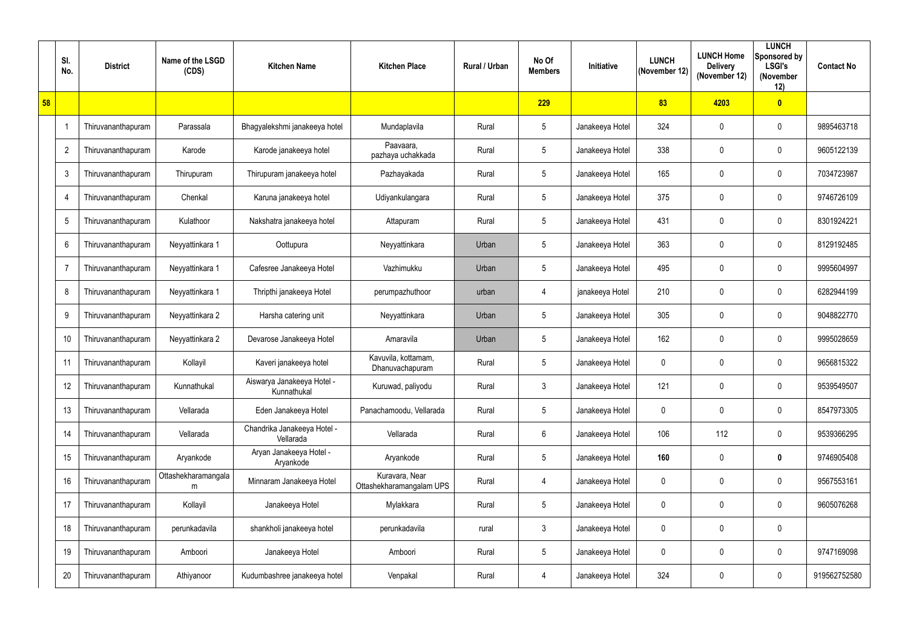| Sl. No. | District | Name of the LSGD (CDS) | Kitchen Name | Kitchen Place | Rural / Urban | No Of Members | Initiative | LUNCH (November 12) | LUNCH Home Delivery (November 12) | LUNCH Sponsored by LSGI's (November 12) | Contact No |
|---|---|---|---|---|---|---|---|---|---|---|---|
| 58 | | | | | | 229 | | 83 | 4203 | 0 | |
| 1 | Thiruvananthapuram | Parassala | Bhagyalekshmi janakeeya hotel | Mundaplavila | Rural | 5 | Janakeeya Hotel | 324 | 0 | 0 | 9895463718 |
| 2 | Thiruvananthapuram | Karode | Karode janakeeya hotel | Paavaara, pazhaya uchakkada | Rural | 5 | Janakeeya Hotel | 338 | 0 | 0 | 9605122139 |
| 3 | Thiruvananthapuram | Thirupuram | Thirupuram janakeeya hotel | Pazhayakada | Rural | 5 | Janakeeya Hotel | 165 | 0 | 0 | 7034723987 |
| 4 | Thiruvananthapuram | Chenkal | Karuna janakeeya hotel | Udiyankulangara | Rural | 5 | Janakeeya Hotel | 375 | 0 | 0 | 9746726109 |
| 5 | Thiruvananthapuram | Kulathoor | Nakshatra janakeeya hotel | Attapuram | Rural | 5 | Janakeeya Hotel | 431 | 0 | 0 | 8301924221 |
| 6 | Thiruvananthapuram | Neyyattinkara 1 | Oottupura | Neyyattinkara | Urban | 5 | Janakeeya Hotel | 363 | 0 | 0 | 8129192485 |
| 7 | Thiruvananthapuram | Neyyattinkara 1 | Cafesree Janakeeya Hotel | Vazhimukku | Urban | 5 | Janakeeya Hotel | 495 | 0 | 0 | 9995604997 |
| 8 | Thiruvananthapuram | Neyyattinkara 1 | Thripthi janakeeya Hotel | perumpazhuthoor | urban | 4 | janakeeya Hotel | 210 | 0 | 0 | 6282944199 |
| 9 | Thiruvananthapuram | Neyyattinkara 2 | Harsha catering unit | Neyyattinkara | Urban | 5 | Janakeeya Hotel | 305 | 0 | 0 | 9048822770 |
| 10 | Thiruvananthapuram | Neyyattinkara 2 | Devarose Janakeeya Hotel | Amaravila | Urban | 5 | Janakeeya Hotel | 162 | 0 | 0 | 9995028659 |
| 11 | Thiruvananthapuram | Kollayil | Kaveri janakeeya hotel | Kavuvila, kottamam, Dhanuvachapuram | Rural | 5 | Janakeeya Hotel | 0 | 0 | 0 | 9656815322 |
| 12 | Thiruvananthapuram | Kunnathukal | Aiswarya Janakeeya Hotel - Kunnathukal | Kuruwad, paliyodu | Rural | 3 | Janakeeya Hotel | 121 | 0 | 0 | 9539549507 |
| 13 | Thiruvananthapuram | Vellarada | Eden Janakeeya Hotel | Panachamoodu, Vellarada | Rural | 5 | Janakeeya Hotel | 0 | 0 | 0 | 8547973305 |
| 14 | Thiruvananthapuram | Vellarada | Chandrika Janakeeya Hotel - Vellarada | Vellarada | Rural | 6 | Janakeeya Hotel | 106 | 112 | 0 | 9539366295 |
| 15 | Thiruvananthapuram | Aryankode | Aryan Janakeeya Hotel - Aryankode | Aryankode | Rural | 5 | Janakeeya Hotel | **160** | 0 | **0** | 9746905408 |
| 16 | Thiruvananthapuram | Ottashekharamangalam | Minnaram Janakeeya Hotel | Kuravara, Near Ottashekharamangalam UPS | Rural | 4 | Janakeeya Hotel | 0 | 0 | 0 | 9567553161 |
| 17 | Thiruvananthapuram | Kollayil | Janakeeya Hotel | Mylakkara | Rural | 5 | Janakeeya Hotel | 0 | 0 | 0 | 9605076268 |
| 18 | Thiruvananthapuram | perunkadavila | shankholi janakeeya hotel | perunkadavila | rural | 3 | Janakeeya Hotel | 0 | 0 | 0 | |
| 19 | Thiruvananthapuram | Amboori | Janakeeya Hotel | Amboori | Rural | 5 | Janakeeya Hotel | 0 | 0 | 0 | 9747169098 |
| 20 | Thiruvananthapuram | Athiyanoor | Kudumbashree janakeeya hotel | Venpakal | Rural | 4 | Janakeeya Hotel | 324 | 0 | 0 | 919562752580 |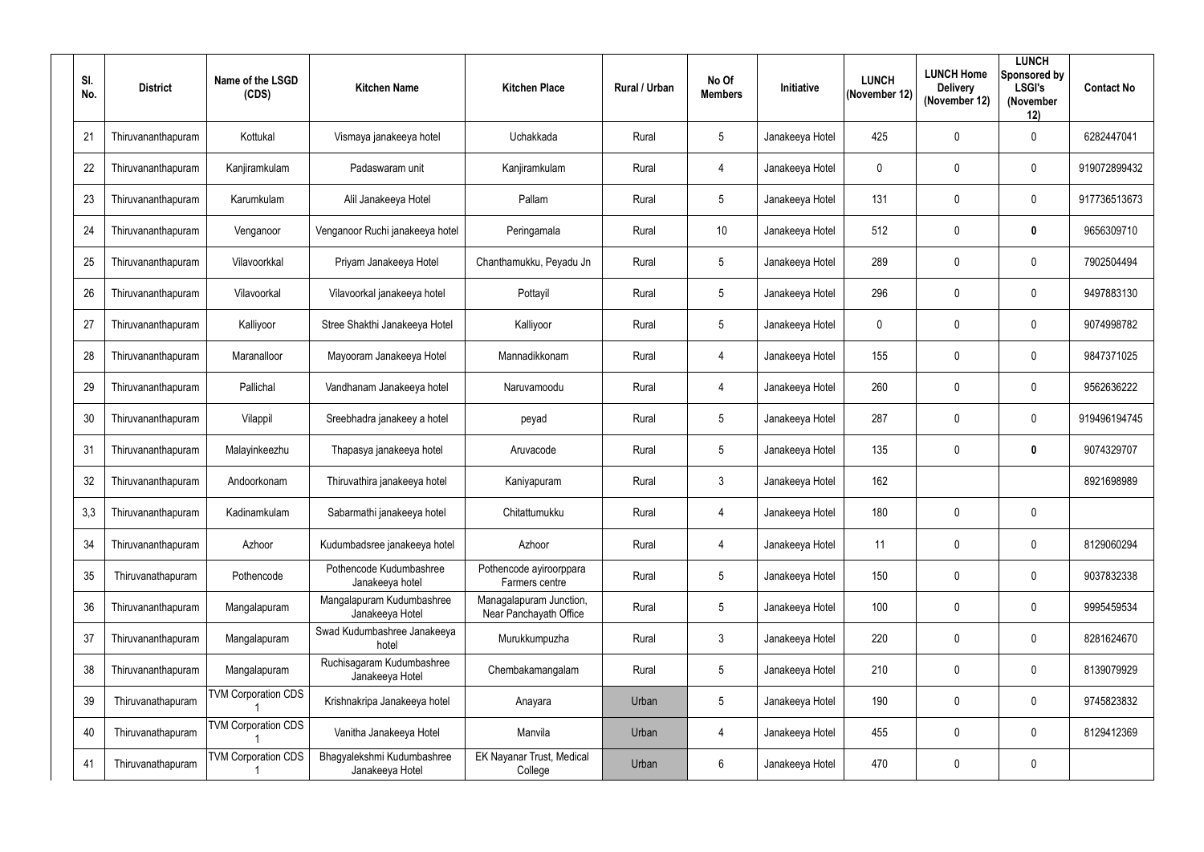| Sl. No. | District | Name of the LSGD (CDS) | Kitchen Name | Kitchen Place | Rural / Urban | No Of Members | Initiative | LUNCH (November 12) | LUNCH Home Delivery (November 12) | LUNCH Sponsored by LSGI's (November 12) | Contact No |
|---|---|---|---|---|---|---|---|---|---|---|---|
| 21 | Thiruvananthapuram | Kottukal | Vismaya janakeeya hotel | Uchakkada | Rural | 5 | Janakeeya Hotel | 425 | 0 | 0 | 6282447041 |
| 22 | Thiruvananthapuram | Kanjiramkulam | Padaswaram unit | Kanjiramkulam | Rural | 4 | Janakeeya Hotel | 0 | 0 | 0 | 919072899432 |
| 23 | Thiruvananthapuram | Karumkulam | Alil Janakeeya Hotel | Pallam | Rural | 5 | Janakeeya Hotel | 131 | 0 | 0 | 917736513673 |
| 24 | Thiruvananthapuram | Venganoor | Venganoor Ruchi janakeeya hotel | Peringamala | Rural | 10 | Janakeeya Hotel | 512 | 0 | **0** | 9656309710 |
| 25 | Thiruvananthapuram | Vilavoorkkal | Priyam Janakeeya Hotel | Chanthamukku, Peyadu Jn | Rural | 5 | Janakeeya Hotel | 289 | 0 | 0 | 7902504494 |
| 26 | Thiruvananthapuram | Vilavoorkal | Vilavoorkal janakeeya hotel | Pottayil | Rural | 5 | Janakeeya Hotel | 296 | 0 | 0 | 9497883130 |
| 27 | Thiruvananthapuram | Kalliyoor | Stree Shakthi Janakeeya Hotel | Kalliyoor | Rural | 5 | Janakeeya Hotel | 0 | 0 | 0 | 9074998782 |
| 28 | Thiruvananthapuram | Maranalloor | Mayooram Janakeeya Hotel | Mannadikkonam | Rural | 4 | Janakeeya Hotel | 155 | 0 | 0 | 9847371025 |
| 29 | Thiruvananthapuram | Pallichal | Vandhanam Janakeeya hotel | Naruvamoodu | Rural | 4 | Janakeeya Hotel | 260 | 0 | 0 | 9562636222 |
| 30 | Thiruvananthapuram | Vilappil | Sreebhadra janakeey a hotel | peyad | Rural | 5 | Janakeeya Hotel | 287 | 0 | 0 | 919496194745 |
| 31 | Thiruvananthapuram | Malayinkeezhu | Thapasya janakeeya hotel | Aruvacode | Rural | 5 | Janakeeya Hotel | 135 | 0 | **0** | 9074329707 |
| 32 | Thiruvananthapuram | Andoorkonam | Thiruvathira janakeeya hotel | Kaniyapuram | Rural | 3 | Janakeeya Hotel | 162 | | | 8921698989 |
| 3,3 | Thiruvananthapuram | Kadinamkulam | Sabarmathi janakeeya hotel | Chitattumukku | Rural | 4 | Janakeeya Hotel | 180 | 0 | 0 | |
| 34 | Thiruvananthapuram | Azhoor | Kudumbadsree janakeeya hotel | Azhoor | Rural | 4 | Janakeeya Hotel | 11 | 0 | 0 | 8129060294 |
| 35 | Thiruvanathapuram | Pothencode | Pothencode Kudumbashree Janakeeya hotel | Pothencode ayiroorppara Farmers centre | Rural | 5 | Janakeeya Hotel | 150 | 0 | 0 | 9037832338 |
| 36 | Thiruvananthapuram | Mangalapuram | Mangalapuram Kudumbashree Janakeeya Hotel | Managalapuram Junction, Near Panchayath Office | Rural | 5 | Janakeeya Hotel | 100 | 0 | 0 | 9995459534 |
| 37 | Thiruvananthapuram | Mangalapuram | Swad Kudumbashree Janakeeya hotel | Murukkumpuzha | Rural | 3 | Janakeeya Hotel | 220 | 0 | 0 | 8281624670 |
| 38 | Thiruvananthapuram | Mangalapuram | Ruchisagaram Kudumbashree Janakeeya Hotel | Chembakamangalam | Rural | 5 | Janakeeya Hotel | 210 | 0 | 0 | 8139079929 |
| 39 | Thiruvanathapuram | TVM Corporation CDS 1 | Krishnakripa Janakeeya hotel | Anayara | Urban | 5 | Janakeeya Hotel | 190 | 0 | 0 | 9745823832 |
| 40 | Thiruvanathapuram | TVM Corporation CDS 1 | Vanitha Janakeeya Hotel | Manvila | Urban | 4 | Janakeeya Hotel | 455 | 0 | 0 | 8129412369 |
| 41 | Thiruvanathapuram | TVM Corporation CDS 1 | Bhagyalekshmi Kudumbashree Janakeeya Hotel | EK Nayanar Trust, Medical College | Urban | 6 | Janakeeya Hotel | 470 | 0 | 0 | |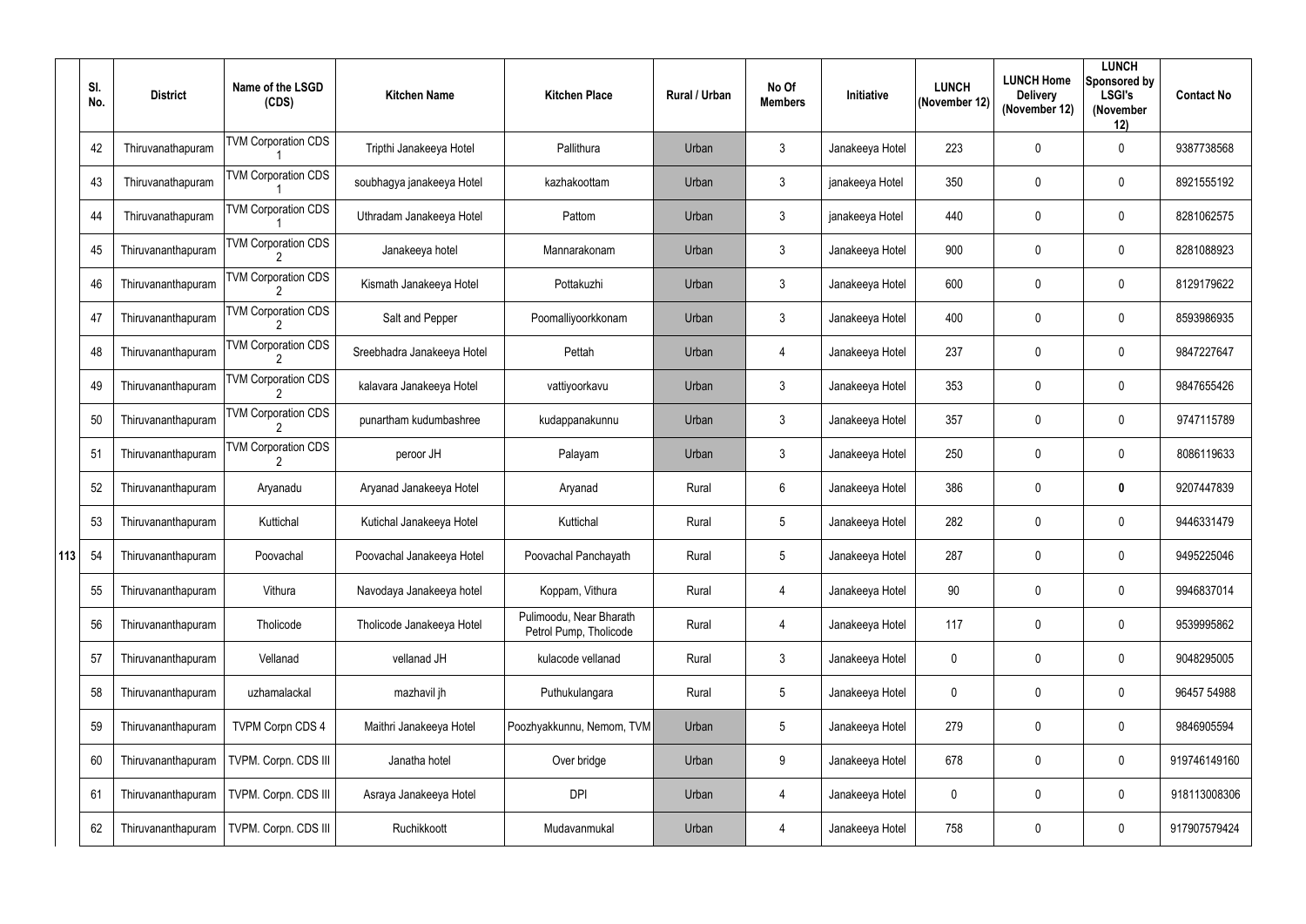| | Sl. No. | District | Name of the LSGD (CDS) | Kitchen Name | Kitchen Place | Rural / Urban | No Of Members | Initiative | LUNCH (November 12) | LUNCH Home Delivery (November 12) | LUNCH Sponsored by LSGI's (November 12) | Contact No |
|---|---|---|---|---|---|---|---|---|---|---|---|---|
| 113 | 42 | Thiruvanathapuram | TVM Corporation CDS 1 | Tripthi Janakeeya Hotel | Pallithura | Urban | 3 | Janakeeya Hotel | 223 | 0 | 0 | 9387738568 |
| | 43 | Thiruvanathapuram | TVM Corporation CDS 1 | soubhagya janakeeya Hotel | kazhakoottam | Urban | 3 | janakeeya Hotel | 350 | 0 | 0 | 8921555192 |
| | 44 | Thiruvanathapuram | TVM Corporation CDS 1 | Uthradam Janakeeya Hotel | Pattom | Urban | 3 | janakeeya Hotel | 440 | 0 | 0 | 8281062575 |
| | 45 | Thiruvananthapuram | TVM Corporation CDS 2 | Janakeeya hotel | Mannarakonam | Urban | 3 | Janakeeya Hotel | 900 | 0 | 0 | 8281088923 |
| | 46 | Thiruvananthapuram | TVM Corporation CDS 2 | Kismath Janakeeya Hotel | Pottakuzhi | Urban | 3 | Janakeeya Hotel | 600 | 0 | 0 | 8129179622 |
| | 47 | Thiruvananthapuram | TVM Corporation CDS 2 | Salt and Pepper | Poomalliyoorkkonam | Urban | 3 | Janakeeya Hotel | 400 | 0 | 0 | 8593986935 |
| | 48 | Thiruvananthapuram | TVM Corporation CDS 2 | Sreebhadra Janakeeya Hotel | Pettah | Urban | 4 | Janakeeya Hotel | 237 | 0 | 0 | 9847227647 |
| | 49 | Thiruvananthapuram | TVM Corporation CDS 2 | kalavara Janakeeya Hotel | vattiyoorkavu | Urban | 3 | Janakeeya Hotel | 353 | 0 | 0 | 9847655426 |
| | 50 | Thiruvananthapuram | TVM Corporation CDS 2 | punartham kudumbashree | kudappanakunnu | Urban | 3 | Janakeeya Hotel | 357 | 0 | 0 | 9747115789 |
| | 51 | Thiruvananthapuram | TVM Corporation CDS 2 | peroor JH | Palayam | Urban | 3 | Janakeeya Hotel | 250 | 0 | 0 | 8086119633 |
| | 52 | Thiruvananthapuram | Aryanadu | Aryanad Janakeeya Hotel | Aryanad | Rural | 6 | Janakeeya Hotel | 386 | 0 | **0** | 9207447839 |
| | 53 | Thiruvananthapuram | Kuttichal | Kutichal Janakeeya Hotel | Kuttichal | Rural | 5 | Janakeeya Hotel | 282 | 0 | 0 | 9446331479 |
| | 54 | Thiruvananthapuram | Poovachal | Poovachal Janakeeya Hotel | Poovachal Panchayath | Rural | 5 | Janakeeya Hotel | 287 | 0 | 0 | 9495225046 |
| | 55 | Thiruvananthapuram | Vithura | Navodaya Janakeeya hotel | Koppam, Vithura | Rural | 4 | Janakeeya Hotel | 90 | 0 | 0 | 9946837014 |
| | 56 | Thiruvananthapuram | Tholicode | Tholicode Janakeeya Hotel | Pulimoodu, Near Bharath Petrol Pump, Tholicode | Rural | 4 | Janakeeya Hotel | 117 | 0 | 0 | 9539995862 |
| | 57 | Thiruvananthapuram | Vellanad | vellanad JH | kulacode vellanad | Rural | 3 | Janakeeya Hotel | 0 | 0 | 0 | 9048295005 |
| | 58 | Thiruvananthapuram | uzhamalackal | mazhavil jh | Puthukulangara | Rural | 5 | Janakeeya Hotel | 0 | 0 | 0 | 96457 54988 |
| | 59 | Thiruvananthapuram | TVPM Corpn CDS 4 | Maithri Janakeeya Hotel | Poozhyakkunnu, Nemom, TVM | Urban | 5 | Janakeeya Hotel | 279 | 0 | 0 | 9846905594 |
| | 60 | Thiruvananthapuram | TVPM. Corpn. CDS III | Janatha hotel | Over bridge | Urban | 9 | Janakeeya Hotel | 678 | 0 | 0 | 919746149160 |
| | 61 | Thiruvananthapuram | TVPM. Corpn. CDS III | Asraya Janakeeya Hotel | DPI | Urban | 4 | Janakeeya Hotel | 0 | 0 | 0 | 918113008306 |
| | 62 | Thiruvananthapuram | TVPM. Corpn. CDS III | Ruchikkoott | Mudavanmukal | Urban | 4 | Janakeeya Hotel | 758 | 0 | 0 | 917907579424 |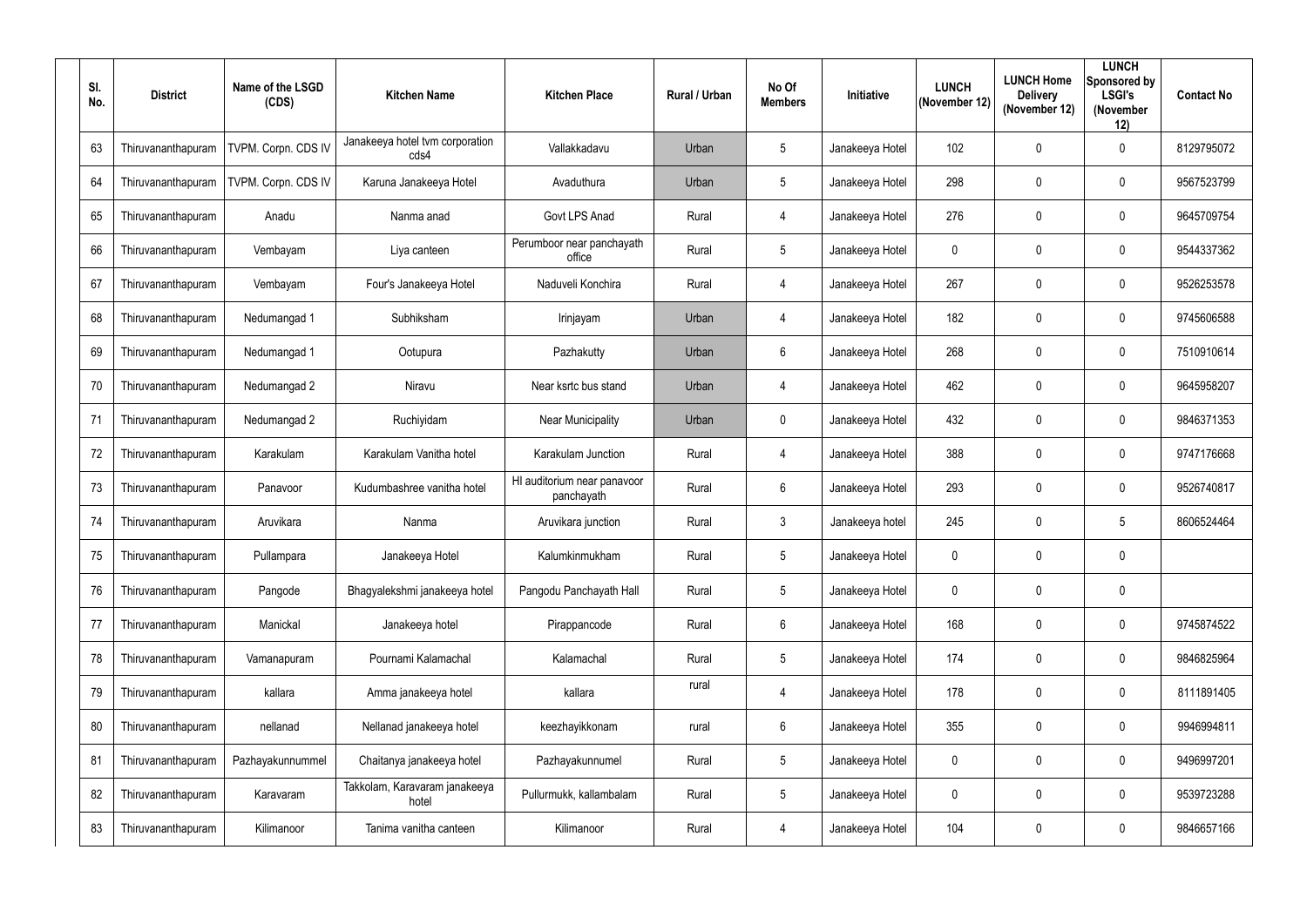| Sl. No. | District | Name of the LSGD (CDS) | Kitchen Name | Kitchen Place | Rural / Urban | No Of Members | Initiative | LUNCH (November 12) | LUNCH Home Delivery (November 12) | LUNCH Sponsored by LSGI's (November 12) | Contact No |
|---|---|---|---|---|---|---|---|---|---|---|---|
| 63 | Thiruvananthapuram | TVPM. Corpn. CDS IV | Janakeeya hotel tvm corporation cds4 | Vallakkadavu | Urban | 5 | Janakeeya Hotel | 102 | 0 | 0 | 8129795072 |
| 64 | Thiruvananthapuram | TVPM. Corpn. CDS IV | Karuna Janakeeya Hotel | Avaduthura | Urban | 5 | Janakeeya Hotel | 298 | 0 | 0 | 9567523799 |
| 65 | Thiruvananthapuram | Anadu | Nanma anad | Govt LPS Anad | Rural | 4 | Janakeeya Hotel | 276 | 0 | 0 | 9645709754 |
| 66 | Thiruvananthapuram | Vembayam | Liya canteen | Perumboor near panchayath office | Rural | 5 | Janakeeya Hotel | 0 | 0 | 0 | 9544337362 |
| 67 | Thiruvananthapuram | Vembayam | Four's Janakeeya Hotel | Naduveli Konchira | Rural | 4 | Janakeeya Hotel | 267 | 0 | 0 | 9526253578 |
| 68 | Thiruvananthapuram | Nedumangad 1 | Subhiksham | Irinjayam | Urban | 4 | Janakeeya Hotel | 182 | 0 | 0 | 9745606588 |
| 69 | Thiruvananthapuram | Nedumangad 1 | Ootupura | Pazhakutty | Urban | 6 | Janakeeya Hotel | 268 | 0 | 0 | 7510910614 |
| 70 | Thiruvananthapuram | Nedumangad 2 | Niravu | Near ksrtc bus stand | Urban | 4 | Janakeeya Hotel | 462 | 0 | 0 | 9645958207 |
| 71 | Thiruvananthapuram | Nedumangad 2 | Ruchiyidam | Near Municipality | Urban | 0 | Janakeeya Hotel | 432 | 0 | 0 | 9846371353 |
| 72 | Thiruvananthapuram | Karakulam | Karakulam Vanitha hotel | Karakulam Junction | Rural | 4 | Janakeeya Hotel | 388 | 0 | 0 | 9747176668 |
| 73 | Thiruvananthapuram | Panavoor | Kudumbashree vanitha hotel | HI auditorium near panavoor panchayath | Rural | 6 | Janakeeya Hotel | 293 | 0 | 0 | 9526740817 |
| 74 | Thiruvananthapuram | Aruvikara | Nanma | Aruvikara junction | Rural | 3 | Janakeeya hotel | 245 | 0 | 5 | 8606524464 |
| 75 | Thiruvananthapuram | Pullampara | Janakeeya Hotel | Kalumkinmukham | Rural | 5 | Janakeeya Hotel | 0 | 0 | 0 | |
| 76 | Thiruvananthapuram | Pangode | Bhagyalekshmi janakeeya hotel | Pangodu Panchayath Hall | Rural | 5 | Janakeeya Hotel | 0 | 0 | 0 | |
| 77 | Thiruvananthapuram | Manickal | Janakeeya hotel | Pirappancode | Rural | 6 | Janakeeya Hotel | 168 | 0 | 0 | 9745874522 |
| 78 | Thiruvananthapuram | Vamanapuram | Pournami Kalamachal | Kalamachal | Rural | 5 | Janakeeya Hotel | 174 | 0 | 0 | 9846825964 |
| 79 | Thiruvananthapuram | kallara | Amma janakeeya hotel | kallara | rural | 4 | Janakeeya Hotel | 178 | 0 | 0 | 8111891405 |
| 80 | Thiruvananthapuram | nellanad | Nellanad janakeeya hotel | keezhayikkonam | rural | 6 | Janakeeya Hotel | 355 | 0 | 0 | 9946994811 |
| 81 | Thiruvananthapuram | Pazhayakunnummel | Chaitanya janakeeya hotel | Pazhayakunnumel | Rural | 5 | Janakeeya Hotel | 0 | 0 | 0 | 9496997201 |
| 82 | Thiruvananthapuram | Karavaram | Takkolam, Karavaram janakeeya hotel | Pullurmukk, kallambalam | Rural | 5 | Janakeeya Hotel | 0 | 0 | 0 | 9539723288 |
| 83 | Thiruvananthapuram | Kilimanoor | Tanima vanitha canteen | Kilimanoor | Rural | 4 | Janakeeya Hotel | 104 | 0 | 0 | 9846657166 |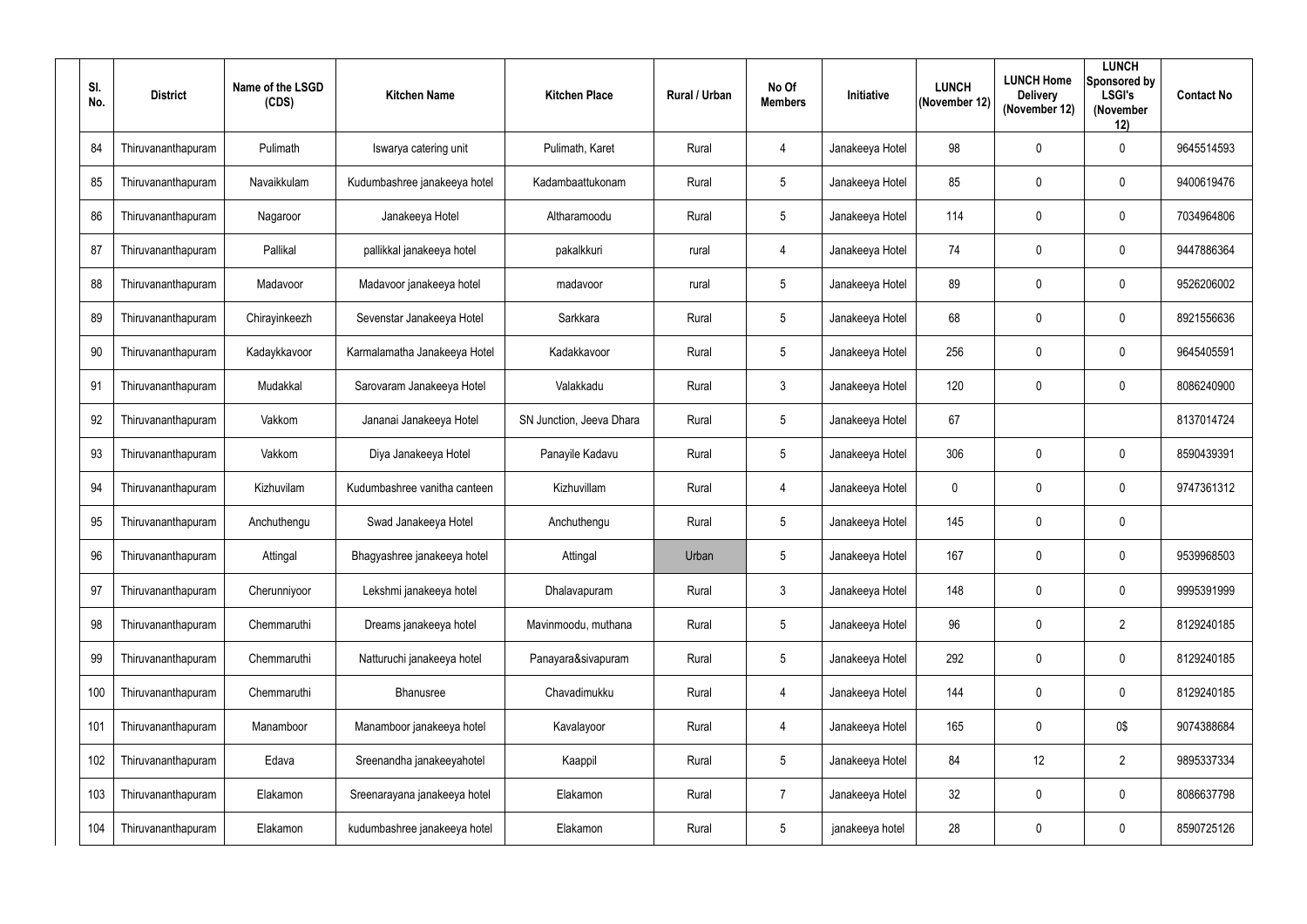| Sl. No. | District | Name of the LSGD (CDS) | Kitchen Name | Kitchen Place | Rural / Urban | No Of Members | Initiative | LUNCH (November 12) | LUNCH Home Delivery (November 12) | LUNCH Sponsored by LSGI's (November 12) | Contact No |
|---|---|---|---|---|---|---|---|---|---|---|---|
| 84 | Thiruvananthapuram | Pulimath | Iswarya catering unit | Pulimath, Karet | Rural | 4 | Janakeeya Hotel | 98 | 0 | 0 | 9645514593 |
| 85 | Thiruvananthapuram | Navaikkulam | Kudumbashree janakeeya hotel | Kadambaattukonam | Rural | 5 | Janakeeya Hotel | 85 | 0 | 0 | 9400619476 |
| 86 | Thiruvananthapuram | Nagaroor | Janakeeya Hotel | Altharamoodu | Rural | 5 | Janakeeya Hotel | 114 | 0 | 0 | 7034964806 |
| 87 | Thiruvananthapuram | Pallikal | pallikkal janakeeya hotel | pakalkkuri | rural | 4 | Janakeeya Hotel | 74 | 0 | 0 | 9447886364 |
| 88 | Thiruvananthapuram | Madavoor | Madavoor janakeeya hotel | madavoor | rural | 5 | Janakeeya Hotel | 89 | 0 | 0 | 9526206002 |
| 89 | Thiruvananthapuram | Chirayinkeezh | Sevenstar Janakeeya Hotel | Sarkkara | Rural | 5 | Janakeeya Hotel | 68 | 0 | 0 | 8921556636 |
| 90 | Thiruvananthapuram | Kadaykkavoor | Karmalamatha Janakeeya Hotel | Kadakkavoor | Rural | 5 | Janakeeya Hotel | 256 | 0 | 0 | 9645405591 |
| 91 | Thiruvananthapuram | Mudakkal | Sarovaram Janakeeya Hotel | Valakkadu | Rural | 3 | Janakeeya Hotel | 120 | 0 | 0 | 8086240900 |
| 92 | Thiruvananthapuram | Vakkom | Jananai Janakeeya Hotel | SN Junction, Jeeva Dhara | Rural | 5 | Janakeeya Hotel | 67 | | | 8137014724 |
| 93 | Thiruvananthapuram | Vakkom | Diya Janakeeya Hotel | Panayile Kadavu | Rural | 5 | Janakeeya Hotel | 306 | 0 | 0 | 8590439391 |
| 94 | Thiruvananthapuram | Kizhuvilam | Kudumbashree vanitha canteen | Kizhuvillam | Rural | 4 | Janakeeya Hotel | 0 | 0 | 0 | 9747361312 |
| 95 | Thiruvananthapuram | Anchuthengu | Swad Janakeeya Hotel | Anchuthengu | Rural | 5 | Janakeeya Hotel | 145 | 0 | 0 | |
| 96 | Thiruvananthapuram | Attingal | Bhagyashree janakeeya hotel | Attingal | Urban | 5 | Janakeeya Hotel | 167 | 0 | 0 | 9539968503 |
| 97 | Thiruvananthapuram | Cherunniyoor | Lekshmi janakeeya hotel | Dhalavapuram | Rural | 3 | Janakeeya Hotel | 148 | 0 | 0 | 9995391999 |
| 98 | Thiruvananthapuram | Chemmaruthi | Dreams janakeeya hotel | Mavinmoodu, muthana | Rural | 5 | Janakeeya Hotel | 96 | 0 | 2 | 8129240185 |
| 99 | Thiruvananthapuram | Chemmaruthi | Natturuchi janakeeya hotel | Panayara&sivapuram | Rural | 5 | Janakeeya Hotel | 292 | 0 | 0 | 8129240185 |
| 100 | Thiruvananthapuram | Chemmaruthi | Bhanusree | Chavadimukku | Rural | 4 | Janakeeya Hotel | 144 | 0 | 0 | 8129240185 |
| 101 | Thiruvananthapuram | Manamboor | Manamboor janakeeya hotel | Kavalayoor | Rural | 4 | Janakeeya Hotel | 165 | 0 | 0$ | 9074388684 |
| 102 | Thiruvananthapuram | Edava | Sreenandha janakeeyahotel | Kaappil | Rural | 5 | Janakeeya Hotel | 84 | 12 | 2 | 9895337334 |
| 103 | Thiruvananthapuram | Elakamon | Sreenarayana janakeeya hotel | Elakamon | Rural | 7 | Janakeeya Hotel | 32 | 0 | 0 | 8086637798 |
| 104 | Thiruvananthapuram | Elakamon | kudumbashree janakeeya hotel | Elakamon | Rural | 5 | janakeeya hotel | 28 | 0 | 0 | 8590725126 |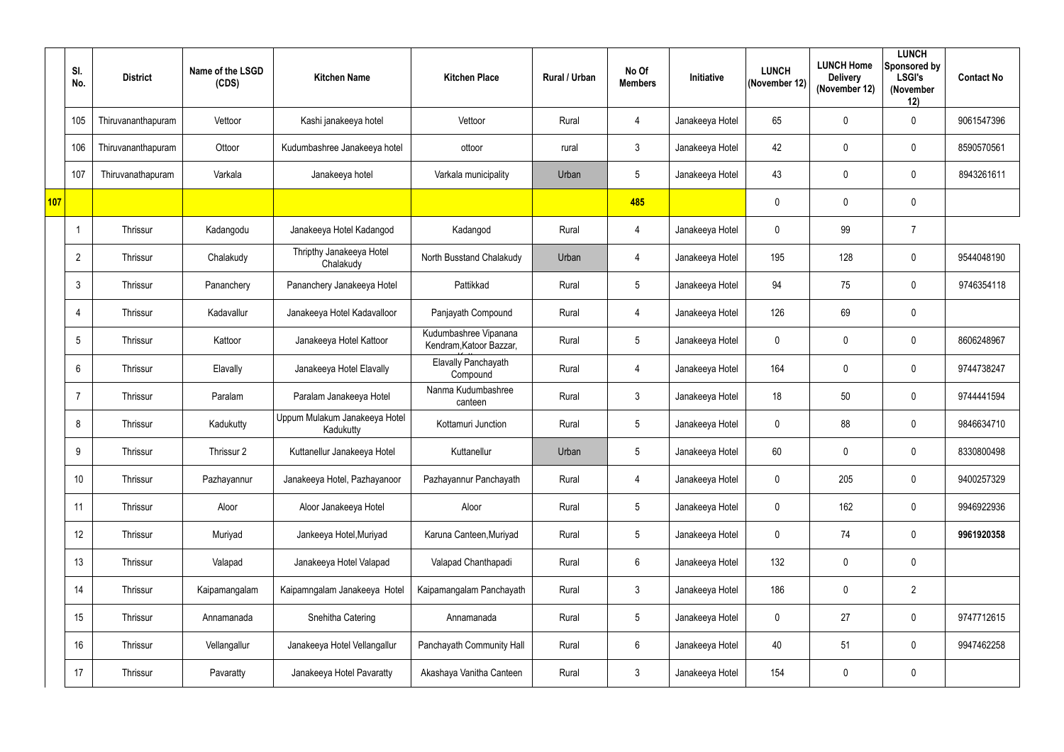| | Sl. No. | District | Name of the LSGD (CDS) | Kitchen Name | Kitchen Place | Rural / Urban | No Of Members | Initiative | LUNCH (November 12) | LUNCH Home Delivery (November 12) | LUNCH Sponsored by LSGI's (November 12) | Contact No |
|---|---|---|---|---|---|---|---|---|---|---|---|---|
| | 105 | Thiruvananthapuram | Vettoor | Kashi janakeeya hotel | Vettoor | Rural | 4 | Janakeeya Hotel | 65 | 0 | 0 | 9061547396 |
| | 106 | Thiruvananthapuram | Ottoor | Kudumbashree Janakeeya hotel | ottoor | rural | 3 | Janakeeya Hotel | 42 | 0 | 0 | 8590570561 |
| | 107 | Thiruvanathapuram | Varkala | Janakeeya hotel | Varkala municipality | Urban | 5 | Janakeeya Hotel | 43 | 0 | 0 | 8943261611 |
| **107** | | | | | | | **485** | | 0 | 0 | 0 | |
| | 1 | Thrissur | Kadangodu | Janakeeya Hotel Kadangod | Kadangod | Rural | 4 | Janakeeya Hotel | 0 | 99 | 7 | |
| | 2 | Thrissur | Chalakudy | Thripthy Janakeeya Hotel Chalakudy | North Busstand Chalakudy | Urban | 4 | Janakeeya Hotel | 195 | 128 | 0 | 9544048190 |
| | 3 | Thrissur | Pananchery | Pananchery Janakeeya Hotel | Pattikkad | Rural | 5 | Janakeeya Hotel | 94 | 75 | 0 | 9746354118 |
| | 4 | Thrissur | Kadavallur | Janakeeya Hotel Kadavalloor | Panjayath Compound | Rural | 4 | Janakeeya Hotel | 126 | 69 | 0 | |
| | 5 | Thrissur | Kattoor | Janakeeya Hotel Kattoor | Kudumbashree Vipanana Kendram,Katoor Bazzar, | Rural | 5 | Janakeeya Hotel | 0 | 0 | 0 | 8606248967 |
| | 6 | Thrissur | Elavally | Janakeeya Hotel Elavally | Elavally Panchayath Compound | Rural | 4 | Janakeeya Hotel | 164 | 0 | 0 | 9744738247 |
| | 7 | Thrissur | Paralam | Paralam Janakeeya Hotel | Nanma Kudumbashree canteen | Rural | 3 | Janakeeya Hotel | 18 | 50 | 0 | 9744441594 |
| | 8 | Thrissur | Kadukutty | Uppum Mulakum Janakeeya Hotel Kadukutty | Kottamuri Junction | Rural | 5 | Janakeeya Hotel | 0 | 88 | 0 | 9846634710 |
| | 9 | Thrissur | Thrissur 2 | Kuttanellur Janakeeya Hotel | Kuttanellur | Urban | 5 | Janakeeya Hotel | 60 | 0 | 0 | 8330800498 |
| | 10 | Thrissur | Pazhayannur | Janakeeya Hotel, Pazhayanoor | Pazhayannur Panchayath | Rural | 4 | Janakeeya Hotel | 0 | 205 | 0 | 9400257329 |
| | 11 | Thrissur | Aloor | Aloor Janakeeya Hotel | Aloor | Rural | 5 | Janakeeya Hotel | 0 | 162 | 0 | 9946922936 |
| | 12 | Thrissur | Muriyad | Jankeeya Hotel,Muriyad | Karuna Canteen,Muriyad | Rural | 5 | Janakeeya Hotel | 0 | 74 | 0 | **9961920358** |
| | 13 | Thrissur | Valapad | Janakeeya Hotel Valapad | Valapad Chanthapadi | Rural | 6 | Janakeeya Hotel | 132 | 0 | 0 | |
| | 14 | Thrissur | Kaipamangalam | Kaipamngalam Janakeeya Hotel | Kaipamangalam Panchayath | Rural | 3 | Janakeeya Hotel | 186 | 0 | 2 | |
| | 15 | Thrissur | Annamanada | Snehitha Catering | Annamanada | Rural | 5 | Janakeeya Hotel | 0 | 27 | 0 | 9747712615 |
| | 16 | Thrissur | Vellangallur | Janakeeya Hotel Vellangallur | Panchayath Community Hall | Rural | 6 | Janakeeya Hotel | 40 | 51 | 0 | 9947462258 |
| | 17 | Thrissur | Pavaratty | Janakeeya Hotel Pavaratty | Akashaya Vanitha Canteen | Rural | 3 | Janakeeya Hotel | 154 | 0 | 0 | |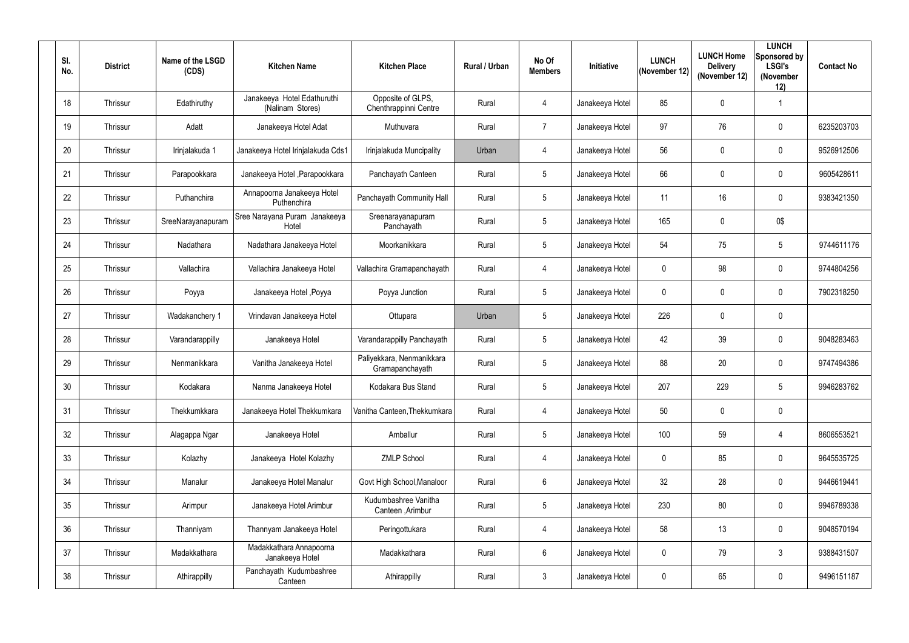| Sl. No. | District | Name of the LSGD (CDS) | Kitchen Name | Kitchen Place | Rural / Urban | No Of Members | Initiative | LUNCH (November 12) | LUNCH Home Delivery (November 12) | LUNCH Sponsored by LSGI's (November 12) | Contact No |
|---|---|---|---|---|---|---|---|---|---|---|---|
| 18 | Thrissur | Edathiruthy | Janakeeya Hotel Edathuruthi (Nalinam Stores) | Opposite of GLPS, Chenthrappinni Centre | Rural | 4 | Janakeeya Hotel | 85 | 0 | 1 | |
| 19 | Thrissur | Adatt | Janakeeya Hotel Adat | Muthuvara | Rural | 7 | Janakeeya Hotel | 97 | 76 | 0 | 6235203703 |
| 20 | Thrissur | Irinjalakuda 1 | Janakeeya Hotel Irinjalakuda Cds1 | Irinjalakuda Muncipality | Urban | 4 | Janakeeya Hotel | 56 | 0 | 0 | 9526912506 |
| 21 | Thrissur | Parapookkara | Janakeeya Hotel ,Parapookkara | Panchayath Canteen | Rural | 5 | Janakeeya Hotel | 66 | 0 | 0 | 9605428611 |
| 22 | Thrissur | Puthanchira | Annapoorna Janakeeya Hotel Puthenchira | Panchayath Community Hall | Rural | 5 | Janakeeya Hotel | 11 | 16 | 0 | 9383421350 |
| 23 | Thrissur | SreeNarayanapuram | Sree Narayana Puram Janakeeya Hotel | Sreenarayanapuram Panchayath | Rural | 5 | Janakeeya Hotel | 165 | 0 | 0$ | |
| 24 | Thrissur | Nadathara | Nadathara Janakeeya Hotel | Moorkanikkara | Rural | 5 | Janakeeya Hotel | 54 | 75 | 5 | 9744611176 |
| 25 | Thrissur | Vallachira | Vallachira Janakeeya Hotel | Vallachira Gramapanchayath | Rural | 4 | Janakeeya Hotel | 0 | 98 | 0 | 9744804256 |
| 26 | Thrissur | Poyya | Janakeeya Hotel ,Poyya | Poyya Junction | Rural | 5 | Janakeeya Hotel | 0 | 0 | 0 | 7902318250 |
| 27 | Thrissur | Wadakanchery 1 | Vrindavan Janakeeya Hotel | Ottupara | Urban | 5 | Janakeeya Hotel | 226 | 0 | 0 | |
| 28 | Thrissur | Varandarappilly | Janakeeya Hotel | Varandarappilly Panchayath | Rural | 5 | Janakeeya Hotel | 42 | 39 | 0 | 9048283463 |
| 29 | Thrissur | Nenmanikkara | Vanitha Janakeeya Hotel | Paliyekkara, Nenmanikkara Gramapanchayath | Rural | 5 | Janakeeya Hotel | 88 | 20 | 0 | 9747494386 |
| 30 | Thrissur | Kodakara | Nanma Janakeeya Hotel | Kodakara Bus Stand | Rural | 5 | Janakeeya Hotel | 207 | 229 | 5 | 9946283762 |
| 31 | Thrissur | Thekkumkkara | Janakeeya Hotel Thekkumkara | Vanitha Canteen,Thekkumkara | Rural | 4 | Janakeeya Hotel | 50 | 0 | 0 | |
| 32 | Thrissur | Alagappa Ngar | Janakeeya Hotel | Amballur | Rural | 5 | Janakeeya Hotel | 100 | 59 | 4 | 8606553521 |
| 33 | Thrissur | Kolazhy | Janakeeya Hotel Kolazhy | ZMLP School | Rural | 4 | Janakeeya Hotel | 0 | 85 | 0 | 9645535725 |
| 34 | Thrissur | Manalur | Janakeeya Hotel Manalur | Govt High School,Manaloor | Rural | 6 | Janakeeya Hotel | 32 | 28 | 0 | 9446619441 |
| 35 | Thrissur | Arimpur | Janakeeya Hotel Arimbur | Kudumbashree Vanitha Canteen ,Arimbur | Rural | 5 | Janakeeya Hotel | 230 | 80 | 0 | 9946789338 |
| 36 | Thrissur | Thanniyam | Thannyam Janakeeya Hotel | Peringottukara | Rural | 4 | Janakeeya Hotel | 58 | 13 | 0 | 9048570194 |
| 37 | Thrissur | Madakkathara | Madakkathara Annapoorna Janakeeya Hotel | Madakkathara | Rural | 6 | Janakeeya Hotel | 0 | 79 | 3 | 9388431507 |
| 38 | Thrissur | Athirappilly | Panchayath Kudumbashree Canteen | Athirappilly | Rural | 3 | Janakeeya Hotel | 0 | 65 | 0 | 9496151187 |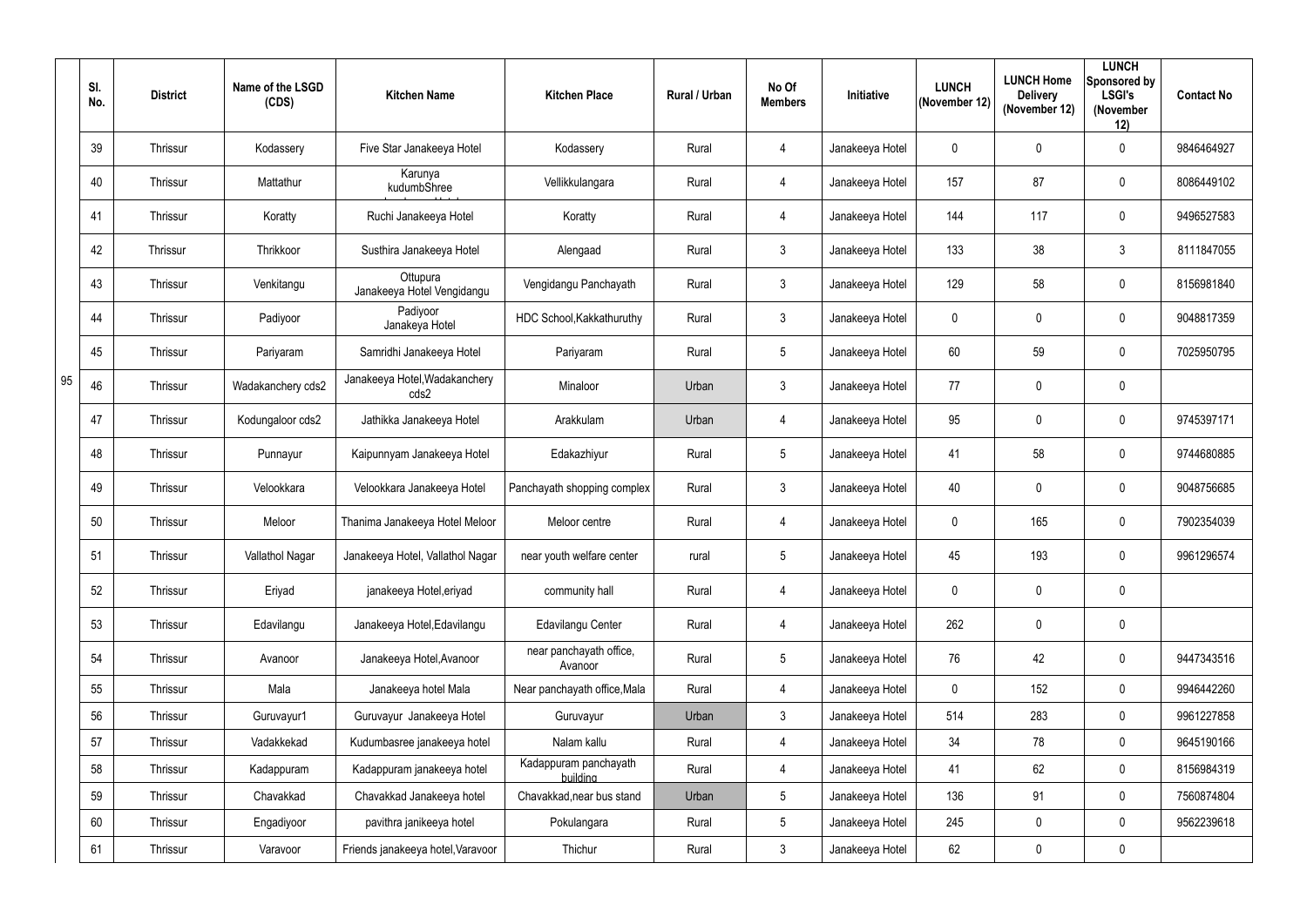| | Sl. No. | District | Name of the LSGD (CDS) | Kitchen Name | Kitchen Place | Rural / Urban | No Of Members | Initiative | LUNCH (November 12) | LUNCH Home Delivery (November 12) | LUNCH Sponsored by LSGI's (November 12) | Contact No |
|---|---|---|---|---|---|---|---|---|---|---|---|---|
| 95 | 39 | Thrissur | Kodassery | Five Star Janakeeya Hotel | Kodassery | Rural | 4 | Janakeeya Hotel | 0 | 0 | 0 | 9846464927 |
| | 40 | Thrissur | Mattathur | Karunya kudumbShree | Vellikkulangara | Rural | 4 | Janakeeya Hotel | 157 | 87 | 0 | 8086449102 |
| | 41 | Thrissur | Koratty | Ruchi Janakeeya Hotel | Koratty | Rural | 4 | Janakeeya Hotel | 144 | 117 | 0 | 9496527583 |
| | 42 | Thrissur | Thrikkoor | Susthira Janakeeya Hotel | Alengaad | Rural | 3 | Janakeeya Hotel | 133 | 38 | 3 | 8111847055 |
| | 43 | Thrissur | Venkitangu | Ottupura Janakeeya Hotel Vengidangu | Vengidangu Panchayath | Rural | 3 | Janakeeya Hotel | 129 | 58 | 0 | 8156981840 |
| | 44 | Thrissur | Padiyoor | Padiyoor Janakeya Hotel | HDC School,Kakkathuruthy | Rural | 3 | Janakeeya Hotel | 0 | 0 | 0 | 9048817359 |
| | 45 | Thrissur | Pariyaram | Samridhi Janakeeya Hotel | Pariyaram | Rural | 5 | Janakeeya Hotel | 60 | 59 | 0 | 7025950795 |
| | 46 | Thrissur | Wadakanchery cds2 | Janakeeya Hotel,Wadakanchery cds2 | Minaloor | Urban | 3 | Janakeeya Hotel | 77 | 0 | 0 | |
| | 47 | Thrissur | Kodungaloor cds2 | Jathikka Janakeeya Hotel | Arakkulam | Urban | 4 | Janakeeya Hotel | 95 | 0 | 0 | 9745397171 |
| | 48 | Thrissur | Punnayur | Kaipunnyam Janakeeya Hotel | Edakazhiyur | Rural | 5 | Janakeeya Hotel | 41 | 58 | 0 | 9744680885 |
| | 49 | Thrissur | Velookkara | Velookkara Janakeeya Hotel | Panchayath shopping complex | Rural | 3 | Janakeeya Hotel | 40 | 0 | 0 | 9048756685 |
| | 50 | Thrissur | Meloor | Thanima Janakeeya Hotel Meloor | Meloor centre | Rural | 4 | Janakeeya Hotel | 0 | 165 | 0 | 7902354039 |
| | 51 | Thrissur | Vallathol Nagar | Janakeeya Hotel, Vallathol Nagar | near youth welfare center | rural | 5 | Janakeeya Hotel | 45 | 193 | 0 | 9961296574 |
| | 52 | Thrissur | Eriyad | janakeeya Hotel,eriyad | community hall | Rural | 4 | Janakeeya Hotel | 0 | 0 | 0 | |
| | 53 | Thrissur | Edavilangu | Janakeeya Hotel,Edavilangu | Edavilangu Center | Rural | 4 | Janakeeya Hotel | 262 | 0 | 0 | |
| | 54 | Thrissur | Avanoor | Janakeeya Hotel,Avanoor | near panchayath office, Avanoor | Rural | 5 | Janakeeya Hotel | 76 | 42 | 0 | 9447343516 |
| | 55 | Thrissur | Mala | Janakeeya hotel Mala | Near panchayath office,Mala | Rural | 4 | Janakeeya Hotel | 0 | 152 | 0 | 9946442260 |
| | 56 | Thrissur | Guruvayur1 | Guruvayur Janakeeya Hotel | Guruvayur | Urban | 3 | Janakeeya Hotel | 514 | 283 | 0 | 9961227858 |
| | 57 | Thrissur | Vadakkekad | Kudumbasree janakeeya hotel | Nalam kallu | Rural | 4 | Janakeeya Hotel | 34 | 78 | 0 | 9645190166 |
| | 58 | Thrissur | Kadappuram | Kadappuram janakeeya hotel | Kadappuram panchayath building | Rural | 4 | Janakeeya Hotel | 41 | 62 | 0 | 8156984319 |
| | 59 | Thrissur | Chavakkad | Chavakkad Janakeeya hotel | Chavakkad,near bus stand | Urban | 5 | Janakeeya Hotel | 136 | 91 | 0 | 7560874804 |
| | 60 | Thrissur | Engadiyoor | pavithra janikeeya hotel | Pokulangara | Rural | 5 | Janakeeya Hotel | 245 | 0 | 0 | 9562239618 |
| | 61 | Thrissur | Varavoor | Friends janakeeya hotel,Varavoor | Thichur | Rural | 3 | Janakeeya Hotel | 62 | 0 | 0 | |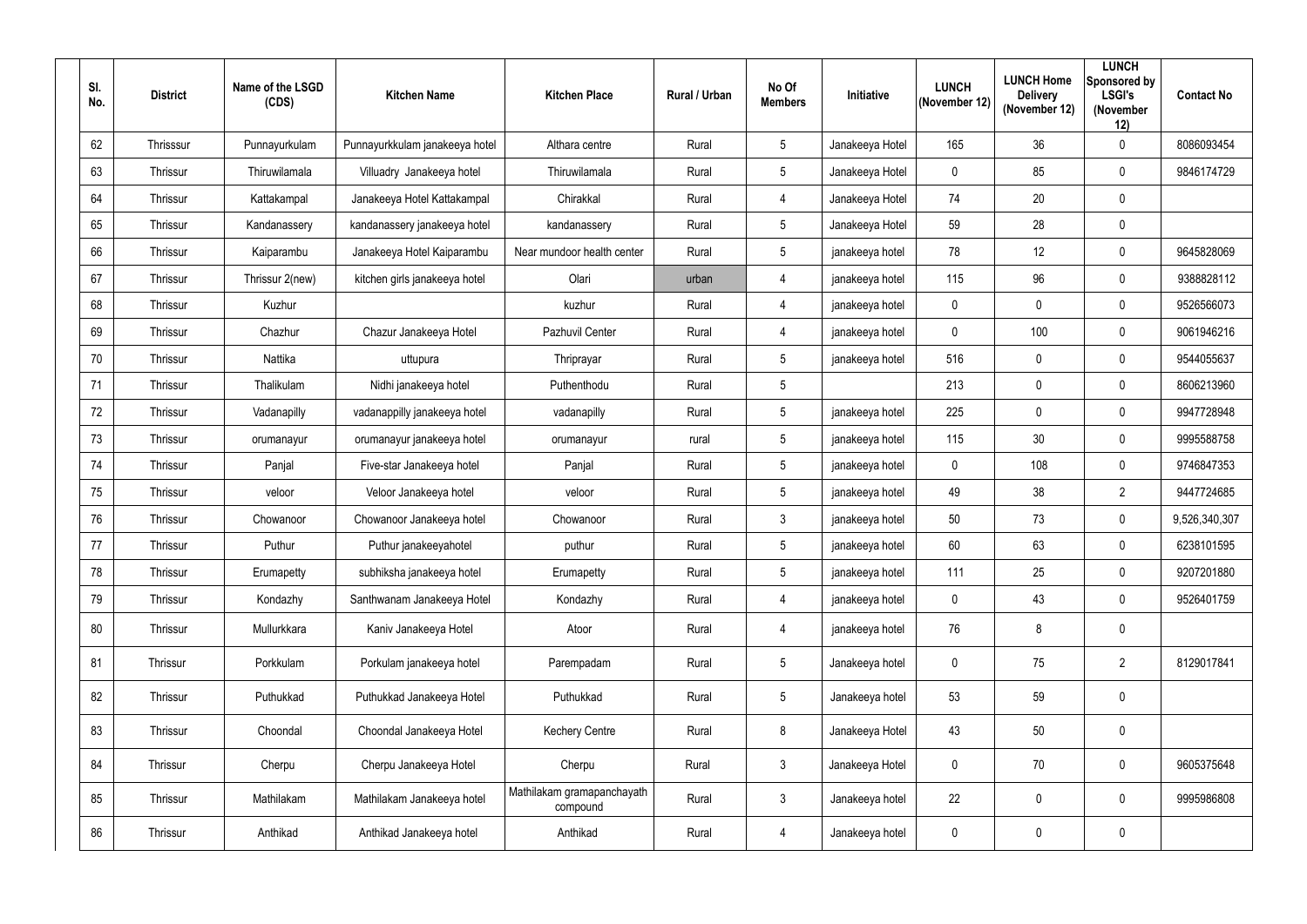| Sl. No. | District | Name of the LSGD (CDS) | Kitchen Name | Kitchen Place | Rural / Urban | No Of Members | Initiative | LUNCH (November 12) | LUNCH Home Delivery (November 12) | LUNCH Sponsored by LSGI's (November 12) | Contact No |
|---|---|---|---|---|---|---|---|---|---|---|---|
| 62 | Thrisssur | Punnayurkulam | Punnayurkkulam janakeeya hotel | Althara centre | Rural | 5 | Janakeeya Hotel | 165 | 36 | 0 | 8086093454 |
| 63 | Thrissur | Thiruwilamala | Villuadry Janakeeya hotel | Thiruwilamala | Rural | 5 | Janakeeya Hotel | 0 | 85 | 0 | 9846174729 |
| 64 | Thrissur | Kattakampal | Janakeeya Hotel Kattakampal | Chirakkal | Rural | 4 | Janakeeya Hotel | 74 | 20 | 0 | |
| 65 | Thrissur | Kandanassery | kandanassery janakeeya hotel | kandanassery | Rural | 5 | Janakeeya Hotel | 59 | 28 | 0 | |
| 66 | Thrissur | Kaiparambu | Janakeeya Hotel Kaiparambu | Near mundoor health center | Rural | 5 | janakeeya hotel | 78 | 12 | 0 | 9645828069 |
| 67 | Thrissur | Thrissur 2(new) | kitchen girls janakeeya hotel | Olari | urban | 4 | janakeeya hotel | 115 | 96 | 0 | 9388828112 |
| 68 | Thrissur | Kuzhur | | kuzhur | Rural | 4 | janakeeya hotel | 0 | 0 | 0 | 9526566073 |
| 69 | Thrissur | Chazhur | Chazur Janakeeya Hotel | Pazhuvil Center | Rural | 4 | janakeeya hotel | 0 | 100 | 0 | 9061946216 |
| 70 | Thrissur | Nattika | uttupura | Thriprayar | Rural | 5 | janakeeya hotel | 516 | 0 | 0 | 9544055637 |
| 71 | Thrissur | Thalikulam | Nidhi janakeeya hotel | Puthenthodu | Rural | 5 | | 213 | 0 | 0 | 8606213960 |
| 72 | Thrissur | Vadanapilly | vadanappilly janakeeya hotel | vadanapilly | Rural | 5 | janakeeya hotel | 225 | 0 | 0 | 9947728948 |
| 73 | Thrissur | orumanayur | orumanayur janakeeya hotel | orumanayur | rural | 5 | janakeeya hotel | 115 | 30 | 0 | 9995588758 |
| 74 | Thrissur | Panjal | Five-star Janakeeya hotel | Panjal | Rural | 5 | janakeeya hotel | 0 | 108 | 0 | 9746847353 |
| 75 | Thrissur | veloor | Veloor Janakeeya hotel | veloor | Rural | 5 | janakeeya hotel | 49 | 38 | 2 | 9447724685 |
| 76 | Thrissur | Chowanoor | Chowanoor Janakeeya hotel | Chowanoor | Rural | 3 | janakeeya hotel | 50 | 73 | 0 | 9,526,340,307 |
| 77 | Thrissur | Puthur | Puthur janakeeyahotel | puthur | Rural | 5 | janakeeya hotel | 60 | 63 | 0 | 6238101595 |
| 78 | Thrissur | Erumapetty | subhiksha janakeeya hotel | Erumapetty | Rural | 5 | janakeeya hotel | 111 | 25 | 0 | 9207201880 |
| 79 | Thrissur | Kondazhy | Santhwanam Janakeeya Hotel | Kondazhy | Rural | 4 | janakeeya hotel | 0 | 43 | 0 | 9526401759 |
| 80 | Thrissur | Mullurkkara | Kaniv Janakeeya Hotel | Atoor | Rural | 4 | janakeeya hotel | 76 | 8 | 0 | |
| 81 | Thrissur | Porkkulam | Porkulam janakeeya hotel | Parempadam | Rural | 5 | Janakeeya hotel | 0 | 75 | 2 | 8129017841 |
| 82 | Thrissur | Puthukkad | Puthukkad Janakeeya Hotel | Puthukkad | Rural | 5 | Janakeeya hotel | 53 | 59 | 0 | |
| 83 | Thrissur | Choondal | Choondal Janakeeya Hotel | Kechery Centre | Rural | 8 | Janakeeya Hotel | 43 | 50 | 0 | |
| 84 | Thrissur | Cherpu | Cherpu Janakeeya Hotel | Cherpu | Rural | 3 | Janakeeya Hotel | 0 | 70 | 0 | 9605375648 |
| 85 | Thrissur | Mathilakam | Mathilakam Janakeeya hotel | Mathilakam gramapanchayath compound | Rural | 3 | Janakeeya hotel | 22 | 0 | 0 | 9995986808 |
| 86 | Thrissur | Anthikad | Anthikad Janakeeya hotel | Anthikad | Rural | 4 | Janakeeya hotel | 0 | 0 | 0 | |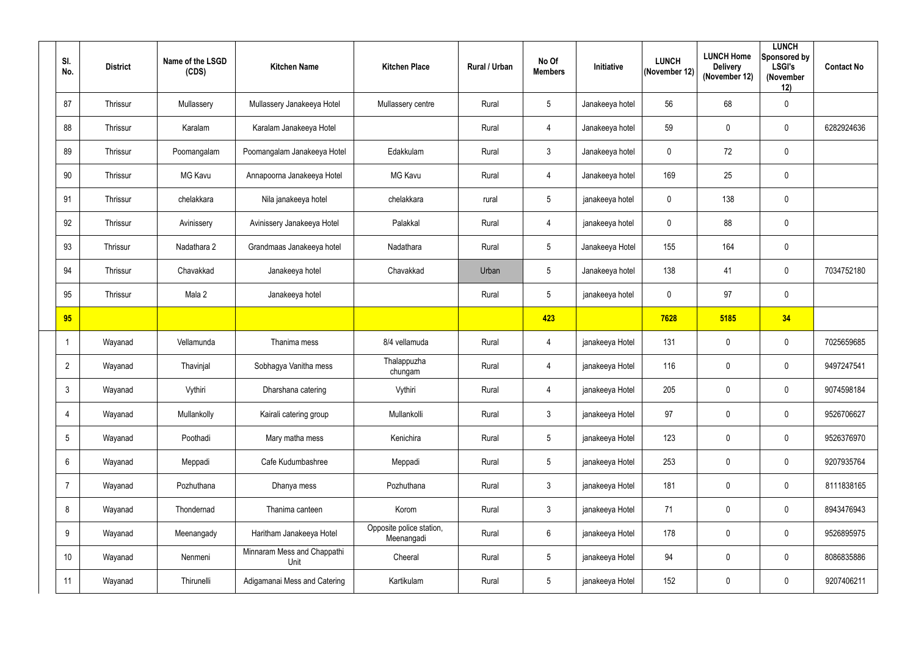| Sl. No. | District | Name of the LSGD (CDS) | Kitchen Name | Kitchen Place | Rural / Urban | No Of Members | Initiative | LUNCH (November 12) | LUNCH Home Delivery (November 12) | LUNCH Sponsored by LSGI's (November 12) | Contact No |
|---|---|---|---|---|---|---|---|---|---|---|---|
| 87 | Thrissur | Mullassery | Mullassery Janakeeya Hotel | Mullassery centre | Rural | 5 | Janakeeya hotel | 56 | 68 | 0 | |
| 88 | Thrissur | Karalam | Karalam Janakeeya Hotel | | Rural | 4 | Janakeeya hotel | 59 | 0 | 0 | 6282924636 |
| 89 | Thrissur | Poomangalam | Poomangalam Janakeeya Hotel | Edakkulam | Rural | 3 | Janakeeya hotel | 0 | 72 | 0 | |
| 90 | Thrissur | MG Kavu | Annapoorna Janakeeya Hotel | MG Kavu | Rural | 4 | Janakeeya hotel | 169 | 25 | 0 | |
| 91 | Thrissur | chelakkara | Nila janakeeya hotel | chelakkara | rural | 5 | janakeeya hotel | 0 | 138 | 0 | |
| 92 | Thrissur | Avinissery | Avinissery Janakeeya Hotel | Palakkal | Rural | 4 | janakeeya hotel | 0 | 88 | 0 | |
| 93 | Thrissur | Nadathara 2 | Grandmaas Janakeeya hotel | Nadathara | Rural | 5 | Janakeeya Hotel | 155 | 164 | 0 | |
| 94 | Thrissur | Chavakkad | Janakeeya hotel | Chavakkad | Urban | 5 | Janakeeya hotel | 138 | 41 | 0 | 7034752180 |
| 95 | Thrissur | Mala 2 | Janakeeya hotel | | Rural | 5 | janakeeya hotel | 0 | 97 | 0 | |
| **95** | | | | | | **423** | | **7628** | **5185** | **34** | |
| 1 | Wayanad | Vellamunda | Thanima mess | 8/4 vellamuda | Rural | 4 | janakeeya Hotel | 131 | 0 | 0 | 7025659685 |
| 2 | Wayanad | Thavinjal | Sobhagya Vanitha mess | Thalappuzha chungam | Rural | 4 | janakeeya Hotel | 116 | 0 | 0 | 9497247541 |
| 3 | Wayanad | Vythiri | Dharshana catering | Vythiri | Rural | 4 | janakeeya Hotel | 205 | 0 | 0 | 9074598184 |
| 4 | Wayanad | Mullankolly | Kairali catering group | Mullankolli | Rural | 3 | janakeeya Hotel | 97 | 0 | 0 | 9526706627 |
| 5 | Wayanad | Poothadi | Mary matha mess | Kenichira | Rural | 5 | janakeeya Hotel | 123 | 0 | 0 | 9526376970 |
| 6 | Wayanad | Meppadi | Cafe Kudumbashree | Meppadi | Rural | 5 | janakeeya Hotel | 253 | 0 | 0 | 9207935764 |
| 7 | Wayanad | Pozhuthana | Dhanya mess | Pozhuthana | Rural | 3 | janakeeya Hotel | 181 | 0 | 0 | 8111838165 |
| 8 | Wayanad | Thondernad | Thanima canteen | Korom | Rural | 3 | janakeeya Hotel | 71 | 0 | 0 | 8943476943 |
| 9 | Wayanad | Meenangady | Haritham Janakeeya Hotel | Opposite police station, Meenangadi | Rural | 6 | janakeeya Hotel | 178 | 0 | 0 | 9526895975 |
| 10 | Wayanad | Nenmeni | Minnaram Mess and Chappathi Unit | Cheeral | Rural | 5 | janakeeya Hotel | 94 | 0 | 0 | 8086835886 |
| 11 | Wayanad | Thirunelli | Adigamanai Mess and Catering | Kartikulam | Rural | 5 | janakeeya Hotel | 152 | 0 | 0 | 9207406211 |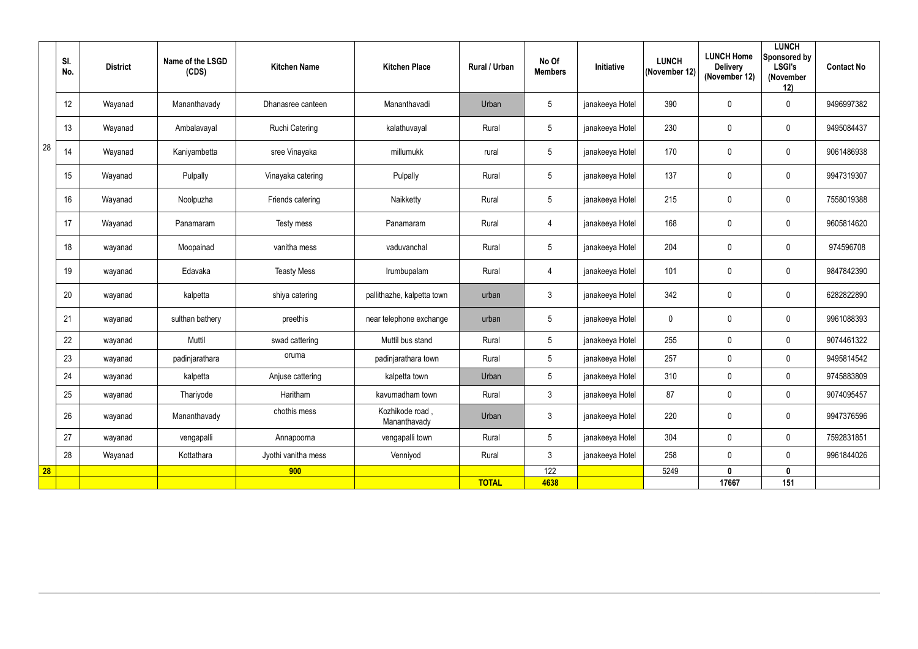| | Sl. No. | District | Name of the LSGD (CDS) | Kitchen Name | Kitchen Place | Rural / Urban | No Of Members | Initiative | LUNCH (November 12) | LUNCH Home Delivery (November 12) | LUNCH Sponsored by LSGI's (November 12) | Contact No |
|---|---|---|---|---|---|---|---|---|---|---|---|---|
| 28 | 12 | Wayanad | Mananthavady | Dhanasree canteen | Mananthavadi | Urban | 5 | janakeeya Hotel | 390 | 0 | 0 | 9496997382 |
| | 13 | Wayanad | Ambalavayal | Ruchi Catering | kalathuvayal | Rural | 5 | janakeeya Hotel | 230 | 0 | 0 | 9495084437 |
| | 14 | Wayanad | Kaniyambetta | sree Vinayaka | millumukk | rural | 5 | janakeeya Hotel | 170 | 0 | 0 | 9061486938 |
| | 15 | Wayanad | Pulpally | Vinayaka catering | Pulpally | Rural | 5 | janakeeya Hotel | 137 | 0 | 0 | 9947319307 |
| | 16 | Wayanad | Noolpuzha | Friends catering | Naikketty | Rural | 5 | janakeeya Hotel | 215 | 0 | 0 | 7558019388 |
| | 17 | Wayanad | Panamaram | Testy mess | Panamaram | Rural | 4 | janakeeya Hotel | 168 | 0 | 0 | 9605814620 |
| | 18 | wayanad | Moopainad | vanitha mess | vaduvanchal | Rural | 5 | janakeeya Hotel | 204 | 0 | 0 | 974596708 |
| | 19 | wayanad | Edavaka | Teasty Mess | Irumbupalam | Rural | 4 | janakeeya Hotel | 101 | 0 | 0 | 9847842390 |
| | 20 | wayanad | kalpetta | shiya catering | pallithazhe, kalpetta town | urban | 3 | janakeeya Hotel | 342 | 0 | 0 | 6282822890 |
| | 21 | wayanad | sulthan bathery | preethis | near telephone exchange | urban | 5 | janakeeya Hotel | 0 | 0 | 0 | 9961088393 |
| | 22 | wayanad | Muttil | swad cattering | Muttil bus stand | Rural | 5 | janakeeya Hotel | 255 | 0 | 0 | 9074461322 |
| | 23 | wayanad | padinjarathara | oruma | padinjarathara town | Rural | 5 | janakeeya Hotel | 257 | 0 | 0 | 9495814542 |
| | 24 | wayanad | kalpetta | Anjuse cattering | kalpetta town | Urban | 5 | janakeeya Hotel | 310 | 0 | 0 | 9745883809 |
| | 25 | wayanad | Thariyode | Haritham | kavumadham town | Rural | 3 | janakeeya Hotel | 87 | 0 | 0 | 9074095457 |
| | 26 | wayanad | Mananthavady | chothis mess | Kozhikode road , Mananthavady | Urban | 3 | janakeeya Hotel | 220 | 0 | 0 | 9947376596 |
| | 27 | wayanad | vengapalli | Annapoorna | vengapalli town | Rural | 5 | janakeeya Hotel | 304 | 0 | 0 | 7592831851 |
| | 28 | Wayanad | Kottathara | Jyothi vanitha mess | Venniyod | Rural | 3 | janakeeya Hotel | 258 | 0 | 0 | 9961844026 |
| **28** | | | | **900** | | | 122 | | 5249 | **0** | **0** | |
| | | | | | | **TOTAL** | **4638** | | | **17667** | **151** | |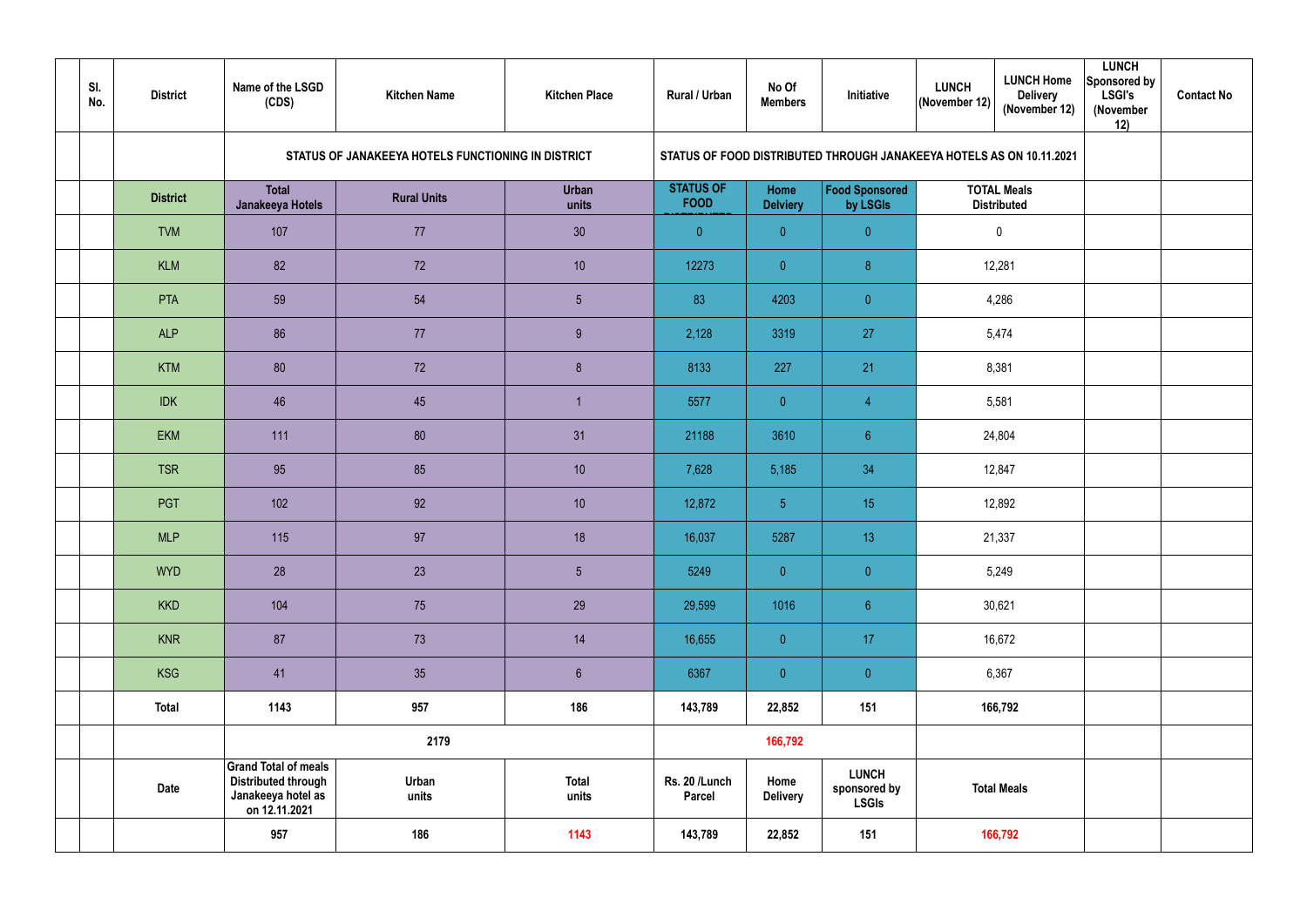| Sl. No. | District | Name of the LSGD (CDS) | Kitchen Name | Kitchen Place | Rural / Urban | No Of Members | Initiative | LUNCH (November 12) | LUNCH Home Delivery (November 12) | LUNCH Sponsored by LSGI's (November 12) | Contact No |
|---|---|---|---|---|---|---|---|---|---|---|---|
| | | STATUS OF JANAKEEYA HOTELS FUNCTIONING IN DISTRICT | | | STATUS OF FOOD DISTRIBUTED THROUGH JANAKEEYA HOTELS AS ON 10.11.2021 | | | | | | |
| | District | Total Janakeeya Hotels | Rural Units | Urban units | STATUS OF FOOD DISTRIBUTED | Home Delviery | Food Sponsored by LSGIs | TOTAL Meals Distributed | | | |
| | TVM | 107 | 77 | 30 | 0 | 0 | 0 | 0 | | | |
| | KLM | 82 | 72 | 10 | 12273 | 0 | 8 | 12,281 | | | |
| | PTA | 59 | 54 | 5 | 83 | 4203 | 0 | 4,286 | | | |
| | ALP | 86 | 77 | 9 | 2,128 | 3319 | 27 | 5,474 | | | |
| | KTM | 80 | 72 | 8 | 8133 | 227 | 21 | 8,381 | | | |
| | IDK | 46 | 45 | 1 | 5577 | 0 | 4 | 5,581 | | | |
| | EKM | 111 | 80 | 31 | 21188 | 3610 | 6 | 24,804 | | | |
| | TSR | 95 | 85 | 10 | 7,628 | 5,185 | 34 | 12,847 | | | |
| | PGT | 102 | 92 | 10 | 12,872 | 5 | 15 | 12,892 | | | |
| | MLP | 115 | 97 | 18 | 16,037 | 5287 | 13 | 21,337 | | | |
| | WYD | 28 | 23 | 5 | 5249 | 0 | 0 | 5,249 | | | |
| | KKD | 104 | 75 | 29 | 29,599 | 1016 | 6 | 30,621 | | | |
| | KNR | 87 | 73 | 14 | 16,655 | 0 | 17 | 16,672 | | | |
| | KSG | 41 | 35 | 6 | 6367 | 0 | 0 | 6,367 | | | |
| | Total | 1143 | 957 | 186 | 143,789 | 22,852 | 151 | 166,792 | | | |
| | | | 2179 | | | 166,792 | | | | | |
| | Date | Grand Total of meals Distributed through Janakeeya hotel as on 12.11.2021 | Urban units | Total units | Rs. 20 /Lunch Parcel | Home Delivery | LUNCH sponsored by LSGIs | Total Meals | | | |
| | | 957 | 186 | 1143 | 143,789 | 22,852 | 151 | 166,792 | | | |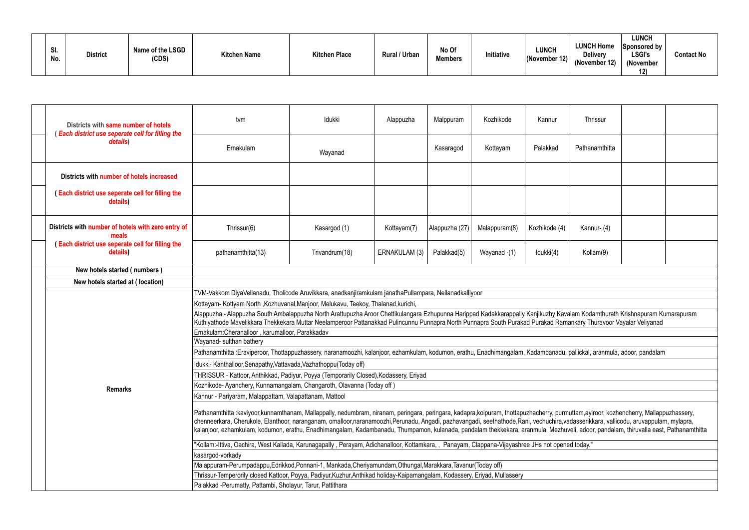| Sl. No. | District | Name of the LSGD (CDS) | Kitchen Name | Kitchen Place | Rural / Urban | No Of Members | Initiative | LUNCH (November 12) | LUNCH Home Delivery (November 12) | LUNCH Sponsored by LSGI's (November 12) | Contact No |
|---|---|---|---|---|---|---|---|---|---|---|---|

| | | | | | | | | | | |
|---|---|---|---|---|---|---|---|---|---|---|
| | Districts with same number of hotels ( *Each district use seperate cell for filling the details*) | tvm | Idukki | Alappuzha | Malppuram | Kozhikode | Kannur | Thrissur | | |
| | | Ernakulam | Wayanad | | Kasaragod | Kottayam | Palakkad | Pathanamthitta | | |
| | Districts with number of hotels increased | | | | | | | | | |
| | ( Each district use seperate cell for filling the details) | | | | | | | | | |
| | Districts with number of hotels with zero entry of meals ( Each district use seperate cell for filling the details) | Thrissur(6) | Kasargod (1) | Kottayam(7) | Alappuzha (27) | Malappuram(8) | Kozhikode (4) | Kannur- (4) | | |
| | | pathanamthitta(13) | Trivandrum(18) | ERNAKULAM (3) | Palakkad(5) | Wayanad -(1) | Idukki(4) | Kollam(9) | | |
| | New hotels started ( numbers ) | | | | | | | | | |
| | New hotels started at ( location) | | | | | | | | | |
| | Remarks | TVM-Vakkom DiyaVellanadu, Tholicode Aruvikkara, anadkanjiramkulam janathaPullampara, Nellanadkalliyoor | | | | | | | | |
| | | Kottayam- Kottyam North ,Kozhuvanal,Manjoor, Melukavu, Teekoy, Thalanad,kurichi, | | | | | | | | |
| | | Alappuzha - Alappuzha South Ambalappuzha North Arattupuzha Aroor Chettikulangara Ezhupunna Harippad Kadakkarappally Kanjikuzhy Kavalam Kodamthurath Krishnapuram Kumarapuram Kuthiyathode Mavelikkara Thekkekara Muttar Neelamperoor Pattanakkad Pulincunnu Punnapra North Punnapra South Purakad Purakad Ramankary Thuravoor Vayalar Veliyanad | | | | | | | | |
| | | Ernakulam:Cheranalloor , karumalloor, Parakkadav | | | | | | | | |
| | | Wayanad- sulthan bathery | | | | | | | | |
| | | Pathanamthitta :Eraviperoor, Thottappuzhassery, naranamoozhi, kalanjoor, ezhamkulam, kodumon, erathu, Enadhimangalam, Kadambanadu, pallickal, aranmula, adoor, pandalam | | | | | | | | |
| | | Idukki- Kanthalloor,Senapathy,Vattavada,Vazhathoppu(Today off) | | | | | | | | |
| | | THRISSUR - Kattoor, Anthikkad, Padiyur, Poyya (Temporarily Closed),Kodassery, Eriyad | | | | | | | | |
| | | Kozhikode- Ayanchery, Kunnamangalam, Changaroth, Olavanna (Today off ) | | | | | | | | |
| | | Kannur - Pariyaram, Malappattam, Valapattanam, Mattool | | | | | | | | |
| | | Pathanamthitta :kaviyoor,kunnamthanam, Mallappally, nedumbram, niranam, peringara, peringara, kadapra,koipuram, thottapuzhacherry, purmuttam,ayiroor, kozhencherry, Mallappuzhassery, chenneerkara, Cherukole, Elanthoor, naranganam, omalloor,naranamoozhi,Perunadu, Angadi, pazhavangadi, seethathode,Rani, vechuchira,vadasserikkara, vallicodu, aruvappulam, mylapra, kalanjoor, ezhamkulam, kodumon, erathu, Enadhimangalam, Kadambanadu, Thumpamon, kulanada, pandalam thekkekara, aranmula, Mezhuveli, adoor, pandalam, thiruvalla east, Pathanamthitta | | | | | | | | |
| | | "Kollam:-Ittiva, Oachira, West Kallada, Karunagapally , Perayam, Adichanalloor, Kottamkara, , Panayam, Clappana-Vijayashree JHs not opened today." | | | | | | | | |
| | | kasargod-vorkady | | | | | | | | |
| | | Malappuram-Perumpadappu,Edrikkod,Ponnani-1, Mankada,Cheriyamundam,Othungal,Marakkara,Tavanur(Today off) | | | | | | | | |
| | | Thrissur-Temperorily closed Kattoor, Poyya, Padiyur,Kuzhur,Anthikad holiday-Kaipamangalam, Kodassery, Eriyad, Mullassery | | | | | | | | |
| | | Palakkad -Perumatty, Pattambi, Sholayur, Tarur, Pattithara | | | | | | | | |